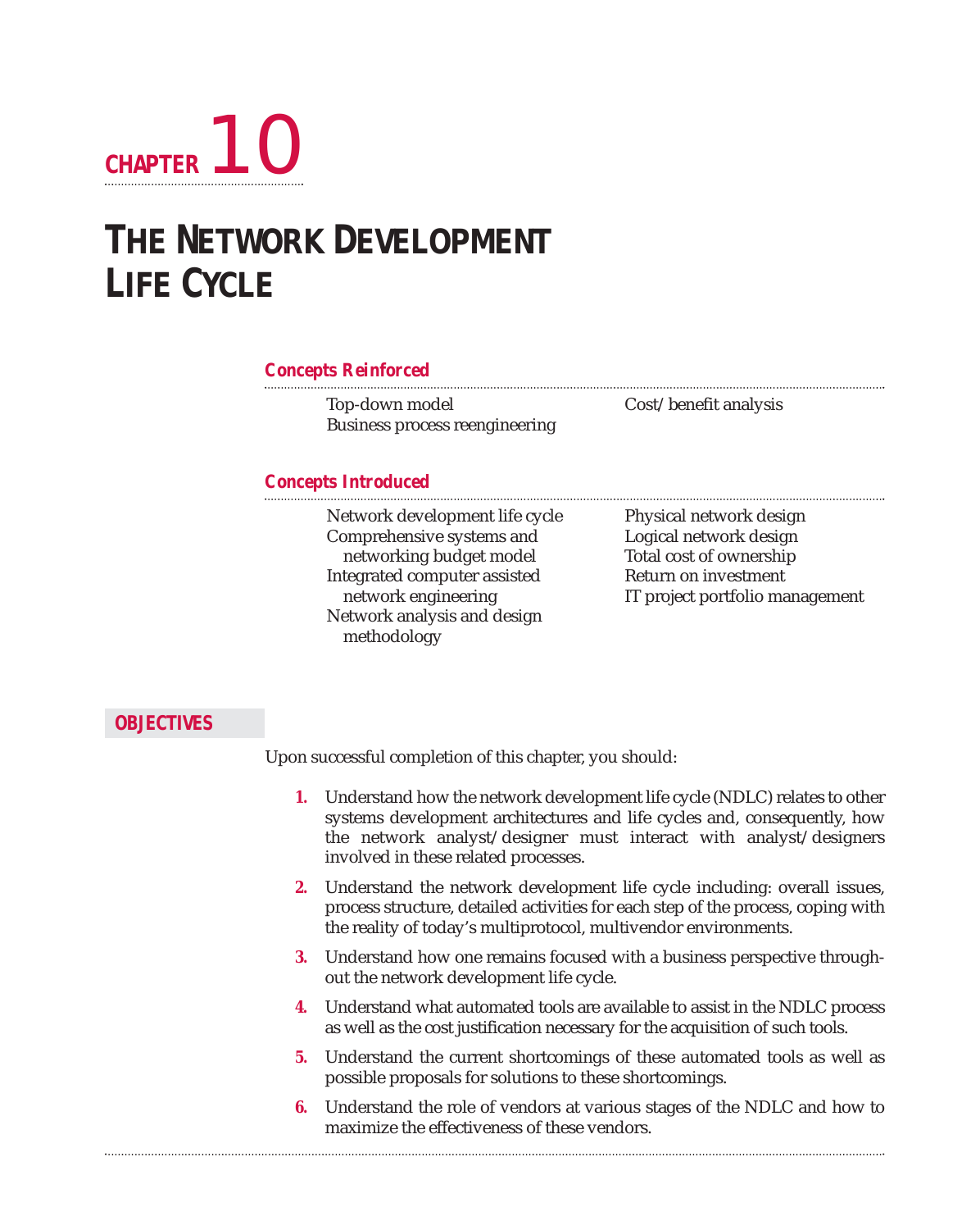# CHAPTER 10

# THE NETWORK DEVELOPMENT LIFE CYCLE

## Concepts Reinforced

- Top-down model
- Business process reengineering
- Cost/benefit analysis

## Concepts Introduced

- Network development life cycle
- Comprehensive systems and networking budget model
- Integrated computer assisted network engineering
- Network analysis and design methodology
- Physical network design
- Logical network design
- Total cost of ownership
- Return on investment
- IT project portfolio management

## OBJECTIVES

Upon successful completion of this chapter, you should:

1. Understand how the network development life cycle (NDLC) relates to other systems development architectures and life cycles and, consequently, how the network analyst/designer must interact with analyst/designers involved in these related processes.
2. Understand the network development life cycle including: overall issues, process structure, detailed activities for each step of the process, coping with the reality of today's multiprotocol, multivendor environments.
3. Understand how one remains focused with a business perspective throughout the network development life cycle.
4. Understand what automated tools are available to assist in the NDLC process as well as the cost justification necessary for the acquisition of such tools.
5. Understand the current shortcomings of these automated tools as well as possible proposals for solutions to these shortcomings.
6. Understand the role of vendors at various stages of the NDLC and how to maximize the effectiveness of these vendors.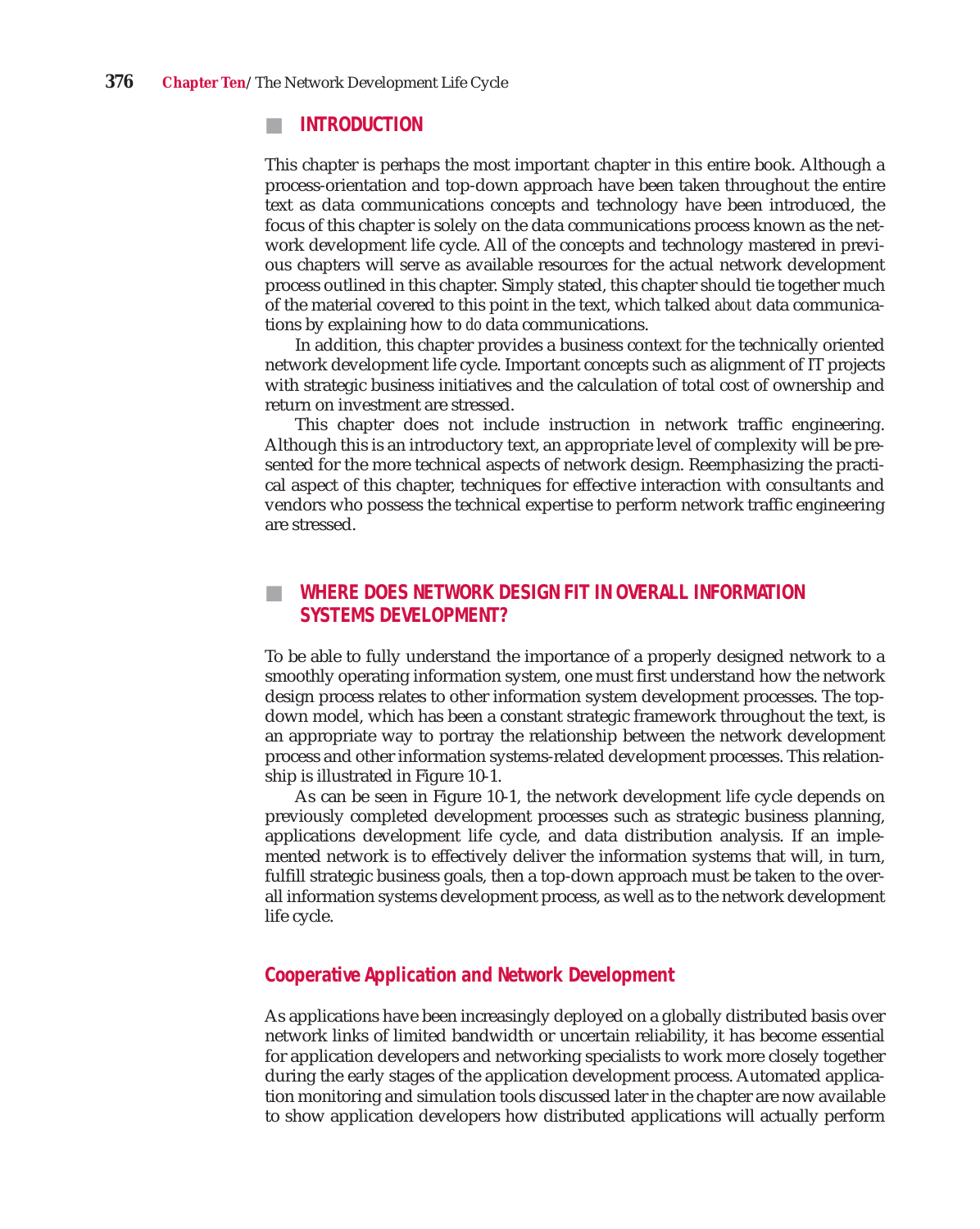## INTRODUCTION

This chapter is perhaps the most important chapter in this entire book. Although a process-orientation and top-down approach have been taken throughout the entire text as data communications concepts and technology have been introduced, the focus of this chapter is solely on the data communications process known as the network development life cycle. All of the concepts and technology mastered in previous chapters will serve as available resources for the actual network development process outlined in this chapter. Simply stated, this chapter should tie together much of the material covered to this point in the text, which talked *about* data communications by explaining how to *do* data communications.

In addition, this chapter provides a business context for the technically oriented network development life cycle. Important concepts such as alignment of IT projects with strategic business initiatives and the calculation of total cost of ownership and return on investment are stressed.

This chapter does not include instruction in network traffic engineering. Although this is an introductory text, an appropriate level of complexity will be presented for the more technical aspects of network design. Reemphasizing the practical aspect of this chapter, techniques for effective interaction with consultants and vendors who possess the technical expertise to perform network traffic engineering are stressed.

## WHERE DOES NETWORK DESIGN FIT IN OVERALL INFORMATION SYSTEMS DEVELOPMENT?

To be able to fully understand the importance of a properly designed network to a smoothly operating information system, one must first understand how the network design process relates to other information system development processes. The top-down model, which has been a constant strategic framework throughout the text, is an appropriate way to portray the relationship between the network development process and other information systems-related development processes. This relationship is illustrated in Figure 10-1.

As can be seen in Figure 10-1, the network development life cycle depends on previously completed development processes such as strategic business planning, applications development life cycle, and data distribution analysis. If an implemented network is to effectively deliver the information systems that will, in turn, fulfill strategic business goals, then a top-down approach must be taken to the overall information systems development process, as well as to the network development life cycle.

### Cooperative Application and Network Development

As applications have been increasingly deployed on a globally distributed basis over network links of limited bandwidth or uncertain reliability, it has become essential for application developers and networking specialists to work more closely together during the early stages of the application development process. Automated application monitoring and simulation tools discussed later in the chapter are now available to show application developers how distributed applications will actually perform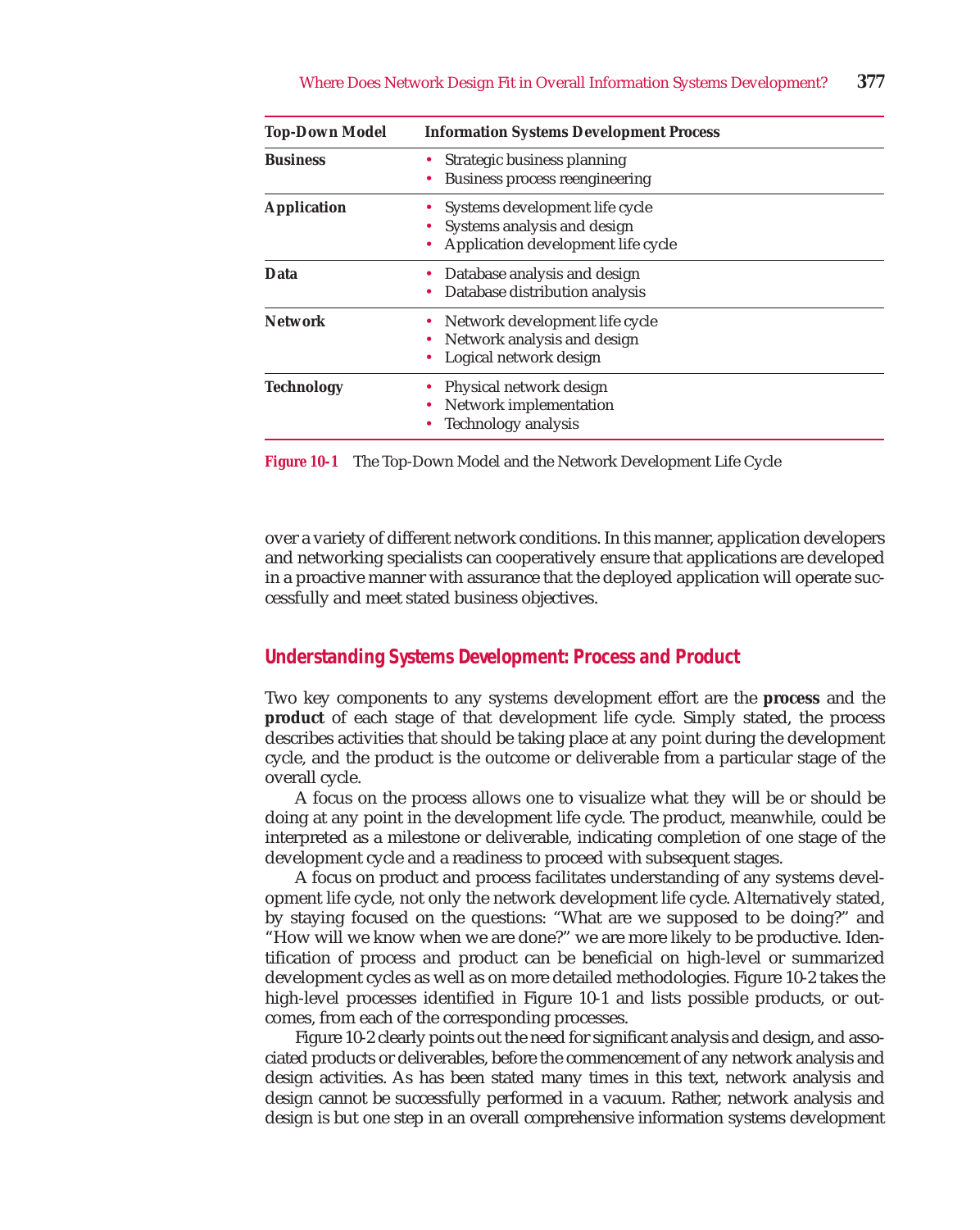| Top-Down Model | Information Systems Development Process |
|---|---|
| **Business** | • Strategic business planning<br>• Business process reengineering |
| **Application** | • Systems development life cycle<br>• Systems analysis and design<br>• Application development life cycle |
| **Data** | • Database analysis and design<br>• Database distribution analysis |
| **Network** | • Network development life cycle<br>• Network analysis and design<br>• Logical network design |
| **Technology** | • Physical network design<br>• Network implementation<br>• Technology analysis |

**Figure 10-1** The Top-Down Model and the Network Development Life Cycle

over a variety of different network conditions. In this manner, application developers and networking specialists can cooperatively ensure that applications are developed in a proactive manner with assurance that the deployed application will operate successfully and meet stated business objectives.

## Understanding Systems Development: Process and Product

Two key components to any systems development effort are the **process** and the **product** of each stage of that development life cycle. Simply stated, the process describes activities that should be taking place at any point during the development cycle, and the product is the outcome or deliverable from a particular stage of the overall cycle.

A focus on the process allows one to visualize what they will be or should be doing at any point in the development life cycle. The product, meanwhile, could be interpreted as a milestone or deliverable, indicating completion of one stage of the development cycle and a readiness to proceed with subsequent stages.

A focus on product and process facilitates understanding of any systems development life cycle, not only the network development life cycle. Alternatively stated, by staying focused on the questions: "What are we supposed to be doing?" and "How will we know when we are done?" we are more likely to be productive. Identification of process and product can be beneficial on high-level or summarized development cycles as well as on more detailed methodologies. Figure 10-2 takes the high-level processes identified in Figure 10-1 and lists possible products, or outcomes, from each of the corresponding processes.

Figure 10-2 clearly points out the need for significant analysis and design, and associated products or deliverables, before the commencement of any network analysis and design activities. As has been stated many times in this text, network analysis and design cannot be successfully performed in a vacuum. Rather, network analysis and design is but one step in an overall comprehensive information systems development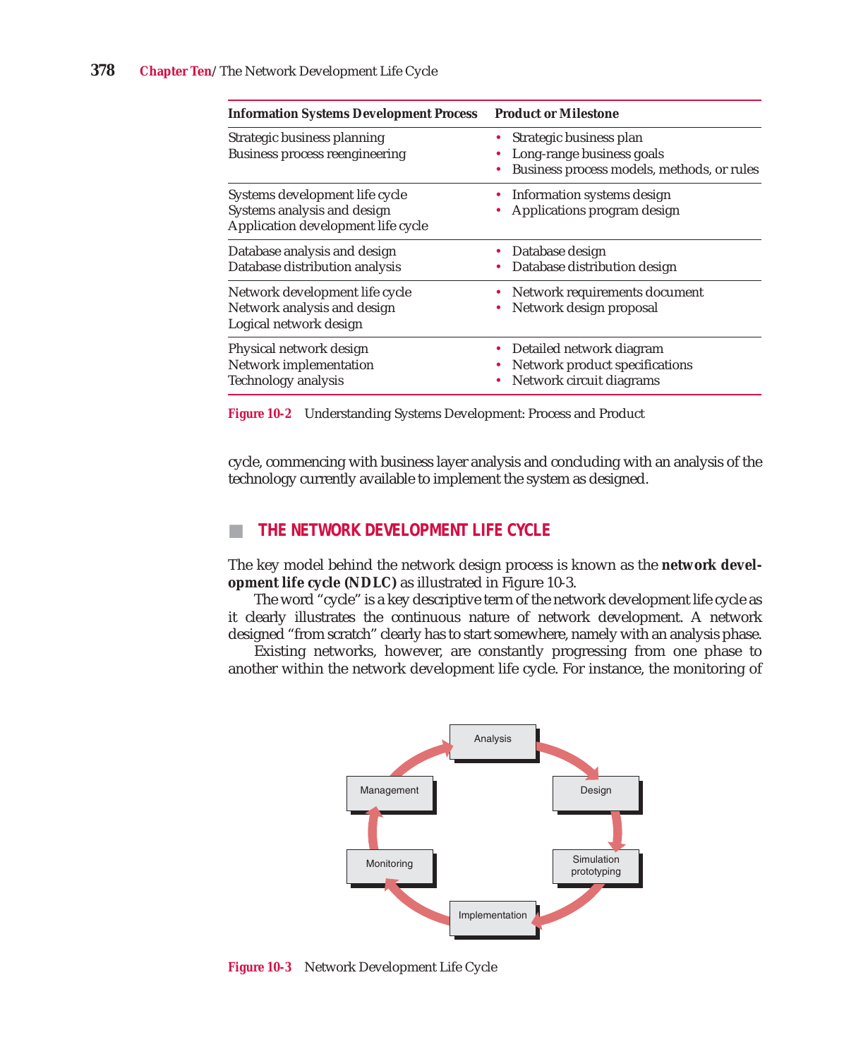| Information Systems Development Process | Product or Milestone |
|---|---|
| Strategic business planning<br>Business process reengineering | • Strategic business plan<br>• Long-range business goals<br>• Business process models, methods, or rules |
| Systems development life cycle<br>Systems analysis and design<br>Application development life cycle | • Information systems design<br>• Applications program design |
| Database analysis and design<br>Database distribution analysis | • Database design<br>• Database distribution design |
| Network development life cycle<br>Network analysis and design<br>Logical network design | • Network requirements document<br>• Network design proposal |
| Physical network design<br>Network implementation<br>Technology analysis | • Detailed network diagram<br>• Network product specifications<br>• Network circuit diagrams |

**Figure 10-2** Understanding Systems Development: Process and Product

cycle, commencing with business layer analysis and concluding with an analysis of the technology currently available to implement the system as designed.

## THE NETWORK DEVELOPMENT LIFE CYCLE

The key model behind the network design process is known as the **network development life cycle (NDLC)** as illustrated in Figure 10-3.

The word "cycle" is a key descriptive term of the network development life cycle as it clearly illustrates the continuous nature of network development. A network designed "from scratch" clearly has to start somewhere, namely with an analysis phase.

Existing networks, however, are constantly progressing from one phase to another within the network development life cycle. For instance, the monitoring of

**Figure 10-3** Network Development Life Cycle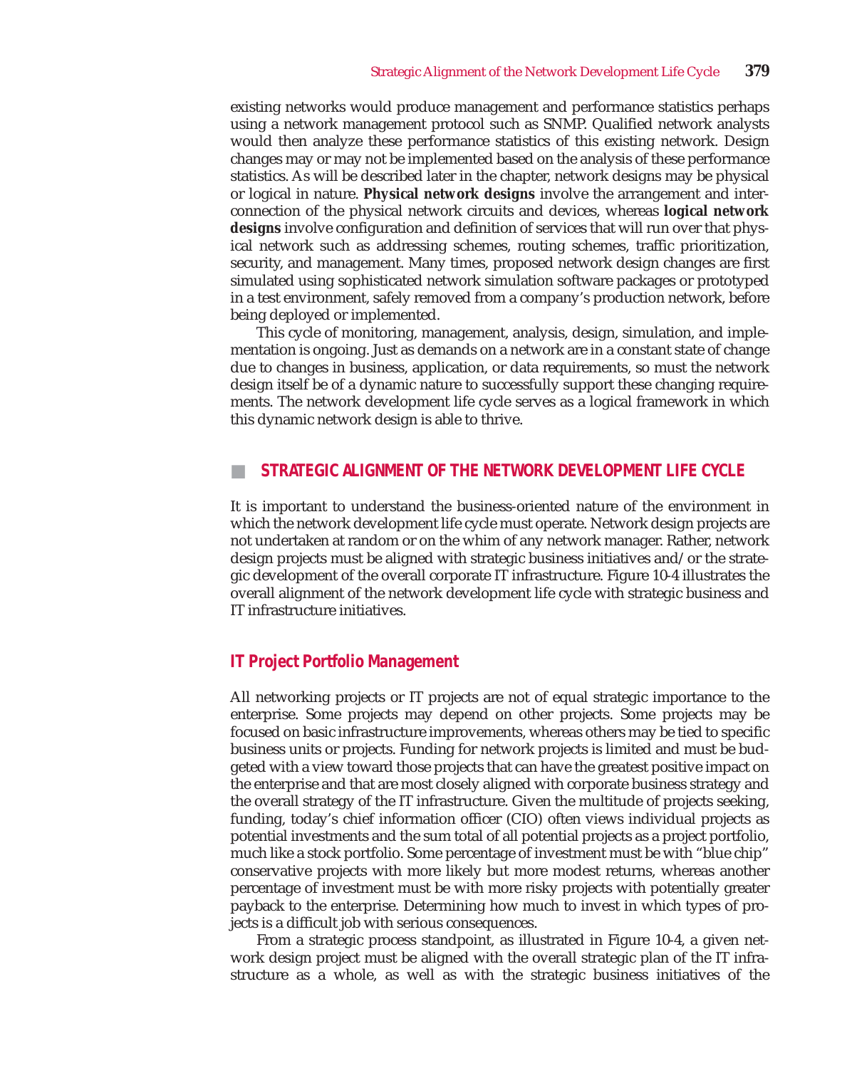existing networks would produce management and performance statistics perhaps using a network management protocol such as SNMP. Qualified network analysts would then analyze these performance statistics of this existing network. Design changes may or may not be implemented based on the analysis of these performance statistics. As will be described later in the chapter, network designs may be physical or logical in nature. **Physical network designs** involve the arrangement and interconnection of the physical network circuits and devices, whereas **logical network designs** involve configuration and definition of services that will run over that physical network such as addressing schemes, routing schemes, traffic prioritization, security, and management. Many times, proposed network design changes are first simulated using sophisticated network simulation software packages or prototyped in a test environment, safely removed from a company's production network, before being deployed or implemented.

This cycle of monitoring, management, analysis, design, simulation, and implementation is ongoing. Just as demands on a network are in a constant state of change due to changes in business, application, or data requirements, so must the network design itself be of a dynamic nature to successfully support these changing requirements. The network development life cycle serves as a logical framework in which this dynamic network design is able to thrive.

## STRATEGIC ALIGNMENT OF THE NETWORK DEVELOPMENT LIFE CYCLE

It is important to understand the business-oriented nature of the environment in which the network development life cycle must operate. Network design projects are not undertaken at random or on the whim of any network manager. Rather, network design projects must be aligned with strategic business initiatives and/or the strategic development of the overall corporate IT infrastructure. Figure 10-4 illustrates the overall alignment of the network development life cycle with strategic business and IT infrastructure initiatives.

### IT Project Portfolio Management

All networking projects or IT projects are not of equal strategic importance to the enterprise. Some projects may depend on other projects. Some projects may be focused on basic infrastructure improvements, whereas others may be tied to specific business units or projects. Funding for network projects is limited and must be budgeted with a view toward those projects that can have the greatest positive impact on the enterprise and that are most closely aligned with corporate business strategy and the overall strategy of the IT infrastructure. Given the multitude of projects seeking funding, today's chief information officer (CIO) often views individual projects as potential investments and the sum total of all potential projects as a project portfolio, much like a stock portfolio. Some percentage of investment must be with "blue chip" conservative projects with more likely but more modest returns, whereas another percentage of investment must be with more risky projects with potentially greater payback to the enterprise. Determining how much to invest in which types of projects is a difficult job with serious consequences.

From a strategic process standpoint, as illustrated in Figure 10-4, a given network design project must be aligned with the overall strategic plan of the IT infrastructure as a whole, as well as with the strategic business initiatives of the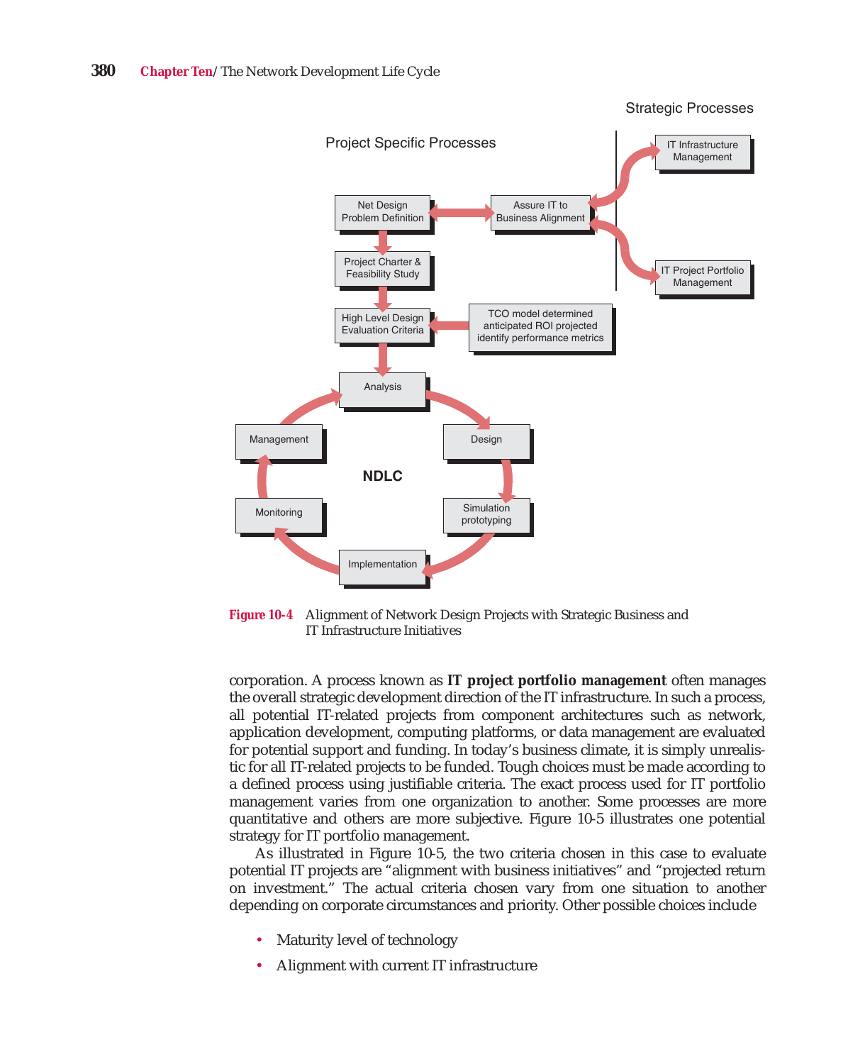**Figure 10-4** Alignment of Network Design Projects with Strategic Business and IT Infrastructure Initiatives

corporation. A process known as **IT project portfolio management** often manages the overall strategic development direction of the IT infrastructure. In such a process, all potential IT-related projects from component architectures such as network, application development, computing platforms, or data management are evaluated for potential support and funding. In today's business climate, it is simply unrealistic for all IT-related projects to be funded. Tough choices must be made according to a defined process using justifiable criteria. The exact process used for IT portfolio management varies from one organization to another. Some processes are more quantitative and others are more subjective. Figure 10-5 illustrates one potential strategy for IT portfolio management.

As illustrated in Figure 10-5, the two criteria chosen in this case to evaluate potential IT projects are "alignment with business initiatives" and "projected return on investment." The actual criteria chosen vary from one situation to another depending on corporate circumstances and priority. Other possible choices include

- Maturity level of technology
- Alignment with current IT infrastructure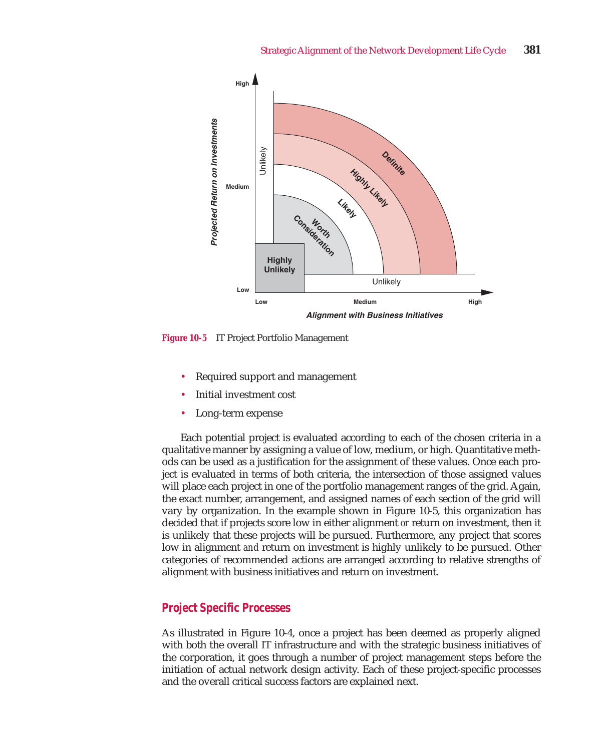Figure 10-5 IT Project Portfolio Management

- Required support and management
- Initial investment cost
- Long-term expense

Each potential project is evaluated according to each of the chosen criteria in a qualitative manner by assigning a value of low, medium, or high. Quantitative methods can be used as a justification for the assignment of these values. Once each project is evaluated in terms of both criteria, the intersection of those assigned values will place each project in one of the portfolio management ranges of the grid. Again, the exact number, arrangement, and assigned names of each section of the grid will vary by organization. In the example shown in Figure 10-5, this organization has decided that if projects score low in either alignment *or* return on investment, then it is unlikely that these projects will be pursued. Furthermore, any project that scores low in alignment *and* return on investment is highly unlikely to be pursued. Other categories of recommended actions are arranged according to relative strengths of alignment with business initiatives and return on investment.

## Project Specific Processes

As illustrated in Figure 10-4, once a project has been deemed as properly aligned with both the overall IT infrastructure and with the strategic business initiatives of the corporation, it goes through a number of project management steps before the initiation of actual network design activity. Each of these project-specific processes and the overall critical success factors are explained next.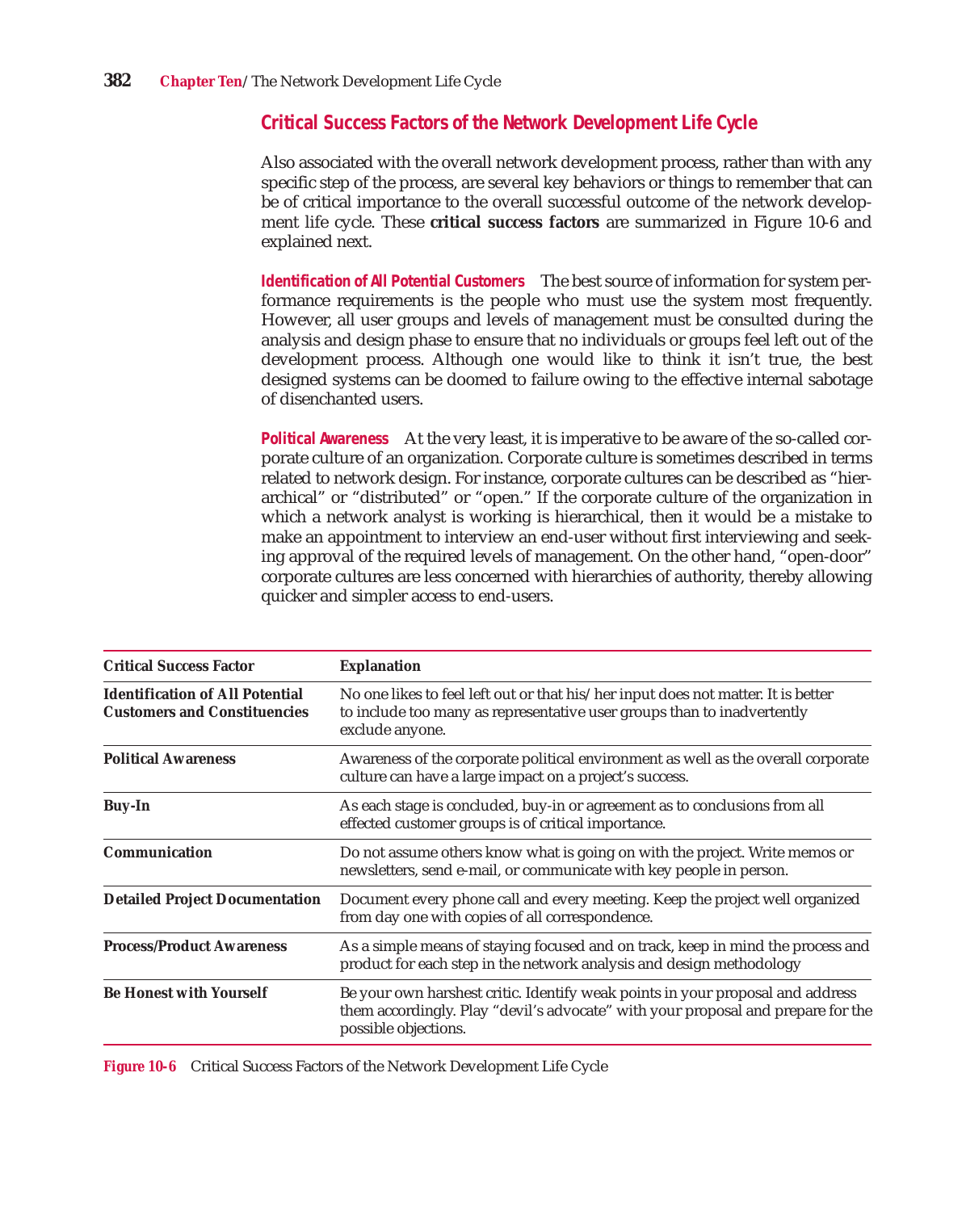## Critical Success Factors of the Network Development Life Cycle

Also associated with the overall network development process, rather than with any specific step of the process, are several key behaviors or things to remember that can be of critical importance to the overall successful outcome of the network development life cycle. These **critical success factors** are summarized in Figure 10-6 and explained next.

**Identification of All Potential Customers** The best source of information for system performance requirements is the people who must use the system most frequently. However, all user groups and levels of management must be consulted during the analysis and design phase to ensure that no individuals or groups feel left out of the development process. Although one would like to think it isn't true, the best designed systems can be doomed to failure owing to the effective internal sabotage of disenchanted users.

**Political Awareness** At the very least, it is imperative to be aware of the so-called corporate culture of an organization. Corporate culture is sometimes described in terms related to network design. For instance, corporate cultures can be described as "hierarchical" or "distributed" or "open." If the corporate culture of the organization in which a network analyst is working is hierarchical, then it would be a mistake to make an appointment to interview an end-user without first interviewing and seeking approval of the required levels of management. On the other hand, "open-door" corporate cultures are less concerned with hierarchies of authority, thereby allowing quicker and simpler access to end-users.

| Critical Success Factor | Explanation |
|---|---|
| **Identification of All Potential Customers and Constituencies** | No one likes to feel left out or that his/her input does not matter. It is better to include too many as representative user groups than to inadvertently exclude anyone. |
| **Political Awareness** | Awareness of the corporate political environment as well as the overall corporate culture can have a large impact on a project's success. |
| **Buy-In** | As each stage is concluded, buy-in or agreement as to conclusions from all effected customer groups is of critical importance. |
| **Communication** | Do not assume others know what is going on with the project. Write memos or newsletters, send e-mail, or communicate with key people in person. |
| **Detailed Project Documentation** | Document every phone call and every meeting. Keep the project well organized from day one with copies of all correspondence. |
| **Process/Product Awareness** | As a simple means of staying focused and on track, keep in mind the process and product for each step in the network analysis and design methodology |
| **Be Honest with Yourself** | Be your own harshest critic. Identify weak points in your proposal and address them accordingly. Play "devil's advocate" with your proposal and prepare for the possible objections. |

**Figure 10-6** Critical Success Factors of the Network Development Life Cycle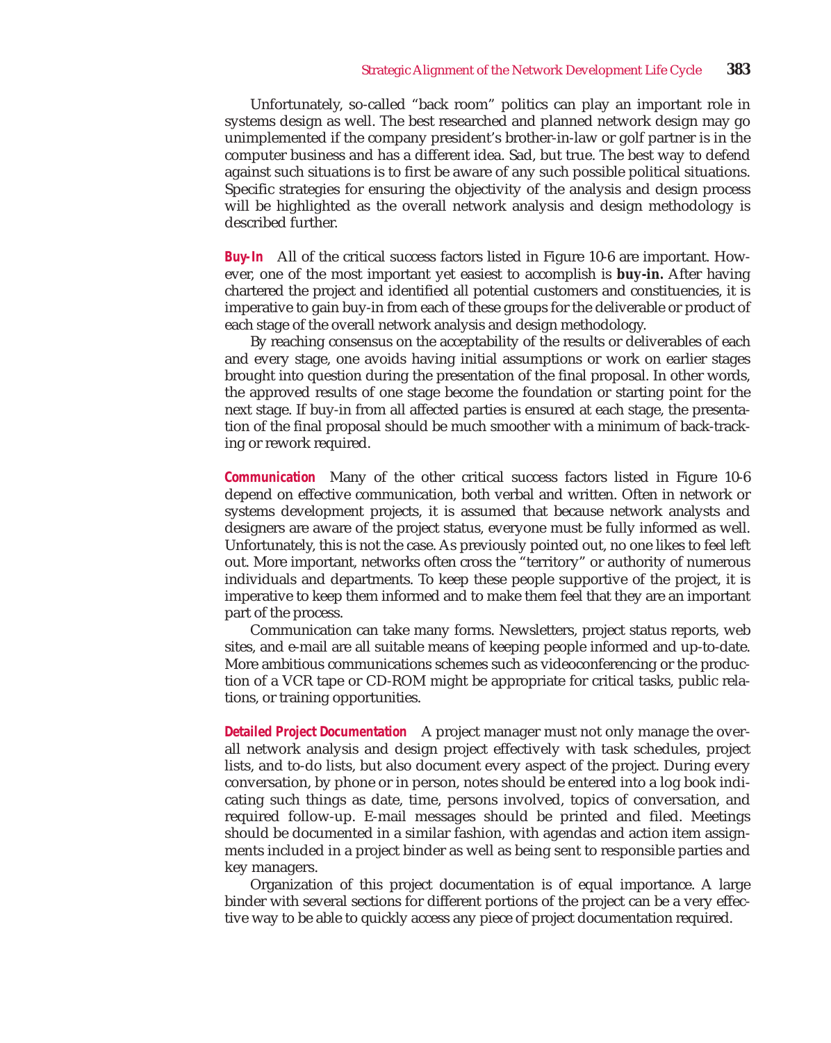Unfortunately, so-called "back room" politics can play an important role in systems design as well. The best researched and planned network design may go unimplemented if the company president's brother-in-law or golf partner is in the computer business and has a different idea. Sad, but true. The best way to defend against such situations is to first be aware of any such possible political situations. Specific strategies for ensuring the objectivity of the analysis and design process will be highlighted as the overall network analysis and design methodology is described further.

**Buy-In** All of the critical success factors listed in Figure 10-6 are important. However, one of the most important yet easiest to accomplish is **buy-in.** After having chartered the project and identified all potential customers and constituencies, it is imperative to gain buy-in from each of these groups for the deliverable or product of each stage of the overall network analysis and design methodology.

By reaching consensus on the acceptability of the results or deliverables of each and every stage, one avoids having initial assumptions or work on earlier stages brought into question during the presentation of the final proposal. In other words, the approved results of one stage become the foundation or starting point for the next stage. If buy-in from all affected parties is ensured at each stage, the presentation of the final proposal should be much smoother with a minimum of back-tracking or rework required.

**Communication** Many of the other critical success factors listed in Figure 10-6 depend on effective communication, both verbal and written. Often in network or systems development projects, it is assumed that because network analysts and designers are aware of the project status, everyone must be fully informed as well. Unfortunately, this is not the case. As previously pointed out, no one likes to feel left out. More important, networks often cross the "territory" or authority of numerous individuals and departments. To keep these people supportive of the project, it is imperative to keep them informed and to make them feel that they are an important part of the process.

Communication can take many forms. Newsletters, project status reports, web sites, and e-mail are all suitable means of keeping people informed and up-to-date. More ambitious communications schemes such as videoconferencing or the production of a VCR tape or CD-ROM might be appropriate for critical tasks, public relations, or training opportunities.

**Detailed Project Documentation** A project manager must not only manage the overall network analysis and design project effectively with task schedules, project lists, and to-do lists, but also document every aspect of the project. During every conversation, by phone or in person, notes should be entered into a log book indicating such things as date, time, persons involved, topics of conversation, and required follow-up. E-mail messages should be printed and filed. Meetings should be documented in a similar fashion, with agendas and action item assignments included in a project binder as well as being sent to responsible parties and key managers.

Organization of this project documentation is of equal importance. A large binder with several sections for different portions of the project can be a very effective way to be able to quickly access any piece of project documentation required.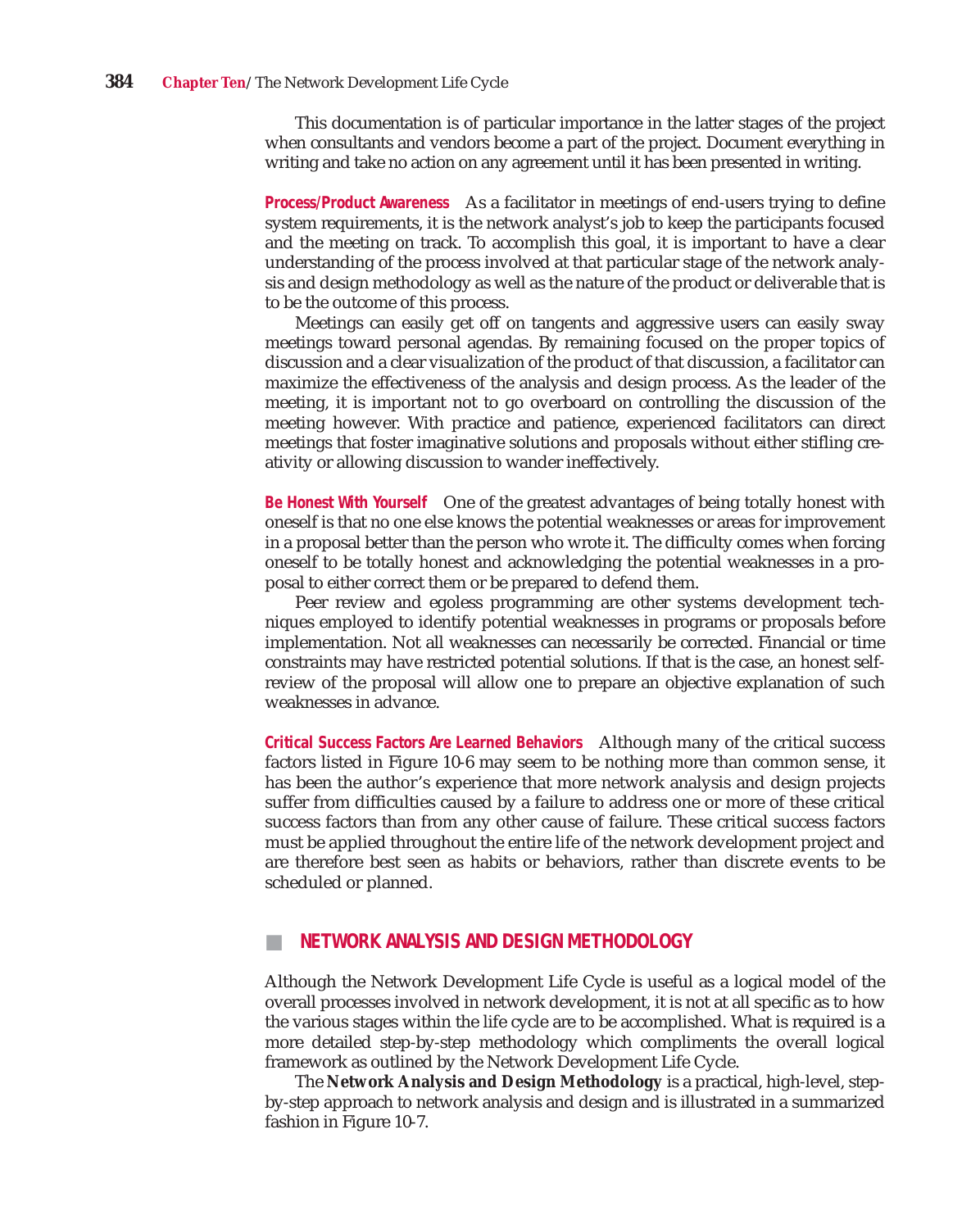This documentation is of particular importance in the latter stages of the project when consultants and vendors become a part of the project. Document everything in writing and take no action on any agreement until it has been presented in writing.

**Process/Product Awareness** As a facilitator in meetings of end-users trying to define system requirements, it is the network analyst's job to keep the participants focused and the meeting on track. To accomplish this goal, it is important to have a clear understanding of the process involved at that particular stage of the network analysis and design methodology as well as the nature of the product or deliverable that is to be the outcome of this process.

Meetings can easily get off on tangents and aggressive users can easily sway meetings toward personal agendas. By remaining focused on the proper topics of discussion and a clear visualization of the product of that discussion, a facilitator can maximize the effectiveness of the analysis and design process. As the leader of the meeting, it is important not to go overboard on controlling the discussion of the meeting however. With practice and patience, experienced facilitators can direct meetings that foster imaginative solutions and proposals without either stifling creativity or allowing discussion to wander ineffectively.

**Be Honest With Yourself** One of the greatest advantages of being totally honest with oneself is that no one else knows the potential weaknesses or areas for improvement in a proposal better than the person who wrote it. The difficulty comes when forcing oneself to be totally honest and acknowledging the potential weaknesses in a proposal to either correct them or be prepared to defend them.

Peer review and egoless programming are other systems development techniques employed to identify potential weaknesses in programs or proposals before implementation. Not all weaknesses can necessarily be corrected. Financial or time constraints may have restricted potential solutions. If that is the case, an honest self-review of the proposal will allow one to prepare an objective explanation of such weaknesses in advance.

**Critical Success Factors Are Learned Behaviors** Although many of the critical success factors listed in Figure 10-6 may seem to be nothing more than common sense, it has been the author's experience that more network analysis and design projects suffer from difficulties caused by a failure to address one or more of these critical success factors than from any other cause of failure. These critical success factors must be applied throughout the entire life of the network development project and are therefore best seen as habits or behaviors, rather than discrete events to be scheduled or planned.

## NETWORK ANALYSIS AND DESIGN METHODOLOGY

Although the Network Development Life Cycle is useful as a logical model of the overall processes involved in network development, it is not at all specific as to how the various stages within the life cycle are to be accomplished. What is required is a more detailed step-by-step methodology which compliments the overall logical framework as outlined by the Network Development Life Cycle.

The **Network Analysis and Design Methodology** is a practical, high-level, step-by-step approach to network analysis and design and is illustrated in a summarized fashion in Figure 10-7.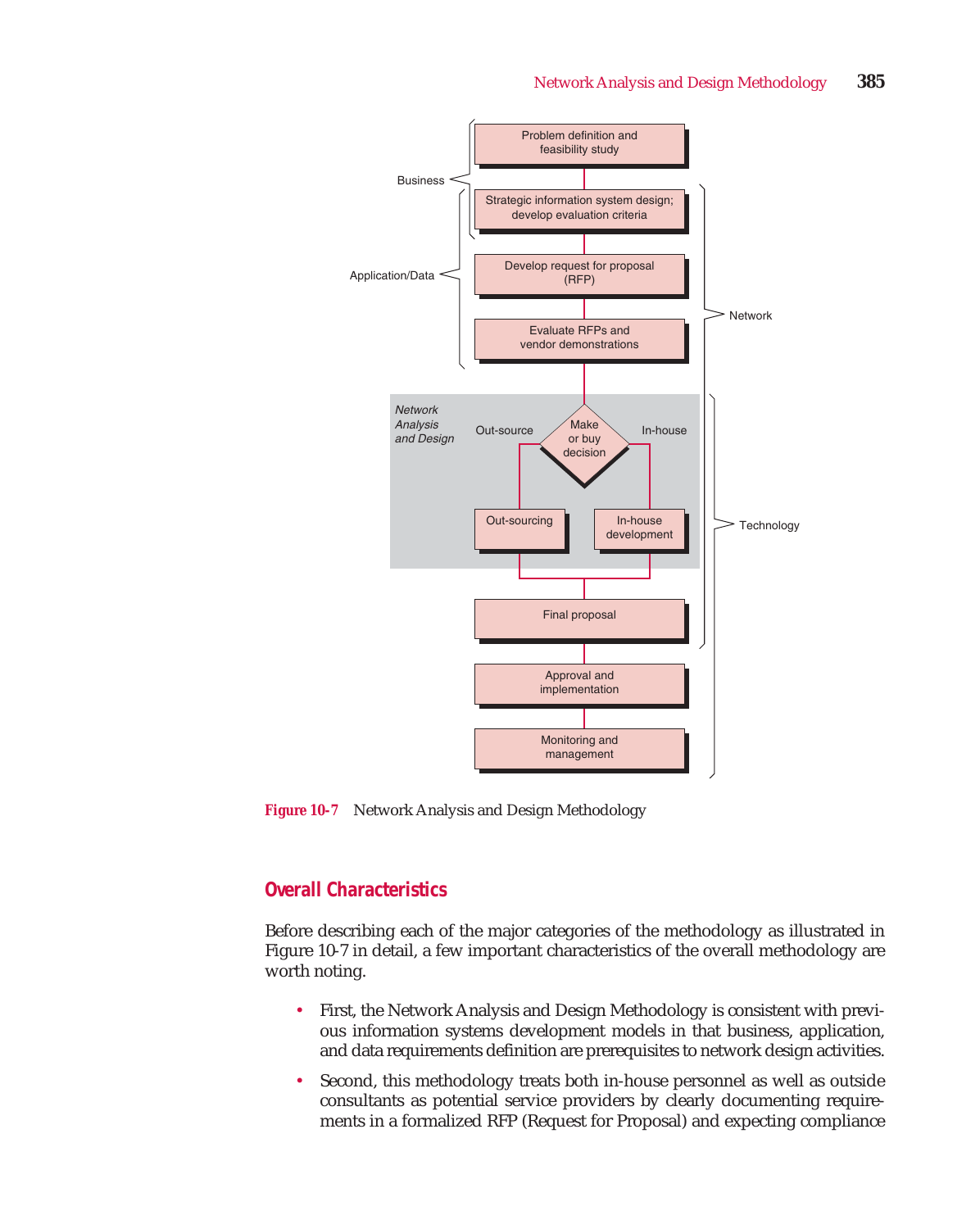Figure 10-7 Network Analysis and Design Methodology

## Overall Characteristics

Before describing each of the major categories of the methodology as illustrated in Figure 10-7 in detail, a few important characteristics of the overall methodology are worth noting.

- First, the Network Analysis and Design Methodology is consistent with previous information systems development models in that business, application, and data requirements definition are prerequisites to network design activities.
- Second, this methodology treats both in-house personnel as well as outside consultants as potential service providers by clearly documenting requirements in a formalized RFP (Request for Proposal) and expecting compliance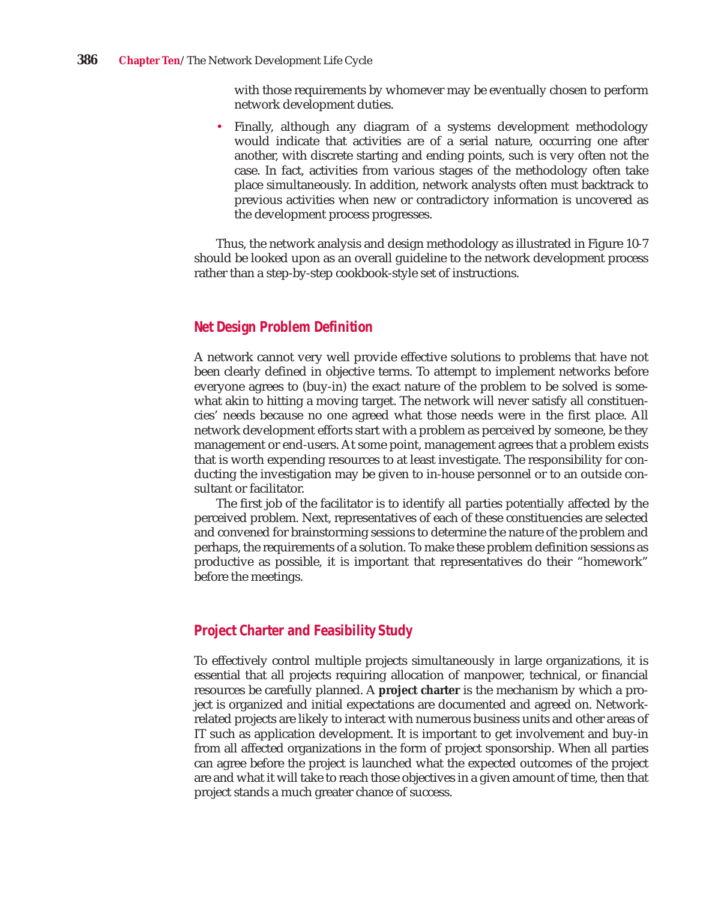with those requirements by whomever may be eventually chosen to perform network development duties.

- Finally, although any diagram of a systems development methodology would indicate that activities are of a serial nature, occurring one after another, with discrete starting and ending points, such is very often not the case. In fact, activities from various stages of the methodology often take place simultaneously. In addition, network analysts often must backtrack to previous activities when new or contradictory information is uncovered as the development process progresses.

Thus, the network analysis and design methodology as illustrated in Figure 10-7 should be looked upon as an overall guideline to the network development process rather than a step-by-step cookbook-style set of instructions.

## Net Design Problem Definition

A network cannot very well provide effective solutions to problems that have not been clearly defined in objective terms. To attempt to implement networks before everyone agrees to (buy-in) the exact nature of the problem to be solved is somewhat akin to hitting a moving target. The network will never satisfy all constituencies' needs because no one agreed what those needs were in the first place. All network development efforts start with a problem as perceived by someone, be they management or end-users. At some point, management agrees that a problem exists that is worth expending resources to at least investigate. The responsibility for conducting the investigation may be given to in-house personnel or to an outside consultant or facilitator.

The first job of the facilitator is to identify all parties potentially affected by the perceived problem. Next, representatives of each of these constituencies are selected and convened for brainstorming sessions to determine the nature of the problem and perhaps, the requirements of a solution. To make these problem definition sessions as productive as possible, it is important that representatives do their "homework" before the meetings.

## Project Charter and Feasibility Study

To effectively control multiple projects simultaneously in large organizations, it is essential that all projects requiring allocation of manpower, technical, or financial resources be carefully planned. A **project charter** is the mechanism by which a project is organized and initial expectations are documented and agreed on. Network-related projects are likely to interact with numerous business units and other areas of IT such as application development. It is important to get involvement and buy-in from all affected organizations in the form of project sponsorship. When all parties can agree before the project is launched what the expected outcomes of the project are and what it will take to reach those objectives in a given amount of time, then that project stands a much greater chance of success.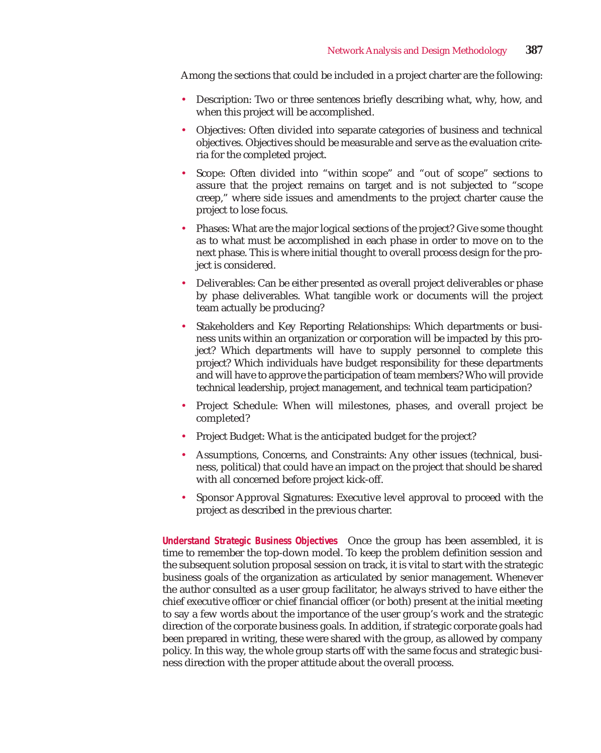Among the sections that could be included in a project charter are the following:

- Description: Two or three sentences briefly describing what, why, how, and when this project will be accomplished.
- Objectives: Often divided into separate categories of business and technical objectives. Objectives should be measurable and serve as the evaluation criteria for the completed project.
- Scope: Often divided into "within scope" and "out of scope" sections to assure that the project remains on target and is not subjected to "scope creep," where side issues and amendments to the project charter cause the project to lose focus.
- Phases: What are the major logical sections of the project? Give some thought as to what must be accomplished in each phase in order to move on to the next phase. This is where initial thought to overall process design for the project is considered.
- Deliverables: Can be either presented as overall project deliverables or phase by phase deliverables. What tangible work or documents will the project team actually be producing?
- Stakeholders and Key Reporting Relationships: Which departments or business units within an organization or corporation will be impacted by this project? Which departments will have to supply personnel to complete this project? Which individuals have budget responsibility for these departments and will have to approve the participation of team members? Who will provide technical leadership, project management, and technical team participation?
- Project Schedule: When will milestones, phases, and overall project be completed?
- Project Budget: What is the anticipated budget for the project?
- Assumptions, Concerns, and Constraints: Any other issues (technical, business, political) that could have an impact on the project that should be shared with all concerned before project kick-off.
- Sponsor Approval Signatures: Executive level approval to proceed with the project as described in the previous charter.

**Understand Strategic Business Objectives** Once the group has been assembled, it is time to remember the top-down model. To keep the problem definition session and the subsequent solution proposal session on track, it is vital to start with the strategic business goals of the organization as articulated by senior management. Whenever the author consulted as a user group facilitator, he always strived to have either the chief executive officer or chief financial officer (or both) present at the initial meeting to say a few words about the importance of the user group's work and the strategic direction of the corporate business goals. In addition, if strategic corporate goals had been prepared in writing, these were shared with the group, as allowed by company policy. In this way, the whole group starts off with the same focus and strategic business direction with the proper attitude about the overall process.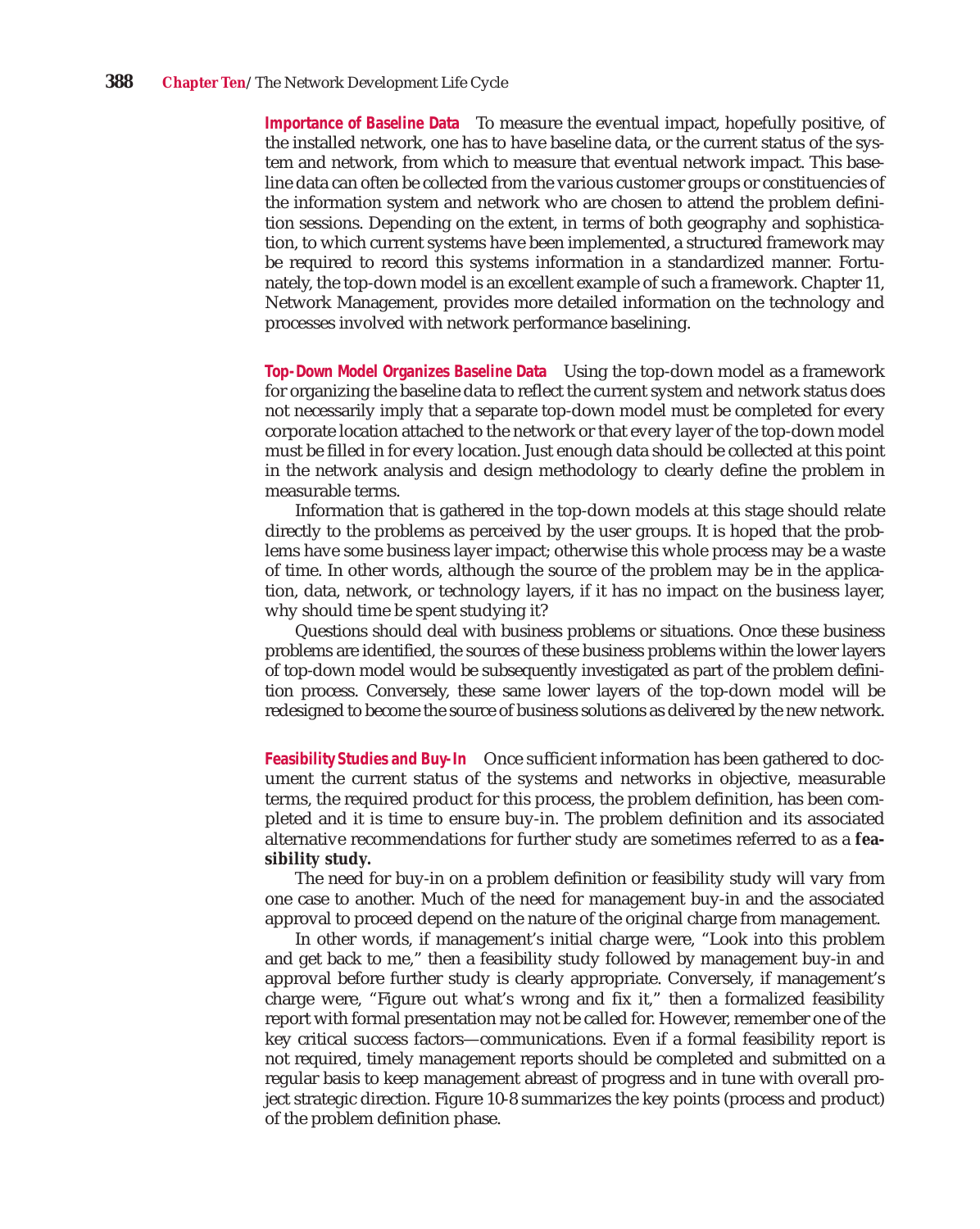**Importance of Baseline Data** To measure the eventual impact, hopefully positive, of the installed network, one has to have baseline data, or the current status of the system and network, from which to measure that eventual network impact. This baseline data can often be collected from the various customer groups or constituencies of the information system and network who are chosen to attend the problem definition sessions. Depending on the extent, in terms of both geography and sophistication, to which current systems have been implemented, a structured framework may be required to record this systems information in a standardized manner. Fortunately, the top-down model is an excellent example of such a framework. Chapter 11, Network Management, provides more detailed information on the technology and processes involved with network performance baselining.

**Top-Down Model Organizes Baseline Data** Using the top-down model as a framework for organizing the baseline data to reflect the current system and network status does not necessarily imply that a separate top-down model must be completed for every corporate location attached to the network or that every layer of the top-down model must be filled in for every location. Just enough data should be collected at this point in the network analysis and design methodology to clearly define the problem in measurable terms.

Information that is gathered in the top-down models at this stage should relate directly to the problems as perceived by the user groups. It is hoped that the problems have some business layer impact; otherwise this whole process may be a waste of time. In other words, although the source of the problem may be in the application, data, network, or technology layers, if it has no impact on the business layer, why should time be spent studying it?

Questions should deal with business problems or situations. Once these business problems are identified, the sources of these business problems within the lower layers of top-down model would be subsequently investigated as part of the problem definition process. Conversely, these same lower layers of the top-down model will be redesigned to become the source of business solutions as delivered by the new network.

**Feasibility Studies and Buy-In** Once sufficient information has been gathered to document the current status of the systems and networks in objective, measurable terms, the required product for this process, the problem definition, has been completed and it is time to ensure buy-in. The problem definition and its associated alternative recommendations for further study are sometimes referred to as a **feasibility study.**

The need for buy-in on a problem definition or feasibility study will vary from one case to another. Much of the need for management buy-in and the associated approval to proceed depend on the nature of the original charge from management.

In other words, if management's initial charge were, "Look into this problem and get back to me," then a feasibility study followed by management buy-in and approval before further study is clearly appropriate. Conversely, if management's charge were, "Figure out what's wrong and fix it," then a formalized feasibility report with formal presentation may not be called for. However, remember one of the key critical success factors—communications. Even if a formal feasibility report is not required, timely management reports should be completed and submitted on a regular basis to keep management abreast of progress and in tune with overall project strategic direction. Figure 10-8 summarizes the key points (process and product) of the problem definition phase.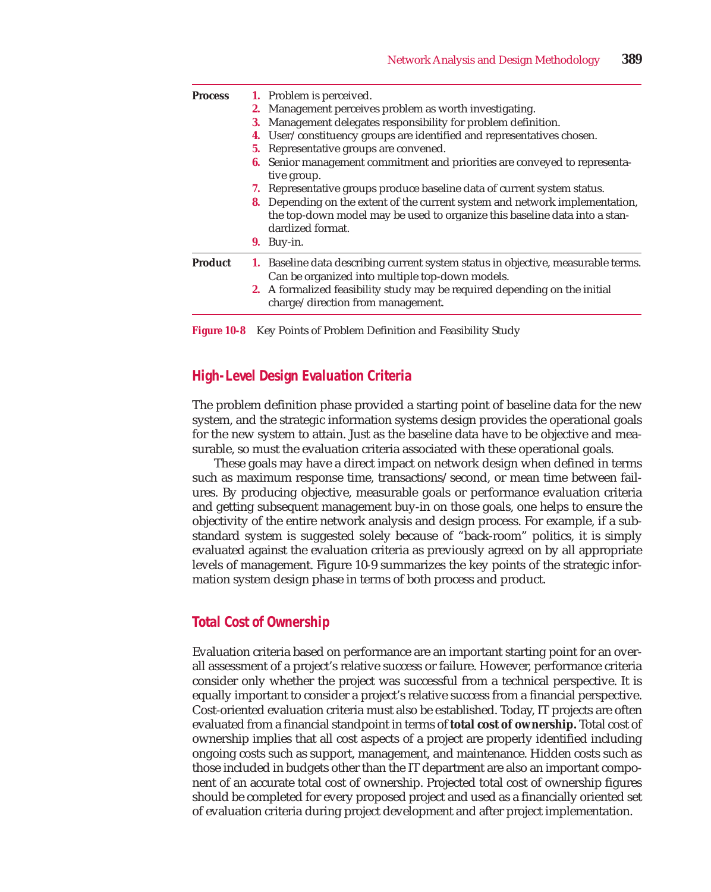| | |
|---|---|
| **Process** | **1.** Problem is perceived.<br>**2.** Management perceives problem as worth investigating.<br>**3.** Management delegates responsibility for problem definition.<br>**4.** User/constituency groups are identified and representatives chosen.<br>**5.** Representative groups are convened.<br>**6.** Senior management commitment and priorities are conveyed to representative group.<br>**7.** Representative groups produce baseline data of current system status.<br>**8.** Depending on the extent of the current system and network implementation, the top-down model may be used to organize this baseline data into a standardized format.<br>**9.** Buy-in. |
| **Product** | **1.** Baseline data describing current system status in objective, measurable terms. Can be organized into multiple top-down models.<br>**2.** A formalized feasibility study may be required depending on the initial charge/direction from management. |

**Figure 10-8** Key Points of Problem Definition and Feasibility Study

## High-Level Design Evaluation Criteria

The problem definition phase provided a starting point of baseline data for the new system, and the strategic information systems design provides the operational goals for the new system to attain. Just as the baseline data have to be objective and measurable, so must the evaluation criteria associated with these operational goals.

These goals may have a direct impact on network design when defined in terms such as maximum response time, transactions/second, or mean time between failures. By producing objective, measurable goals or performance evaluation criteria and getting subsequent management buy-in on those goals, one helps to ensure the objectivity of the entire network analysis and design process. For example, if a substandard system is suggested solely because of "back-room" politics, it is simply evaluated against the evaluation criteria as previously agreed on by all appropriate levels of management. Figure 10-9 summarizes the key points of the strategic information system design phase in terms of both process and product.

## Total Cost of Ownership

Evaluation criteria based on performance are an important starting point for an overall assessment of a project's relative success or failure. However, performance criteria consider only whether the project was successful from a technical perspective. It is equally important to consider a project's relative success from a financial perspective. Cost-oriented evaluation criteria must also be established. Today, IT projects are often evaluated from a financial standpoint in terms of **total cost of ownership.** Total cost of ownership implies that all cost aspects of a project are properly identified including ongoing costs such as support, management, and maintenance. Hidden costs such as those included in budgets other than the IT department are also an important component of an accurate total cost of ownership. Projected total cost of ownership figures should be completed for every proposed project and used as a financially oriented set of evaluation criteria during project development and after project implementation.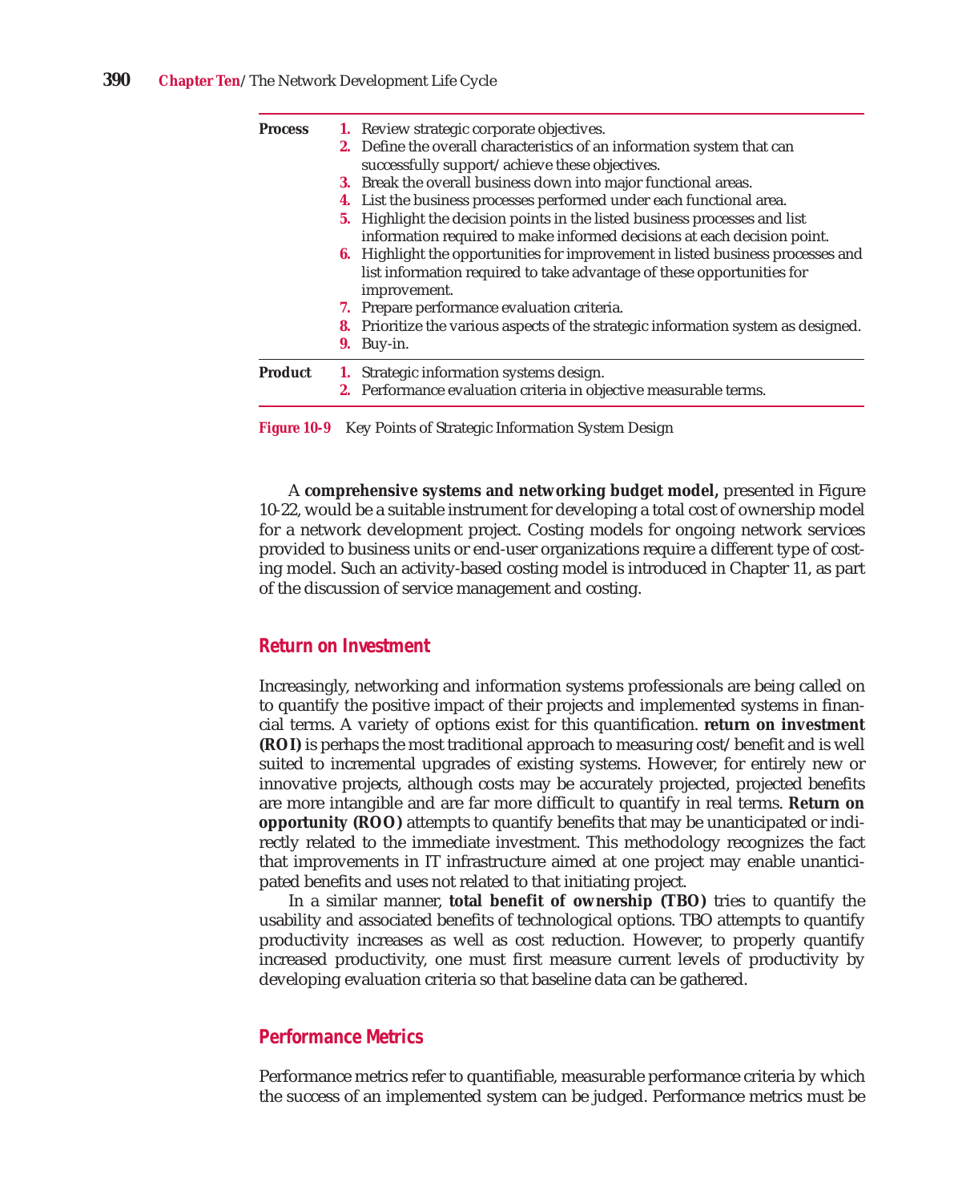| | |
|---|---|
| **Process** | **1.** Review strategic corporate objectives.<br>**2.** Define the overall characteristics of an information system that can successfully support/achieve these objectives.<br>**3.** Break the overall business down into major functional areas.<br>**4.** List the business processes performed under each functional area.<br>**5.** Highlight the decision points in the listed business processes and list information required to make informed decisions at each decision point.<br>**6.** Highlight the opportunities for improvement in listed business processes and list information required to take advantage of these opportunities for improvement.<br>**7.** Prepare performance evaluation criteria.<br>**8.** Prioritize the various aspects of the strategic information system as designed.<br>**9.** Buy-in. |
| **Product** | **1.** Strategic information systems design.<br>**2.** Performance evaluation criteria in objective measurable terms. |

**Figure 10-9** Key Points of Strategic Information System Design

A **comprehensive systems and networking budget model,** presented in Figure 10-22, would be a suitable instrument for developing a total cost of ownership model for a network development project. Costing models for ongoing network services provided to business units or end-user organizations require a different type of costing model. Such an activity-based costing model is introduced in Chapter 11, as part of the discussion of service management and costing.

## Return on Investment

Increasingly, networking and information systems professionals are being called on to quantify the positive impact of their projects and implemented systems in financial terms. A variety of options exist for this quantification. **return on investment (ROI)** is perhaps the most traditional approach to measuring cost/benefit and is well suited to incremental upgrades of existing systems. However, for entirely new or innovative projects, although costs may be accurately projected, projected benefits are more intangible and are far more difficult to quantify in real terms. **Return on opportunity (ROO)** attempts to quantify benefits that may be unanticipated or indirectly related to the immediate investment. This methodology recognizes the fact that improvements in IT infrastructure aimed at one project may enable unanticipated benefits and uses not related to that initiating project.

In a similar manner, **total benefit of ownership (TBO)** tries to quantify the usability and associated benefits of technological options. TBO attempts to quantify productivity increases as well as cost reduction. However, to properly quantify increased productivity, one must first measure current levels of productivity by developing evaluation criteria so that baseline data can be gathered.

## Performance Metrics

Performance metrics refer to quantifiable, measurable performance criteria by which the success of an implemented system can be judged. Performance metrics must be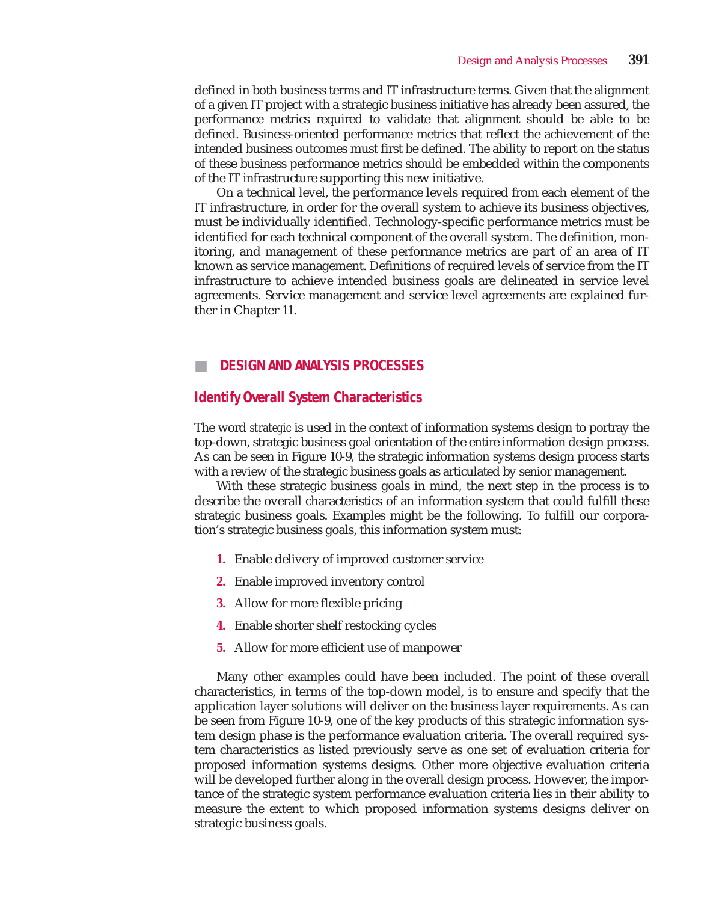defined in both business terms and IT infrastructure terms. Given that the alignment of a given IT project with a strategic business initiative has already been assured, the performance metrics required to validate that alignment should be able to be defined. Business-oriented performance metrics that reflect the achievement of the intended business outcomes must first be defined. The ability to report on the status of these business performance metrics should be embedded within the components of the IT infrastructure supporting this new initiative.

On a technical level, the performance levels required from each element of the IT infrastructure, in order for the overall system to achieve its business objectives, must be individually identified. Technology-specific performance metrics must be identified for each technical component of the overall system. The definition, monitoring, and management of these performance metrics are part of an area of IT known as service management. Definitions of required levels of service from the IT infrastructure to achieve intended business goals are delineated in service level agreements. Service management and service level agreements are explained further in Chapter 11.

## DESIGN AND ANALYSIS PROCESSES

### Identify Overall System Characteristics

The word *strategic* is used in the context of information systems design to portray the top-down, strategic business goal orientation of the entire information design process. As can be seen in Figure 10-9, the strategic information systems design process starts with a review of the strategic business goals as articulated by senior management.

With these strategic business goals in mind, the next step in the process is to describe the overall characteristics of an information system that could fulfill these strategic business goals. Examples might be the following. To fulfill our corporation's strategic business goals, this information system must:

1. Enable delivery of improved customer service
2. Enable improved inventory control
3. Allow for more flexible pricing
4. Enable shorter shelf restocking cycles
5. Allow for more efficient use of manpower

Many other examples could have been included. The point of these overall characteristics, in terms of the top-down model, is to ensure and specify that the application layer solutions will deliver on the business layer requirements. As can be seen from Figure 10-9, one of the key products of this strategic information system design phase is the performance evaluation criteria. The overall required system characteristics as listed previously serve as one set of evaluation criteria for proposed information systems designs. Other more objective evaluation criteria will be developed further along in the overall design process. However, the importance of the strategic system performance evaluation criteria lies in their ability to measure the extent to which proposed information systems designs deliver on strategic business goals.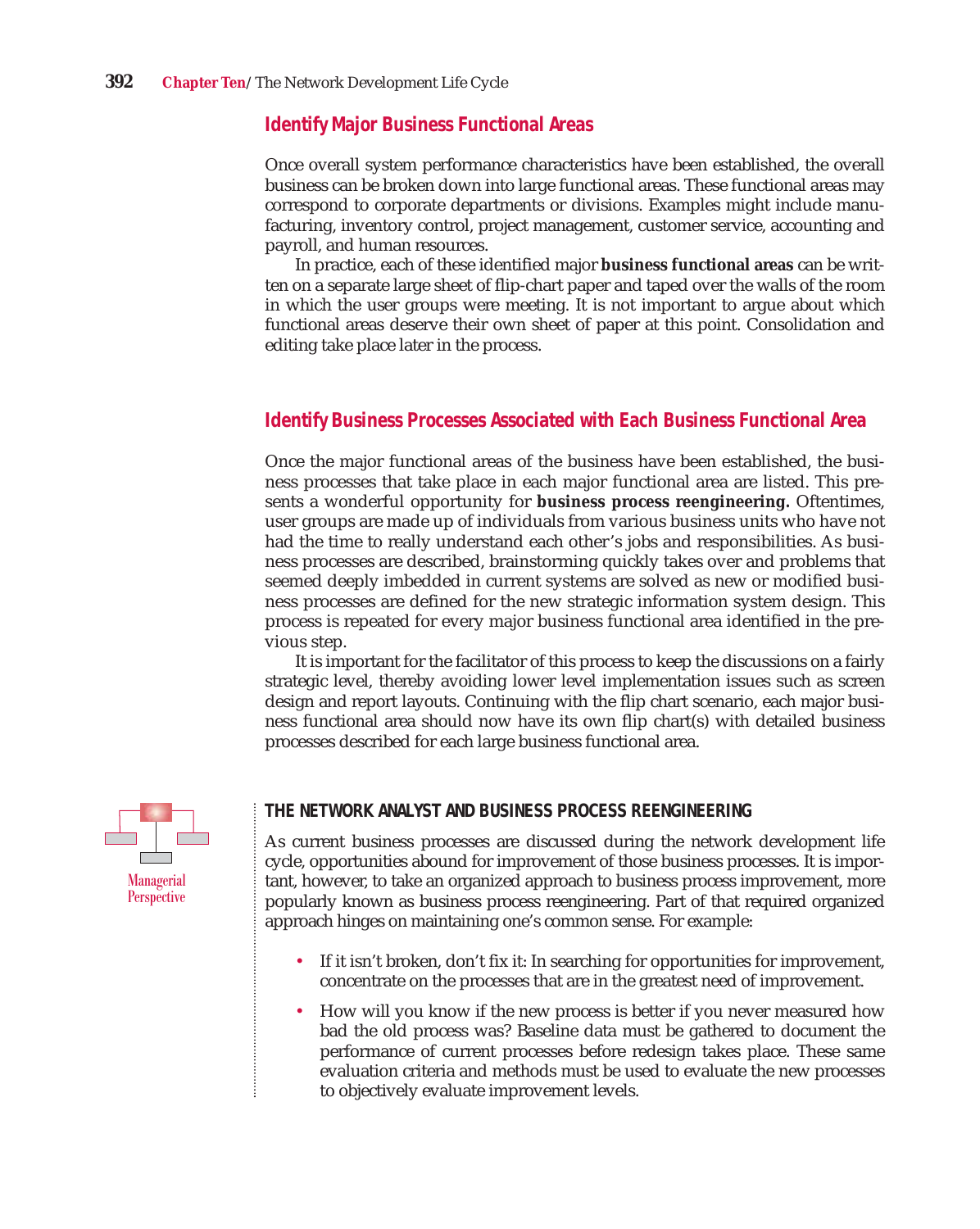## Identify Major Business Functional Areas

Once overall system performance characteristics have been established, the overall business can be broken down into large functional areas. These functional areas may correspond to corporate departments or divisions. Examples might include manufacturing, inventory control, project management, customer service, accounting and payroll, and human resources.

In practice, each of these identified major **business functional areas** can be written on a separate large sheet of flip-chart paper and taped over the walls of the room in which the user groups were meeting. It is not important to argue about which functional areas deserve their own sheet of paper at this point. Consolidation and editing take place later in the process.

## Identify Business Processes Associated with Each Business Functional Area

Once the major functional areas of the business have been established, the business processes that take place in each major functional area are listed. This presents a wonderful opportunity for **business process reengineering.** Oftentimes, user groups are made up of individuals from various business units who have not had the time to really understand each other's jobs and responsibilities. As business processes are described, brainstorming quickly takes over and problems that seemed deeply imbedded in current systems are solved as new or modified business processes are defined for the new strategic information system design. This process is repeated for every major business functional area identified in the previous step.

It is important for the facilitator of this process to keep the discussions on a fairly strategic level, thereby avoiding lower level implementation issues such as screen design and report layouts. Continuing with the flip chart scenario, each major business functional area should now have its own flip chart(s) with detailed business processes described for each large business functional area.

Managerial Perspective

### THE NETWORK ANALYST AND BUSINESS PROCESS REENGINEERING

As current business processes are discussed during the network development life cycle, opportunities abound for improvement of those business processes. It is important, however, to take an organized approach to business process improvement, more popularly known as business process reengineering. Part of that required organized approach hinges on maintaining one's common sense. For example:

- If it isn't broken, don't fix it: In searching for opportunities for improvement, concentrate on the processes that are in the greatest need of improvement.
- How will you know if the new process is better if you never measured how bad the old process was? Baseline data must be gathered to document the performance of current processes before redesign takes place. These same evaluation criteria and methods must be used to evaluate the new processes to objectively evaluate improvement levels.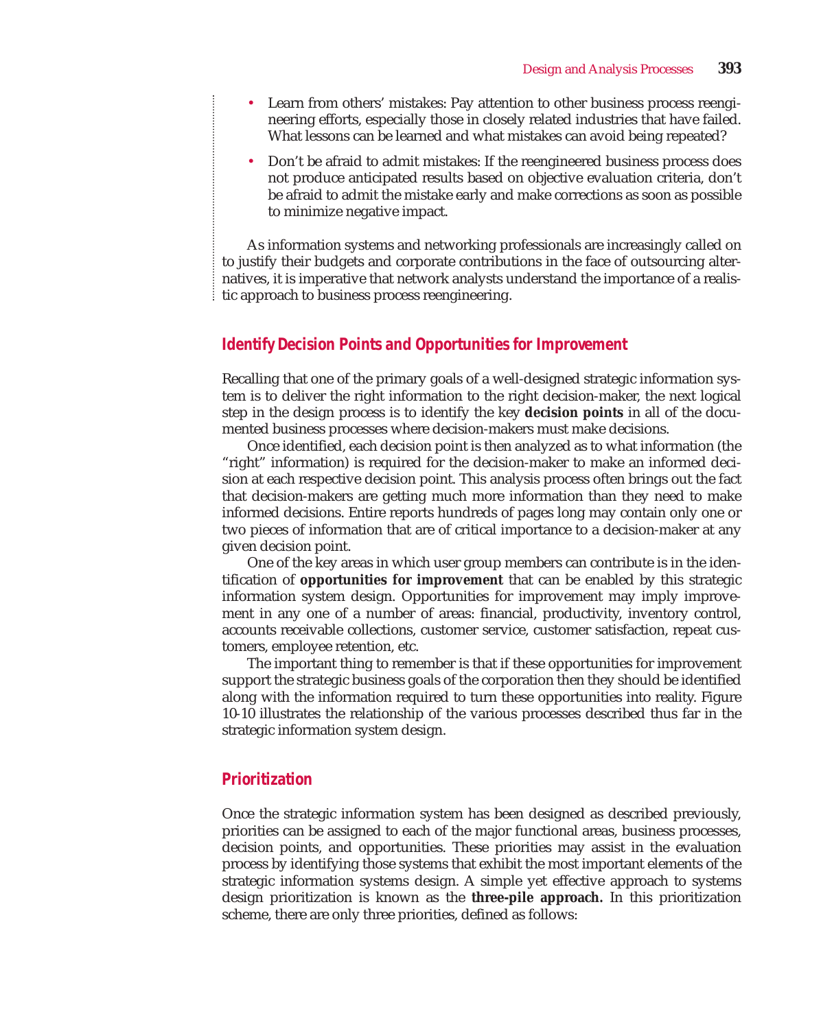- Learn from others' mistakes: Pay attention to other business process reengineering efforts, especially those in closely related industries that have failed. What lessons can be learned and what mistakes can avoid being repeated?

- Don't be afraid to admit mistakes: If the reengineered business process does not produce anticipated results based on objective evaluation criteria, don't be afraid to admit the mistake early and make corrections as soon as possible to minimize negative impact.

As information systems and networking professionals are increasingly called on to justify their budgets and corporate contributions in the face of outsourcing alternatives, it is imperative that network analysts understand the importance of a realistic approach to business process reengineering.

## Identify Decision Points and Opportunities for Improvement

Recalling that one of the primary goals of a well-designed strategic information system is to deliver the right information to the right decision-maker, the next logical step in the design process is to identify the key **decision points** in all of the documented business processes where decision-makers must make decisions.

Once identified, each decision point is then analyzed as to what information (the "right" information) is required for the decision-maker to make an informed decision at each respective decision point. This analysis process often brings out the fact that decision-makers are getting much more information than they need to make informed decisions. Entire reports hundreds of pages long may contain only one or two pieces of information that are of critical importance to a decision-maker at any given decision point.

One of the key areas in which user group members can contribute is in the identification of **opportunities for improvement** that can be enabled by this strategic information system design. Opportunities for improvement may imply improvement in any one of a number of areas: financial, productivity, inventory control, accounts receivable collections, customer service, customer satisfaction, repeat customers, employee retention, etc.

The important thing to remember is that if these opportunities for improvement support the strategic business goals of the corporation then they should be identified along with the information required to turn these opportunities into reality. Figure 10-10 illustrates the relationship of the various processes described thus far in the strategic information system design.

## Prioritization

Once the strategic information system has been designed as described previously, priorities can be assigned to each of the major functional areas, business processes, decision points, and opportunities. These priorities may assist in the evaluation process by identifying those systems that exhibit the most important elements of the strategic information systems design. A simple yet effective approach to systems design prioritization is known as the **three-pile approach.** In this prioritization scheme, there are only three priorities, defined as follows: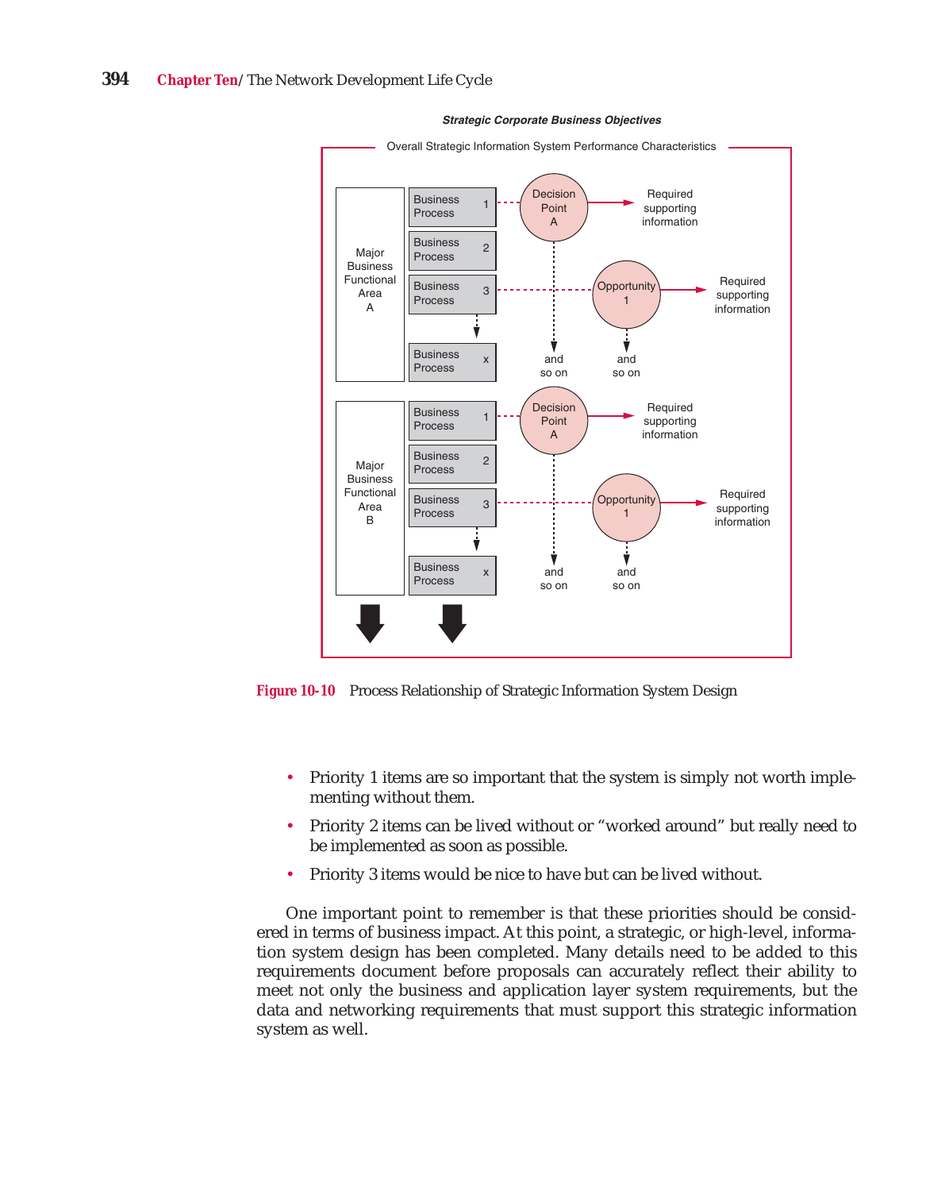**Strategic Corporate Business Objectives**

Overall Strategic Information System Performance Characteristics

Major Business Functional Area A

Business Process 1 — Decision Point A → Required supporting information

Business Process 2

Business Process 3 — Opportunity 1 → Required supporting information

Business Process x

and so on

and so on

Major Business Functional Area B

Business Process 1 — Decision Point A → Required supporting information

Business Process 2

Business Process 3 — Opportunity 1 → Required supporting information

Business Process x

and so on

and so on

**Figure 10-10** Process Relationship of Strategic Information System Design

- Priority 1 items are so important that the system is simply not worth implementing without them.
- Priority 2 items can be lived without or "worked around" but really need to be implemented as soon as possible.
- Priority 3 items would be nice to have but can be lived without.

One important point to remember is that these priorities should be considered in terms of business impact. At this point, a strategic, or high-level, information system design has been completed. Many details need to be added to this requirements document before proposals can accurately reflect their ability to meet not only the business and application layer system requirements, but the data and networking requirements that must support this strategic information system as well.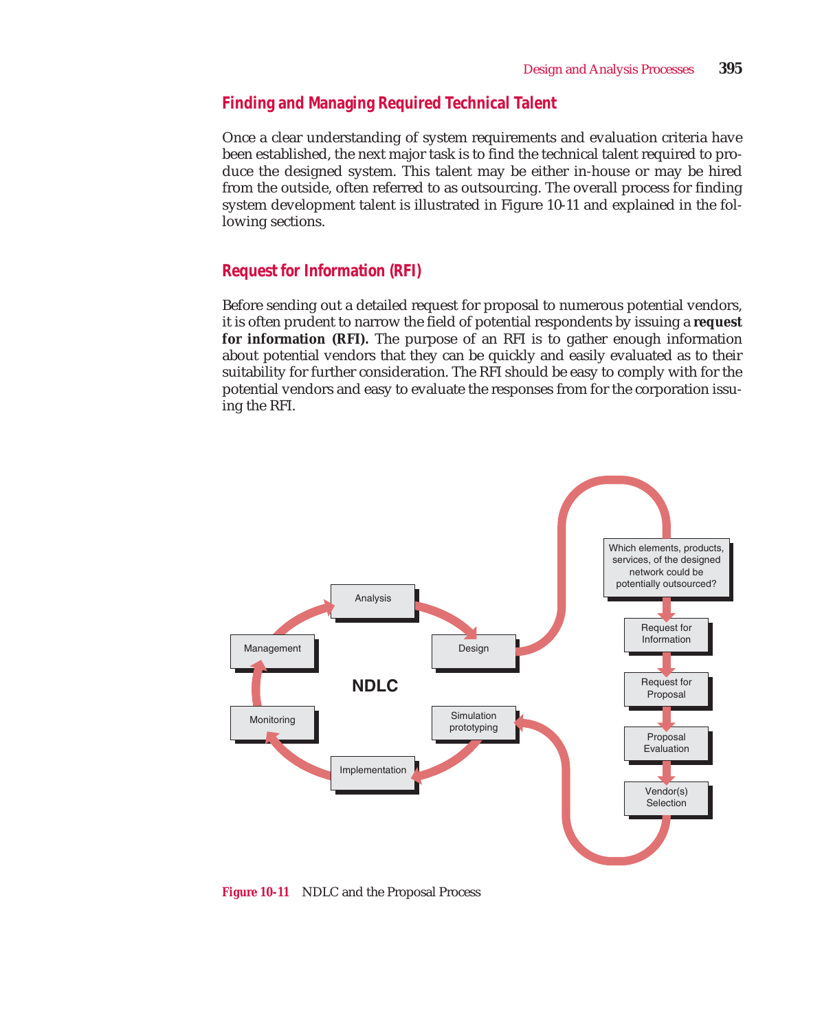## Finding and Managing Required Technical Talent

Once a clear understanding of system requirements and evaluation criteria have been established, the next major task is to find the technical talent required to produce the designed system. This talent may be either in-house or may be hired from the outside, often referred to as outsourcing. The overall process for finding system development talent is illustrated in Figure 10-11 and explained in the following sections.

## Request for Information (RFI)

Before sending out a detailed request for proposal to numerous potential vendors, it is often prudent to narrow the field of potential respondents by issuing a **request for information (RFI).** The purpose of an RFI is to gather enough information about potential vendors that they can be quickly and easily evaluated as to their suitability for further consideration. The RFI should be easy to comply with for the potential vendors and easy to evaluate the responses from for the corporation issuing the RFI.

**Figure 10-11** NDLC and the Proposal Process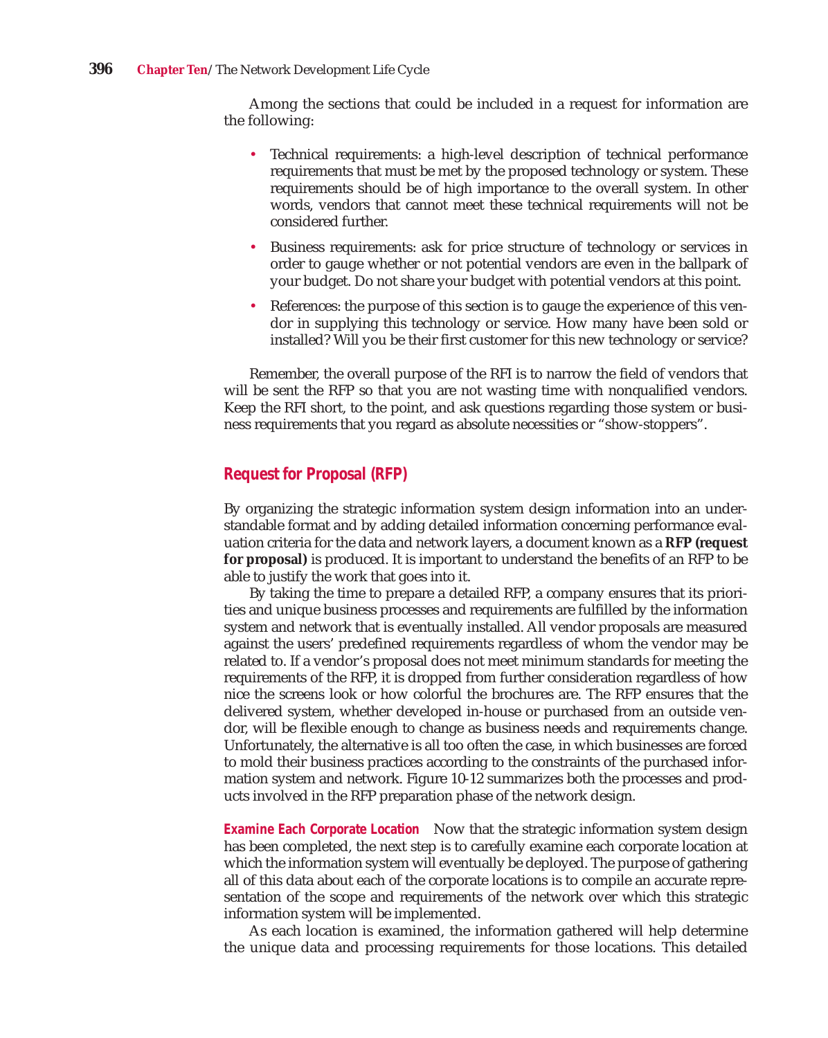Among the sections that could be included in a request for information are the following:

- Technical requirements: a high-level description of technical performance requirements that must be met by the proposed technology or system. These requirements should be of high importance to the overall system. In other words, vendors that cannot meet these technical requirements will not be considered further.
- Business requirements: ask for price structure of technology or services in order to gauge whether or not potential vendors are even in the ballpark of your budget. Do not share your budget with potential vendors at this point.
- References: the purpose of this section is to gauge the experience of this vendor in supplying this technology or service. How many have been sold or installed? Will you be their first customer for this new technology or service?

Remember, the overall purpose of the RFI is to narrow the field of vendors that will be sent the RFP so that you are not wasting time with nonqualified vendors. Keep the RFI short, to the point, and ask questions regarding those system or business requirements that you regard as absolute necessities or "show-stoppers".

## Request for Proposal (RFP)

By organizing the strategic information system design information into an understandable format and by adding detailed information concerning performance evaluation criteria for the data and network layers, a document known as a **RFP (request for proposal)** is produced. It is important to understand the benefits of an RFP to be able to justify the work that goes into it.

By taking the time to prepare a detailed RFP, a company ensures that its priorities and unique business processes and requirements are fulfilled by the information system and network that is eventually installed. All vendor proposals are measured against the users' predefined requirements regardless of whom the vendor may be related to. If a vendor's proposal does not meet minimum standards for meeting the requirements of the RFP, it is dropped from further consideration regardless of how nice the screens look or how colorful the brochures are. The RFP ensures that the delivered system, whether developed in-house or purchased from an outside vendor, will be flexible enough to change as business needs and requirements change. Unfortunately, the alternative is all too often the case, in which businesses are forced to mold their business practices according to the constraints of the purchased information system and network. Figure 10-12 summarizes both the processes and products involved in the RFP preparation phase of the network design.

**Examine Each Corporate Location** Now that the strategic information system design has been completed, the next step is to carefully examine each corporate location at which the information system will eventually be deployed. The purpose of gathering all of this data about each of the corporate locations is to compile an accurate representation of the scope and requirements of the network over which this strategic information system will be implemented.

As each location is examined, the information gathered will help determine the unique data and processing requirements for those locations. This detailed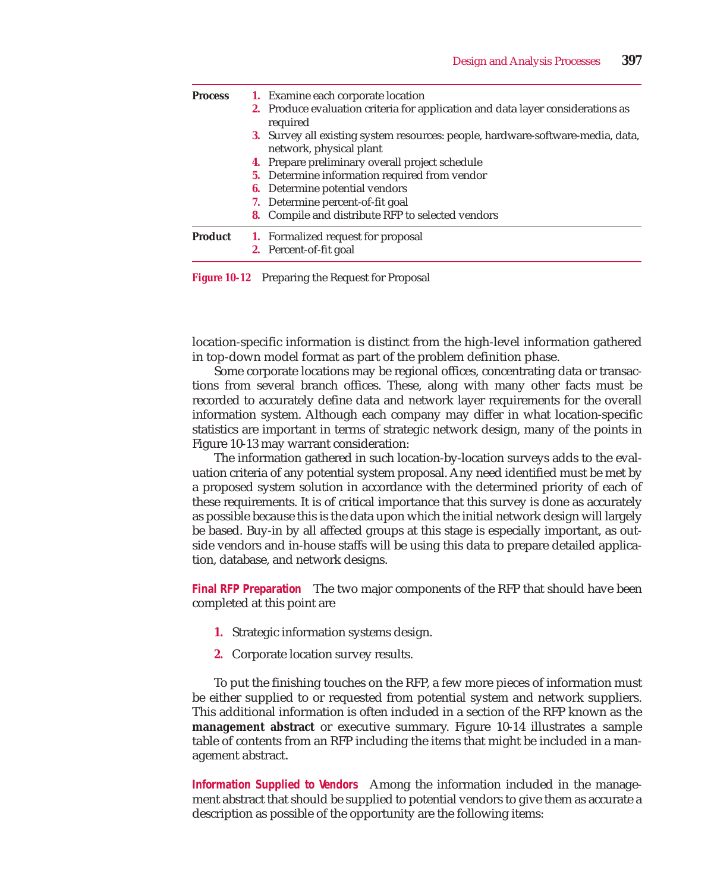| | | |
|---|---|---|
| **Process** | **1.** | Examine each corporate location |
| | **2.** | Produce evaluation criteria for application and data layer considerations as required |
| | **3.** | Survey all existing system resources: people, hardware-software-media, data, network, physical plant |
| | **4.** | Prepare preliminary overall project schedule |
| | **5.** | Determine information required from vendor |
| | **6.** | Determine potential vendors |
| | **7.** | Determine percent-of-fit goal |
| | **8.** | Compile and distribute RFP to selected vendors |
| **Product** | **1.** | Formalized request for proposal |
| | **2.** | Percent-of-fit goal |

**Figure 10-12** Preparing the Request for Proposal

location-specific information is distinct from the high-level information gathered in top-down model format as part of the problem definition phase.

Some corporate locations may be regional offices, concentrating data or transactions from several branch offices. These, along with many other facts must be recorded to accurately define data and network layer requirements for the overall information system. Although each company may differ in what location-specific statistics are important in terms of strategic network design, many of the points in Figure 10-13 may warrant consideration:

The information gathered in such location-by-location surveys adds to the evaluation criteria of any potential system proposal. Any need identified must be met by a proposed system solution in accordance with the determined priority of each of these requirements. It is of critical importance that this survey is done as accurately as possible because this is the data upon which the initial network design will largely be based. Buy-in by all affected groups at this stage is especially important, as outside vendors and in-house staffs will be using this data to prepare detailed application, database, and network designs.

**Final RFP Preparation** The two major components of the RFP that should have been completed at this point are

1. Strategic information systems design.
2. Corporate location survey results.

To put the finishing touches on the RFP, a few more pieces of information must be either supplied to or requested from potential system and network suppliers. This additional information is often included in a section of the RFP known as the **management abstract** or executive summary. Figure 10-14 illustrates a sample table of contents from an RFP including the items that might be included in a management abstract.

**Information Supplied to Vendors** Among the information included in the management abstract that should be supplied to potential vendors to give them as accurate a description as possible of the opportunity are the following items: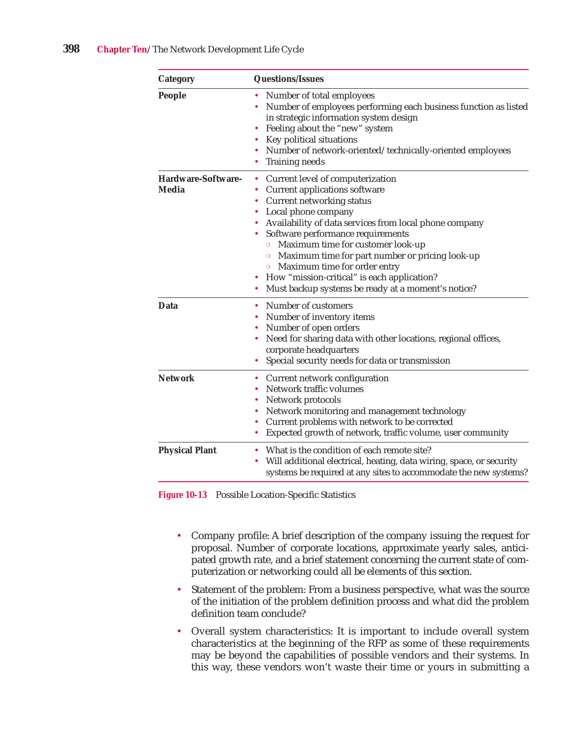| Category | Questions/Issues |
|---|---|
| **People** | • Number of total employees<br>• Number of employees performing each business function as listed in strategic information system design<br>• Feeling about the "new" system<br>• Key political situations<br>• Number of network-oriented/technically-oriented employees<br>• Training needs |
| **Hardware-Software-Media** | • Current level of computerization<br>• Current applications software<br>• Current networking status<br>• Local phone company<br>• Availability of data services from local phone company<br>• Software performance requirements<br>  ○ Maximum time for customer look-up<br>  ○ Maximum time for part number or pricing look-up<br>  ○ Maximum time for order entry<br>• How "mission-critical" is each application?<br>• Must backup systems be ready at a moment's notice? |
| **Data** | • Number of customers<br>• Number of inventory items<br>• Number of open orders<br>• Need for sharing data with other locations, regional offices, corporate headquarters<br>• Special security needs for data or transmission |
| **Network** | • Current network configuration<br>• Network traffic volumes<br>• Network protocols<br>• Network monitoring and management technology<br>• Current problems with network to be corrected<br>• Expected growth of network, traffic volume, user community |
| **Physical Plant** | • What is the condition of each remote site?<br>• Will additional electrical, heating, data wiring, space, or security systems be required at any sites to accommodate the new systems? |

**Figure 10-13** Possible Location-Specific Statistics

- Company profile: A brief description of the company issuing the request for proposal. Number of corporate locations, approximate yearly sales, anticipated growth rate, and a brief statement concerning the current state of computerization or networking could all be elements of this section.
- Statement of the problem: From a business perspective, what was the source of the initiation of the problem definition process and what did the problem definition team conclude?
- Overall system characteristics: It is important to include overall system characteristics at the beginning of the RFP as some of these requirements may be beyond the capabilities of possible vendors and their systems. In this way, these vendors won't waste their time or yours in submitting a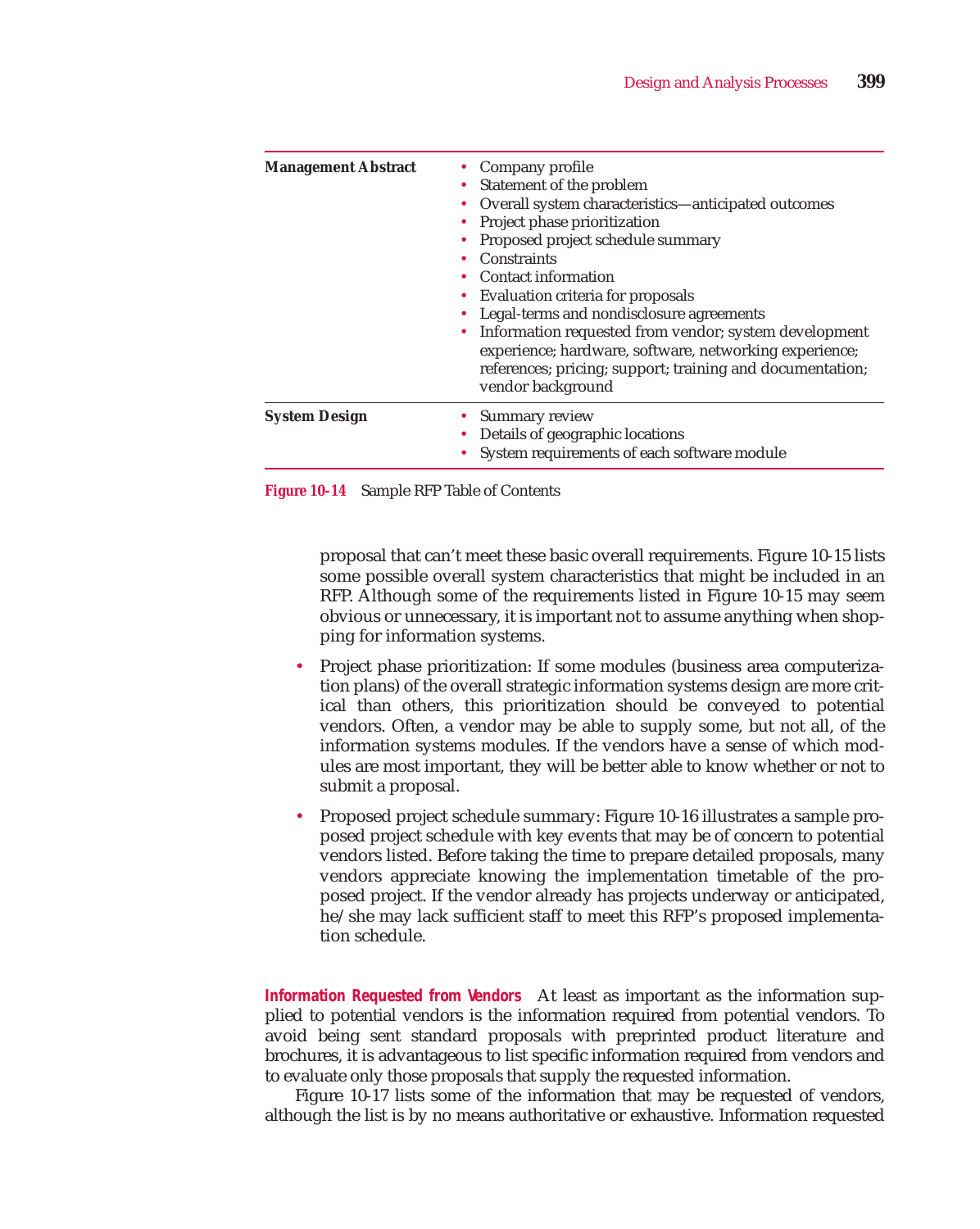| | |
|---|---|
| **Management Abstract** | • Company profile<br>• Statement of the problem<br>• Overall system characteristics—anticipated outcomes<br>• Project phase prioritization<br>• Proposed project schedule summary<br>• Constraints<br>• Contact information<br>• Evaluation criteria for proposals<br>• Legal-terms and nondisclosure agreements<br>• Information requested from vendor; system development experience; hardware, software, networking experience; references; pricing; support; training and documentation; vendor background |
| **System Design** | • Summary review<br>• Details of geographic locations<br>• System requirements of each software module |

**Figure 10-14** Sample RFP Table of Contents

proposal that can't meet these basic overall requirements. Figure 10-15 lists some possible overall system characteristics that might be included in an RFP. Although some of the requirements listed in Figure 10-15 may seem obvious or unnecessary, it is important not to assume anything when shopping for information systems.

- Project phase prioritization: If some modules (business area computerization plans) of the overall strategic information systems design are more critical than others, this prioritization should be conveyed to potential vendors. Often, a vendor may be able to supply some, but not all, of the information systems modules. If the vendors have a sense of which modules are most important, they will be better able to know whether or not to submit a proposal.
- Proposed project schedule summary: Figure 10-16 illustrates a sample proposed project schedule with key events that may be of concern to potential vendors listed. Before taking the time to prepare detailed proposals, many vendors appreciate knowing the implementation timetable of the proposed project. If the vendor already has projects underway or anticipated, he/she may lack sufficient staff to meet this RFP's proposed implementation schedule.

**Information Requested from Vendors** At least as important as the information supplied to potential vendors is the information required from potential vendors. To avoid being sent standard proposals with preprinted product literature and brochures, it is advantageous to list specific information required from vendors and to evaluate only those proposals that supply the requested information.

Figure 10-17 lists some of the information that may be requested of vendors, although the list is by no means authoritative or exhaustive. Information requested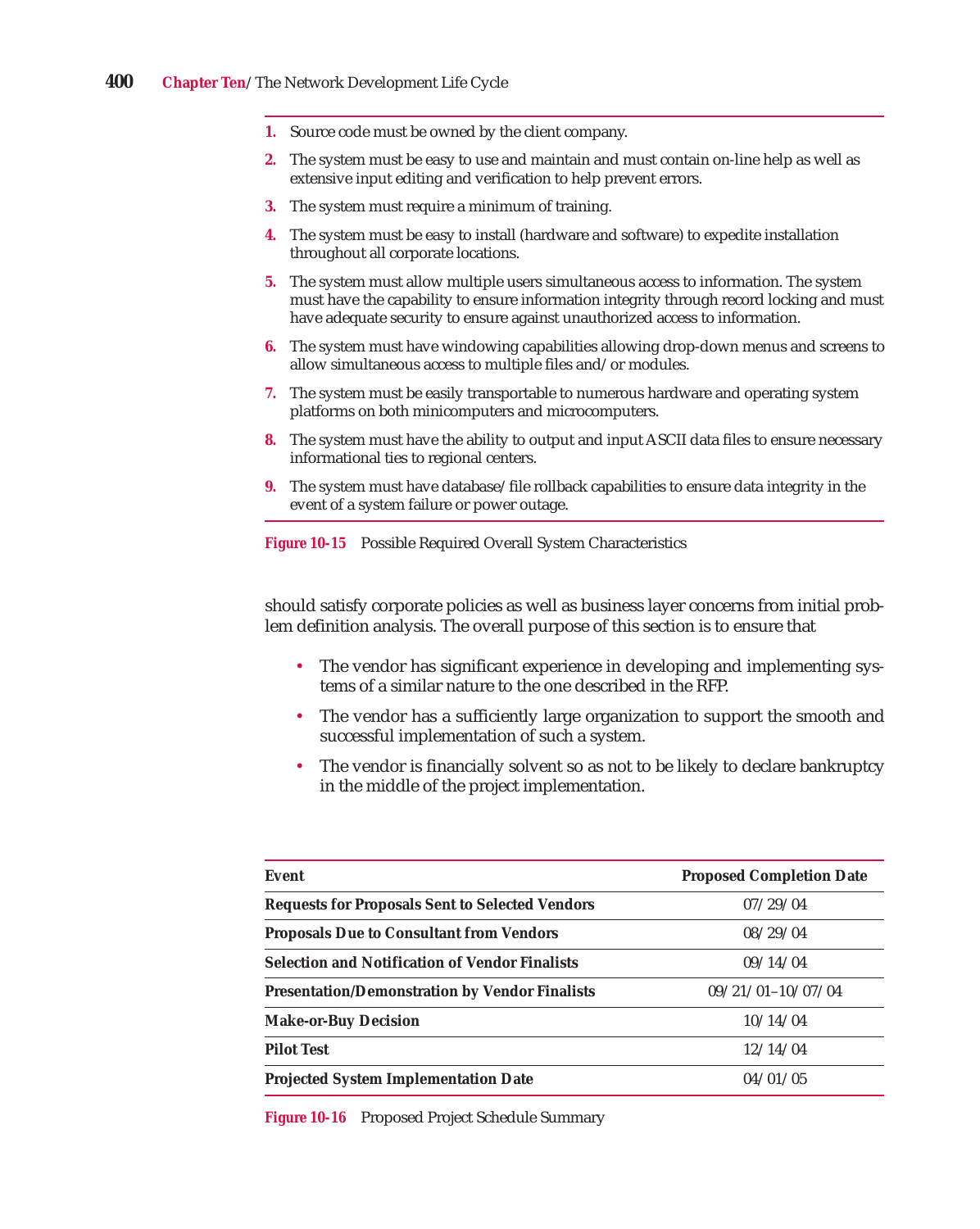1. Source code must be owned by the client company.
2. The system must be easy to use and maintain and must contain on-line help as well as extensive input editing and verification to help prevent errors.
3. The system must require a minimum of training.
4. The system must be easy to install (hardware and software) to expedite installation throughout all corporate locations.
5. The system must allow multiple users simultaneous access to information. The system must have the capability to ensure information integrity through record locking and must have adequate security to ensure against unauthorized access to information.
6. The system must have windowing capabilities allowing drop-down menus and screens to allow simultaneous access to multiple files and/or modules.
7. The system must be easily transportable to numerous hardware and operating system platforms on both minicomputers and microcomputers.
8. The system must have the ability to output and input ASCII data files to ensure necessary informational ties to regional centers.
9. The system must have database/file rollback capabilities to ensure data integrity in the event of a system failure or power outage.

**Figure 10-15** Possible Required Overall System Characteristics

should satisfy corporate policies as well as business layer concerns from initial problem definition analysis. The overall purpose of this section is to ensure that

- The vendor has significant experience in developing and implementing systems of a similar nature to the one described in the RFP.
- The vendor has a sufficiently large organization to support the smooth and successful implementation of such a system.
- The vendor is financially solvent so as not to be likely to declare bankruptcy in the middle of the project implementation.

| Event | Proposed Completion Date |
|---|---|
| **Requests for Proposals Sent to Selected Vendors** | 07/29/04 |
| **Proposals Due to Consultant from Vendors** | 08/29/04 |
| **Selection and Notification of Vendor Finalists** | 09/14/04 |
| **Presentation/Demonstration by Vendor Finalists** | 09/21/01–10/07/04 |
| **Make-or-Buy Decision** | 10/14/04 |
| **Pilot Test** | 12/14/04 |
| **Projected System Implementation Date** | 04/01/05 |

**Figure 10-16** Proposed Project Schedule Summary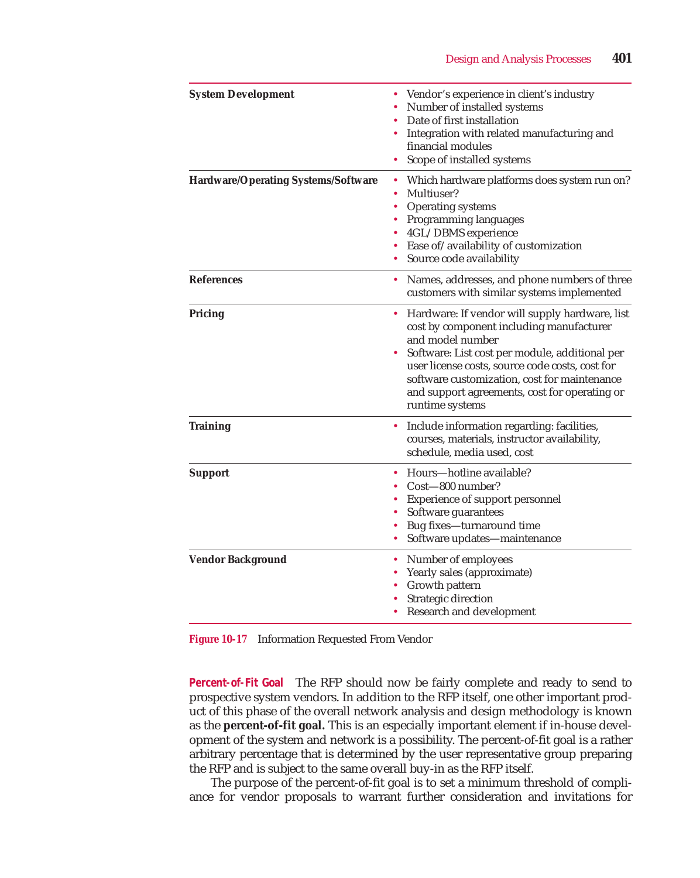| | |
|---|---|
| **System Development** | • Vendor's experience in client's industry<br>• Number of installed systems<br>• Date of first installation<br>• Integration with related manufacturing and financial modules<br>• Scope of installed systems |
| **Hardware/Operating Systems/Software** | • Which hardware platforms does system run on?<br>• Multiuser?<br>• Operating systems<br>• Programming languages<br>• 4GL/DBMS experience<br>• Ease of/availability of customization<br>• Source code availability |
| **References** | • Names, addresses, and phone numbers of three customers with similar systems implemented |
| **Pricing** | • Hardware: If vendor will supply hardware, list cost by component including manufacturer and model number<br>• Software: List cost per module, additional per user license costs, source code costs, cost for software customization, cost for maintenance and support agreements, cost for operating or runtime systems |
| **Training** | • Include information regarding: facilities, courses, materials, instructor availability, schedule, media used, cost |
| **Support** | • Hours—hotline available?<br>• Cost—800 number?<br>• Experience of support personnel<br>• Software guarantees<br>• Bug fixes—turnaround time<br>• Software updates—maintenance |
| **Vendor Background** | • Number of employees<br>• Yearly sales (approximate)<br>• Growth pattern<br>• Strategic direction<br>• Research and development |

**Figure 10-17** Information Requested From Vendor

**Percent-of-Fit Goal** The RFP should now be fairly complete and ready to send to prospective system vendors. In addition to the RFP itself, one other important product of this phase of the overall network analysis and design methodology is known as the **percent-of-fit goal.** This is an especially important element if in-house development of the system and network is a possibility. The percent-of-fit goal is a rather arbitrary percentage that is determined by the user representative group preparing the RFP and is subject to the same overall buy-in as the RFP itself.

The purpose of the percent-of-fit goal is to set a minimum threshold of compliance for vendor proposals to warrant further consideration and invitations for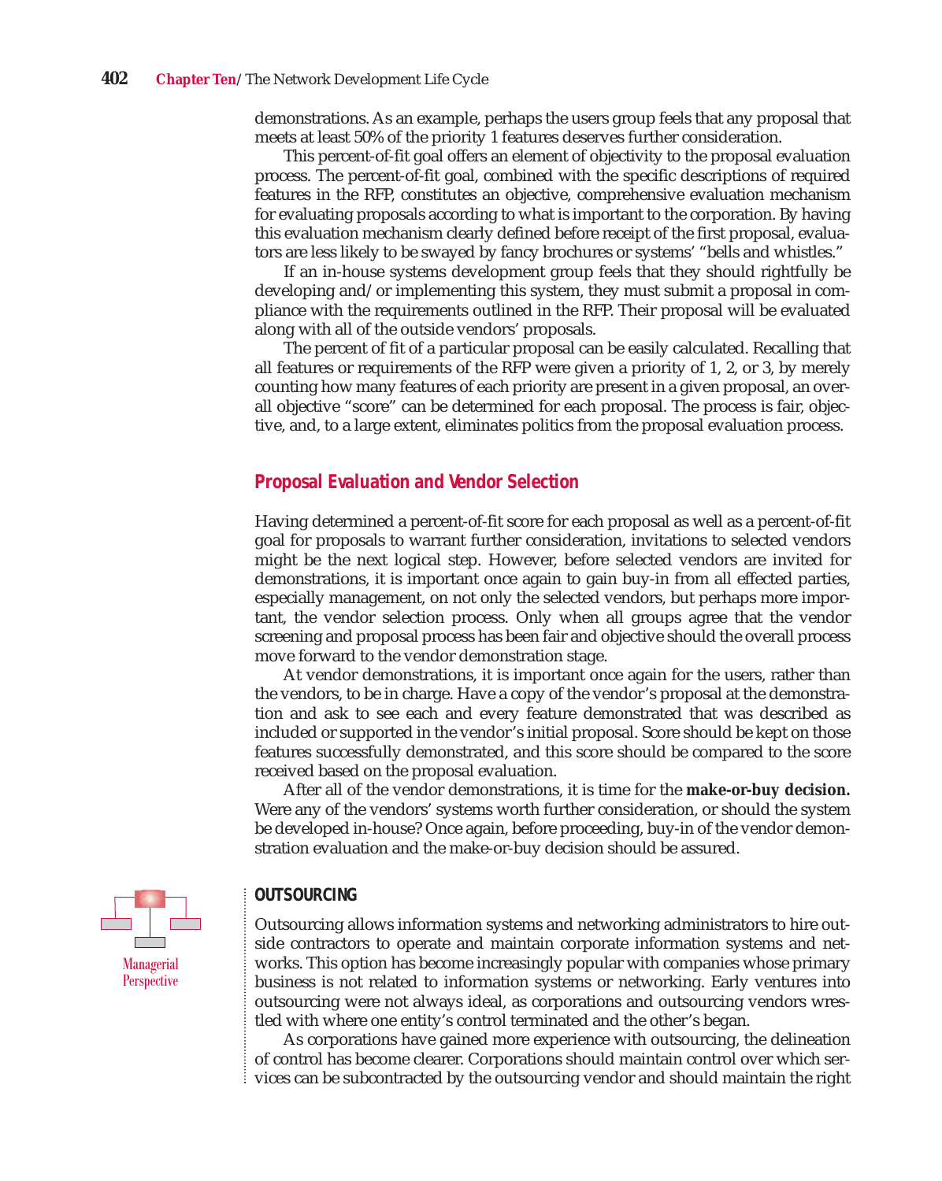demonstrations. As an example, perhaps the users group feels that any proposal that meets at least 50% of the priority 1 features deserves further consideration.

This percent-of-fit goal offers an element of objectivity to the proposal evaluation process. The percent-of-fit goal, combined with the specific descriptions of required features in the RFP, constitutes an objective, comprehensive evaluation mechanism for evaluating proposals according to what is important to the corporation. By having this evaluation mechanism clearly defined before receipt of the first proposal, evaluators are less likely to be swayed by fancy brochures or systems' "bells and whistles."

If an in-house systems development group feels that they should rightfully be developing and/or implementing this system, they must submit a proposal in compliance with the requirements outlined in the RFP. Their proposal will be evaluated along with all of the outside vendors' proposals.

The percent of fit of a particular proposal can be easily calculated. Recalling that all features or requirements of the RFP were given a priority of 1, 2, or 3, by merely counting how many features of each priority are present in a given proposal, an overall objective "score" can be determined for each proposal. The process is fair, objective, and, to a large extent, eliminates politics from the proposal evaluation process.

## Proposal Evaluation and Vendor Selection

Having determined a percent-of-fit score for each proposal as well as a percent-of-fit goal for proposals to warrant further consideration, invitations to selected vendors might be the next logical step. However, before selected vendors are invited for demonstrations, it is important once again to gain buy-in from all effected parties, especially management, on not only the selected vendors, but perhaps more important, the vendor selection process. Only when all groups agree that the vendor screening and proposal process has been fair and objective should the overall process move forward to the vendor demonstration stage.

At vendor demonstrations, it is important once again for the users, rather than the vendors, to be in charge. Have a copy of the vendor's proposal at the demonstration and ask to see each and every feature demonstrated that was described as included or supported in the vendor's initial proposal. Score should be kept on those features successfully demonstrated, and this score should be compared to the score received based on the proposal evaluation.

After all of the vendor demonstrations, it is time for the **make-or-buy decision.** Were any of the vendors' systems worth further consideration, or should the system be developed in-house? Once again, before proceeding, buy-in of the vendor demonstration evaluation and the make-or-buy decision should be assured.

Managerial Perspective

### OUTSOURCING

Outsourcing allows information systems and networking administrators to hire outside contractors to operate and maintain corporate information systems and networks. This option has become increasingly popular with companies whose primary business is not related to information systems or networking. Early ventures into outsourcing were not always ideal, as corporations and outsourcing vendors wrestled with where one entity's control terminated and the other's began.

As corporations have gained more experience with outsourcing, the delineation of control has become clearer. Corporations should maintain control over which services can be subcontracted by the outsourcing vendor and should maintain the right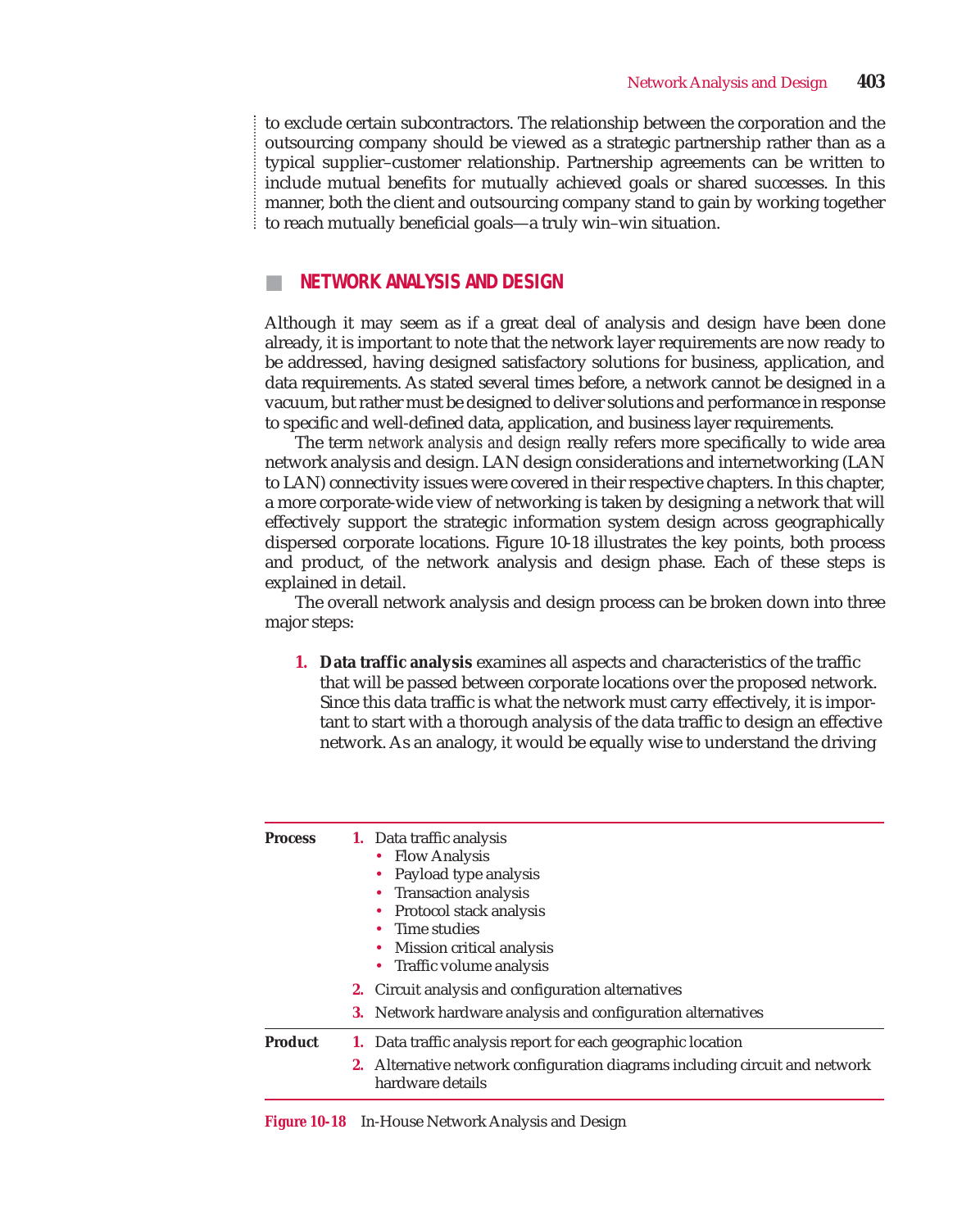to exclude certain subcontractors. The relationship between the corporation and the outsourcing company should be viewed as a strategic partnership rather than as a typical supplier–customer relationship. Partnership agreements can be written to include mutual benefits for mutually achieved goals or shared successes. In this manner, both the client and outsourcing company stand to gain by working together to reach mutually beneficial goals—a truly win–win situation.

## NETWORK ANALYSIS AND DESIGN

Although it may seem as if a great deal of analysis and design have been done already, it is important to note that the network layer requirements are now ready to be addressed, having designed satisfactory solutions for business, application, and data requirements. As stated several times before, a network cannot be designed in a vacuum, but rather must be designed to deliver solutions and performance in response to specific and well-defined data, application, and business layer requirements.

The term *network analysis and design* really refers more specifically to wide area network analysis and design. LAN design considerations and internetworking (LAN to LAN) connectivity issues were covered in their respective chapters. In this chapter, a more corporate-wide view of networking is taken by designing a network that will effectively support the strategic information system design across geographically dispersed corporate locations. Figure 10-18 illustrates the key points, both process and product, of the network analysis and design phase. Each of these steps is explained in detail.

The overall network analysis and design process can be broken down into three major steps:

1. **Data traffic analysis** examines all aspects and characteristics of the traffic that will be passed between corporate locations over the proposed network. Since this data traffic is what the network must carry effectively, it is important to start with a thorough analysis of the data traffic to design an effective network. As an analogy, it would be equally wise to understand the driving

| | |
|---|---|
| **Process** | 1. Data traffic analysis<br>• Flow Analysis<br>• Payload type analysis<br>• Transaction analysis<br>• Protocol stack analysis<br>• Time studies<br>• Mission critical analysis<br>• Traffic volume analysis<br>2. Circuit analysis and configuration alternatives<br>3. Network hardware analysis and configuration alternatives |
| **Product** | 1. Data traffic analysis report for each geographic location<br>2. Alternative network configuration diagrams including circuit and network hardware details |

**Figure 10-18** In-House Network Analysis and Design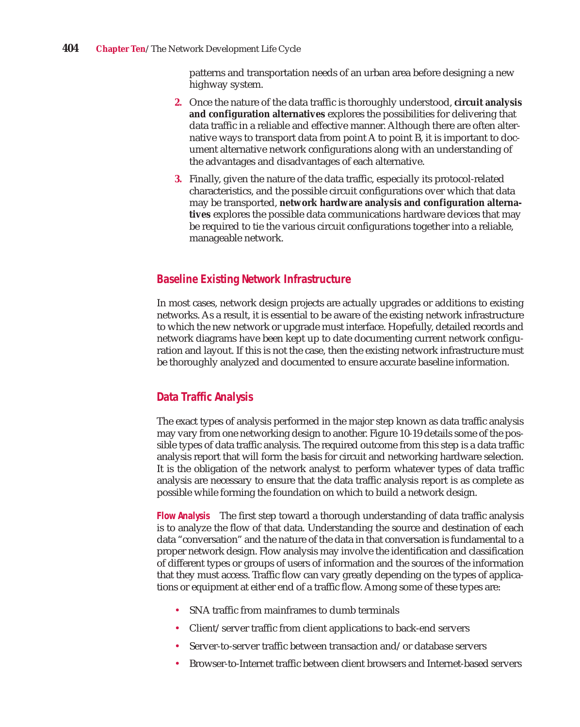patterns and transportation needs of an urban area before designing a new highway system.

2. Once the nature of the data traffic is thoroughly understood, **circuit analysis and configuration alternatives** explores the possibilities for delivering that data traffic in a reliable and effective manner. Although there are often alternative ways to transport data from point A to point B, it is important to document alternative network configurations along with an understanding of the advantages and disadvantages of each alternative.

3. Finally, given the nature of the data traffic, especially its protocol-related characteristics, and the possible circuit configurations over which that data may be transported, **network hardware analysis and configuration alternatives** explores the possible data communications hardware devices that may be required to tie the various circuit configurations together into a reliable, manageable network.

## Baseline Existing Network Infrastructure

In most cases, network design projects are actually upgrades or additions to existing networks. As a result, it is essential to be aware of the existing network infrastructure to which the new network or upgrade must interface. Hopefully, detailed records and network diagrams have been kept up to date documenting current network configuration and layout. If this is not the case, then the existing network infrastructure must be thoroughly analyzed and documented to ensure accurate baseline information.

## Data Traffic Analysis

The exact types of analysis performed in the major step known as data traffic analysis may vary from one networking design to another. Figure 10-19 details some of the possible types of data traffic analysis. The required outcome from this step is a data traffic analysis report that will form the basis for circuit and networking hardware selection. It is the obligation of the network analyst to perform whatever types of data traffic analysis are necessary to ensure that the data traffic analysis report is as complete as possible while forming the foundation on which to build a network design.

**Flow Analysis** The first step toward a thorough understanding of data traffic analysis is to analyze the flow of that data. Understanding the source and destination of each data "conversation" and the nature of the data in that conversation is fundamental to a proper network design. Flow analysis may involve the identification and classification of different types or groups of users of information and the sources of the information that they must access. Traffic flow can vary greatly depending on the types of applications or equipment at either end of a traffic flow. Among some of these types are:

- SNA traffic from mainframes to dumb terminals
- Client/server traffic from client applications to back-end servers
- Server-to-server traffic between transaction and/or database servers
- Browser-to-Internet traffic between client browsers and Internet-based servers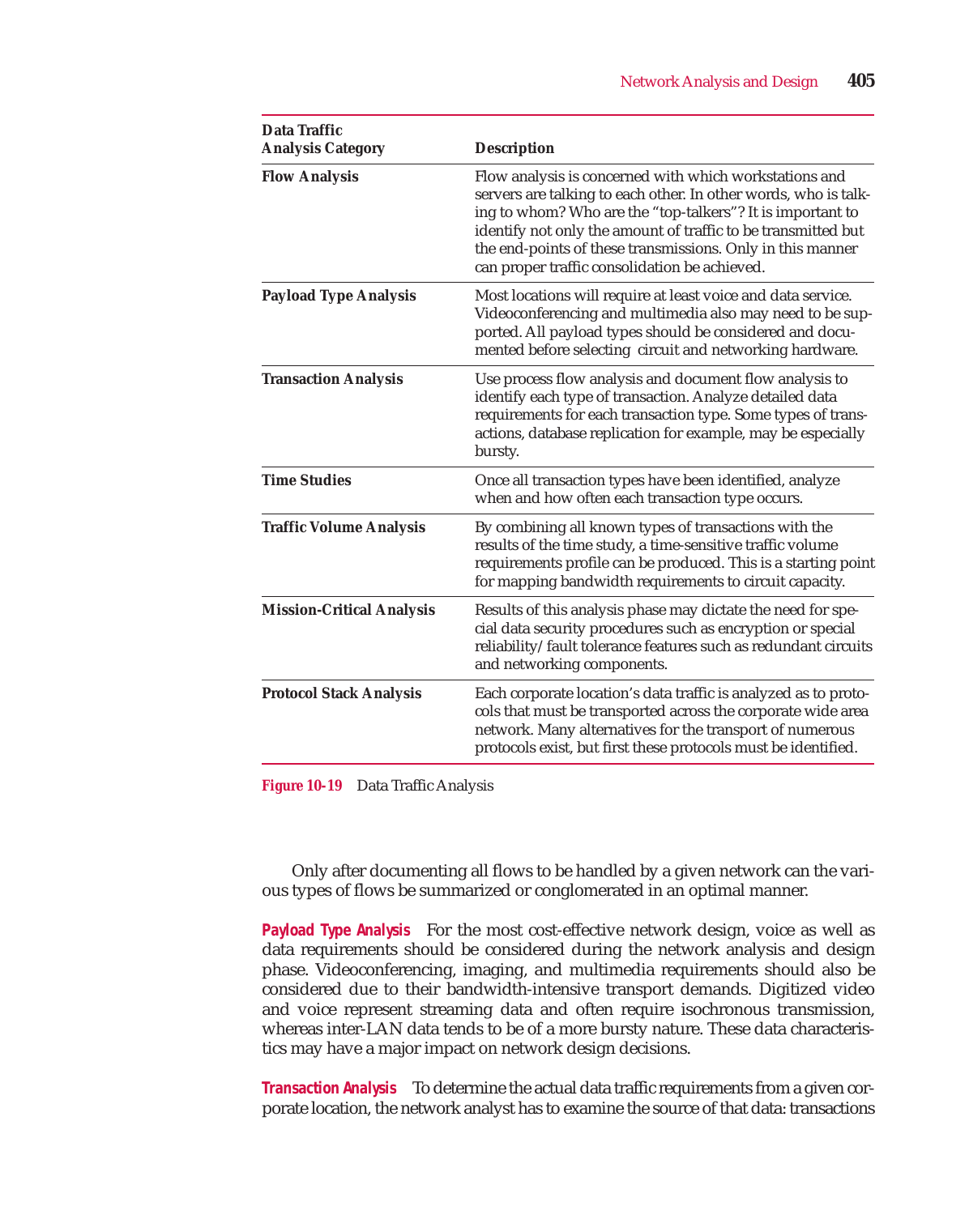| Data Traffic Analysis Category | Description |
|---|---|
| **Flow Analysis** | Flow analysis is concerned with which workstations and servers are talking to each other. In other words, who is talking to whom? Who are the "top-talkers"? It is important to identify not only the amount of traffic to be transmitted but the end-points of these transmissions. Only in this manner can proper traffic consolidation be achieved. |
| **Payload Type Analysis** | Most locations will require at least voice and data service. Videoconferencing and multimedia also may need to be supported. All payload types should be considered and documented before selecting circuit and networking hardware. |
| **Transaction Analysis** | Use process flow analysis and document flow analysis to identify each type of transaction. Analyze detailed data requirements for each transaction type. Some types of transactions, database replication for example, may be especially bursty. |
| **Time Studies** | Once all transaction types have been identified, analyze when and how often each transaction type occurs. |
| **Traffic Volume Analysis** | By combining all known types of transactions with the results of the time study, a time-sensitive traffic volume requirements profile can be produced. This is a starting point for mapping bandwidth requirements to circuit capacity. |
| **Mission-Critical Analysis** | Results of this analysis phase may dictate the need for special data security procedures such as encryption or special reliability/fault tolerance features such as redundant circuits and networking components. |
| **Protocol Stack Analysis** | Each corporate location's data traffic is analyzed as to protocols that must be transported across the corporate wide area network. Many alternatives for the transport of numerous protocols exist, but first these protocols must be identified. |

**Figure 10-19** Data Traffic Analysis

Only after documenting all flows to be handled by a given network can the various types of flows be summarized or conglomerated in an optimal manner.

**Payload Type Analysis** For the most cost-effective network design, voice as well as data requirements should be considered during the network analysis and design phase. Videoconferencing, imaging, and multimedia requirements should also be considered due to their bandwidth-intensive transport demands. Digitized video and voice represent streaming data and often require isochronous transmission, whereas inter-LAN data tends to be of a more bursty nature. These data characteristics may have a major impact on network design decisions.

**Transaction Analysis** To determine the actual data traffic requirements from a given corporate location, the network analyst has to examine the source of that data: transactions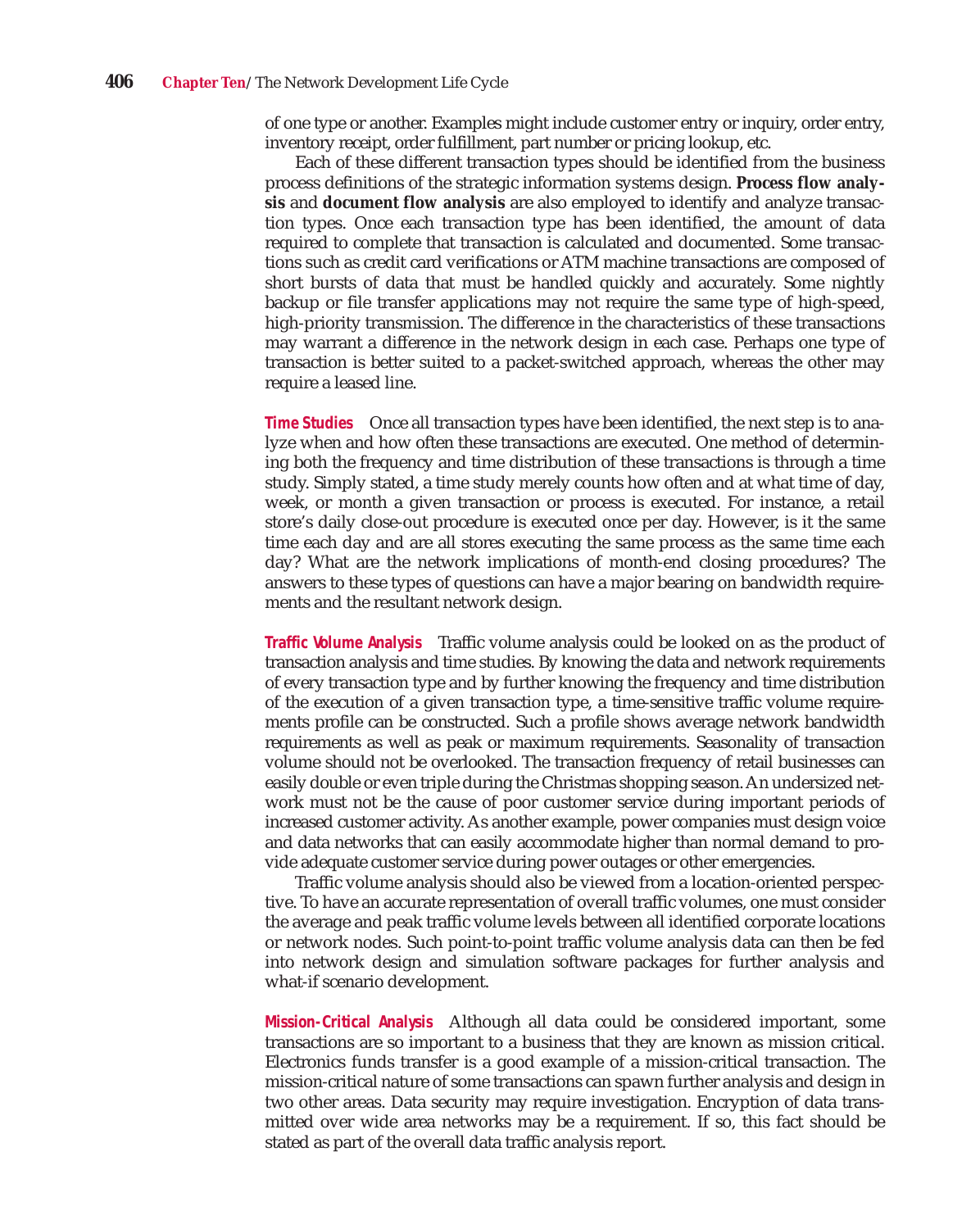of one type or another. Examples might include customer entry or inquiry, order entry, inventory receipt, order fulfillment, part number or pricing lookup, etc.

Each of these different transaction types should be identified from the business process definitions of the strategic information systems design. **Process flow analysis** and **document flow analysis** are also employed to identify and analyze transaction types. Once each transaction type has been identified, the amount of data required to complete that transaction is calculated and documented. Some transactions such as credit card verifications or ATM machine transactions are composed of short bursts of data that must be handled quickly and accurately. Some nightly backup or file transfer applications may not require the same type of high-speed, high-priority transmission. The difference in the characteristics of these transactions may warrant a difference in the network design in each case. Perhaps one type of transaction is better suited to a packet-switched approach, whereas the other may require a leased line.

**Time Studies** Once all transaction types have been identified, the next step is to analyze when and how often these transactions are executed. One method of determining both the frequency and time distribution of these transactions is through a time study. Simply stated, a time study merely counts how often and at what time of day, week, or month a given transaction or process is executed. For instance, a retail store's daily close-out procedure is executed once per day. However, is it the same time each day and are all stores executing the same process as the same time each day? What are the network implications of month-end closing procedures? The answers to these types of questions can have a major bearing on bandwidth requirements and the resultant network design.

**Traffic Volume Analysis** Traffic volume analysis could be looked on as the product of transaction analysis and time studies. By knowing the data and network requirements of every transaction type and by further knowing the frequency and time distribution of the execution of a given transaction type, a time-sensitive traffic volume requirements profile can be constructed. Such a profile shows average network bandwidth requirements as well as peak or maximum requirements. Seasonality of transaction volume should not be overlooked. The transaction frequency of retail businesses can easily double or even triple during the Christmas shopping season. An undersized network must not be the cause of poor customer service during important periods of increased customer activity. As another example, power companies must design voice and data networks that can easily accommodate higher than normal demand to provide adequate customer service during power outages or other emergencies.

Traffic volume analysis should also be viewed from a location-oriented perspective. To have an accurate representation of overall traffic volumes, one must consider the average and peak traffic volume levels between all identified corporate locations or network nodes. Such point-to-point traffic volume analysis data can then be fed into network design and simulation software packages for further analysis and what-if scenario development.

**Mission-Critical Analysis** Although all data could be considered important, some transactions are so important to a business that they are known as mission critical. Electronics funds transfer is a good example of a mission-critical transaction. The mission-critical nature of some transactions can spawn further analysis and design in two other areas. Data security may require investigation. Encryption of data transmitted over wide area networks may be a requirement. If so, this fact should be stated as part of the overall data traffic analysis report.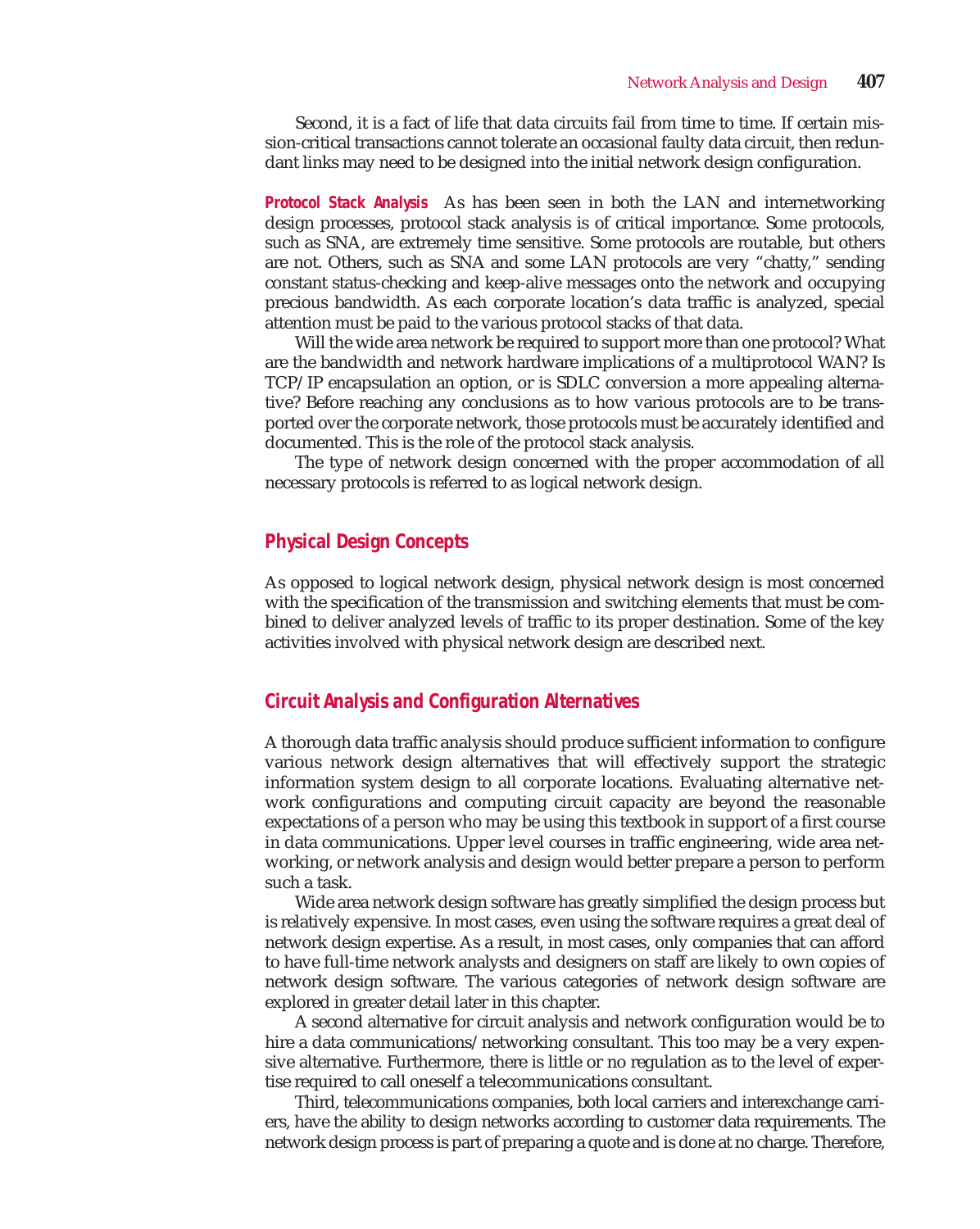Second, it is a fact of life that data circuits fail from time to time. If certain mission-critical transactions cannot tolerate an occasional faulty data circuit, then redundant links may need to be designed into the initial network design configuration.

**Protocol Stack Analysis** As has been seen in both the LAN and internetworking design processes, protocol stack analysis is of critical importance. Some protocols, such as SNA, are extremely time sensitive. Some protocols are routable, but others are not. Others, such as SNA and some LAN protocols are very "chatty," sending constant status-checking and keep-alive messages onto the network and occupying precious bandwidth. As each corporate location's data traffic is analyzed, special attention must be paid to the various protocol stacks of that data.

Will the wide area network be required to support more than one protocol? What are the bandwidth and network hardware implications of a multiprotocol WAN? Is TCP/IP encapsulation an option, or is SDLC conversion a more appealing alternative? Before reaching any conclusions as to how various protocols are to be transported over the corporate network, those protocols must be accurately identified and documented. This is the role of the protocol stack analysis.

The type of network design concerned with the proper accommodation of all necessary protocols is referred to as logical network design.

## Physical Design Concepts

As opposed to logical network design, physical network design is most concerned with the specification of the transmission and switching elements that must be combined to deliver analyzed levels of traffic to its proper destination. Some of the key activities involved with physical network design are described next.

## Circuit Analysis and Configuration Alternatives

A thorough data traffic analysis should produce sufficient information to configure various network design alternatives that will effectively support the strategic information system design to all corporate locations. Evaluating alternative network configurations and computing circuit capacity are beyond the reasonable expectations of a person who may be using this textbook in support of a first course in data communications. Upper level courses in traffic engineering, wide area networking, or network analysis and design would better prepare a person to perform such a task.

Wide area network design software has greatly simplified the design process but is relatively expensive. In most cases, even using the software requires a great deal of network design expertise. As a result, in most cases, only companies that can afford to have full-time network analysts and designers on staff are likely to own copies of network design software. The various categories of network design software are explored in greater detail later in this chapter.

A second alternative for circuit analysis and network configuration would be to hire a data communications/networking consultant. This too may be a very expensive alternative. Furthermore, there is little or no regulation as to the level of expertise required to call oneself a telecommunications consultant.

Third, telecommunications companies, both local carriers and interexchange carriers, have the ability to design networks according to customer data requirements. The network design process is part of preparing a quote and is done at no charge. Therefore,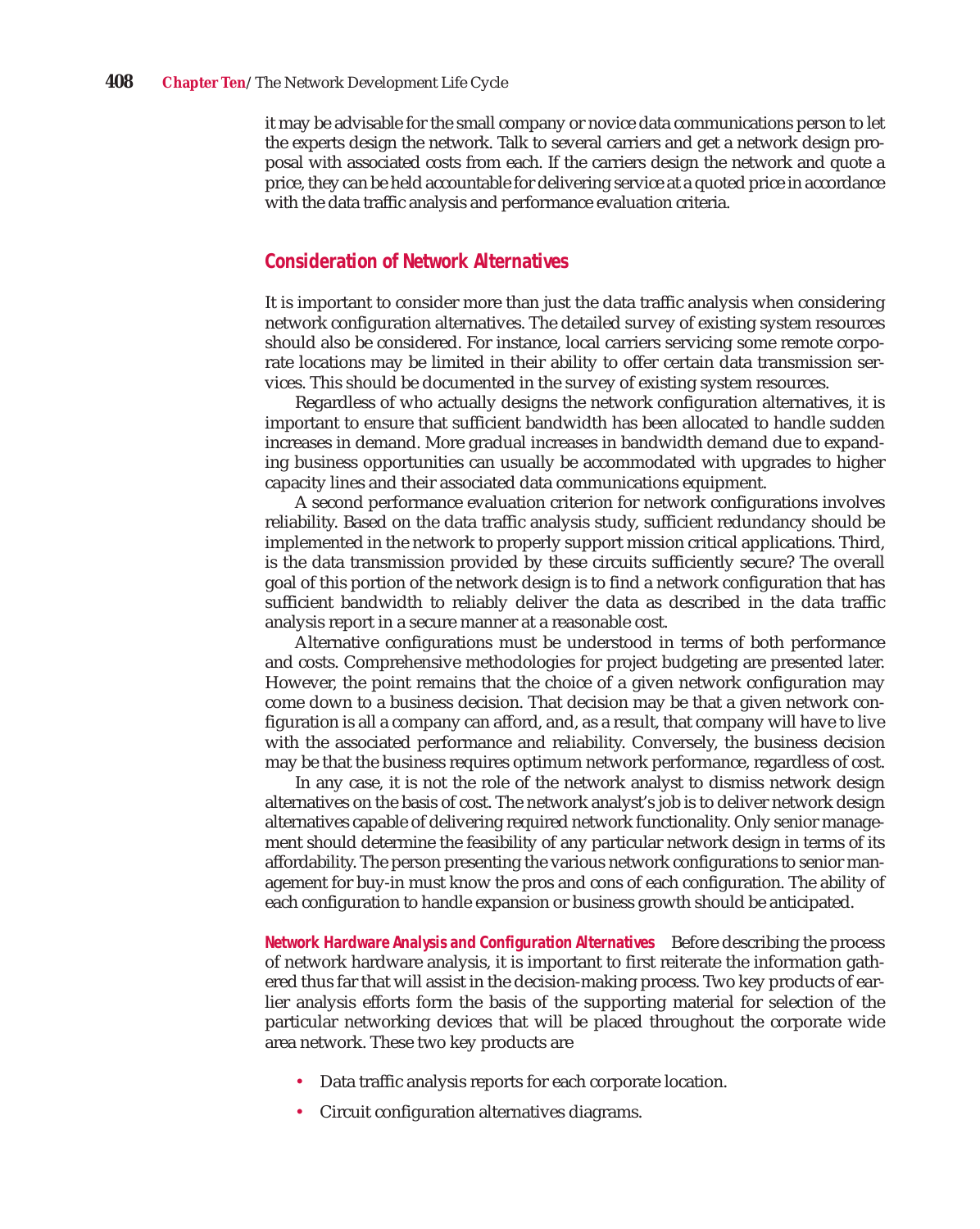it may be advisable for the small company or novice data communications person to let the experts design the network. Talk to several carriers and get a network design proposal with associated costs from each. If the carriers design the network and quote a price, they can be held accountable for delivering service at a quoted price in accordance with the data traffic analysis and performance evaluation criteria.

## Consideration of Network Alternatives

It is important to consider more than just the data traffic analysis when considering network configuration alternatives. The detailed survey of existing system resources should also be considered. For instance, local carriers servicing some remote corporate locations may be limited in their ability to offer certain data transmission services. This should be documented in the survey of existing system resources.

Regardless of who actually designs the network configuration alternatives, it is important to ensure that sufficient bandwidth has been allocated to handle sudden increases in demand. More gradual increases in bandwidth demand due to expanding business opportunities can usually be accommodated with upgrades to higher capacity lines and their associated data communications equipment.

A second performance evaluation criterion for network configurations involves reliability. Based on the data traffic analysis study, sufficient redundancy should be implemented in the network to properly support mission critical applications. Third, is the data transmission provided by these circuits sufficiently secure? The overall goal of this portion of the network design is to find a network configuration that has sufficient bandwidth to reliably deliver the data as described in the data traffic analysis report in a secure manner at a reasonable cost.

Alternative configurations must be understood in terms of both performance and costs. Comprehensive methodologies for project budgeting are presented later. However, the point remains that the choice of a given network configuration may come down to a business decision. That decision may be that a given network configuration is all a company can afford, and, as a result, that company will have to live with the associated performance and reliability. Conversely, the business decision may be that the business requires optimum network performance, regardless of cost.

In any case, it is not the role of the network analyst to dismiss network design alternatives on the basis of cost. The network analyst's job is to deliver network design alternatives capable of delivering required network functionality. Only senior management should determine the feasibility of any particular network design in terms of its affordability. The person presenting the various network configurations to senior management for buy-in must know the pros and cons of each configuration. The ability of each configuration to handle expansion or business growth should be anticipated.

**Network Hardware Analysis and Configuration Alternatives** Before describing the process of network hardware analysis, it is important to first reiterate the information gathered thus far that will assist in the decision-making process. Two key products of earlier analysis efforts form the basis of the supporting material for selection of the particular networking devices that will be placed throughout the corporate wide area network. These two key products are

- Data traffic analysis reports for each corporate location.
- Circuit configuration alternatives diagrams.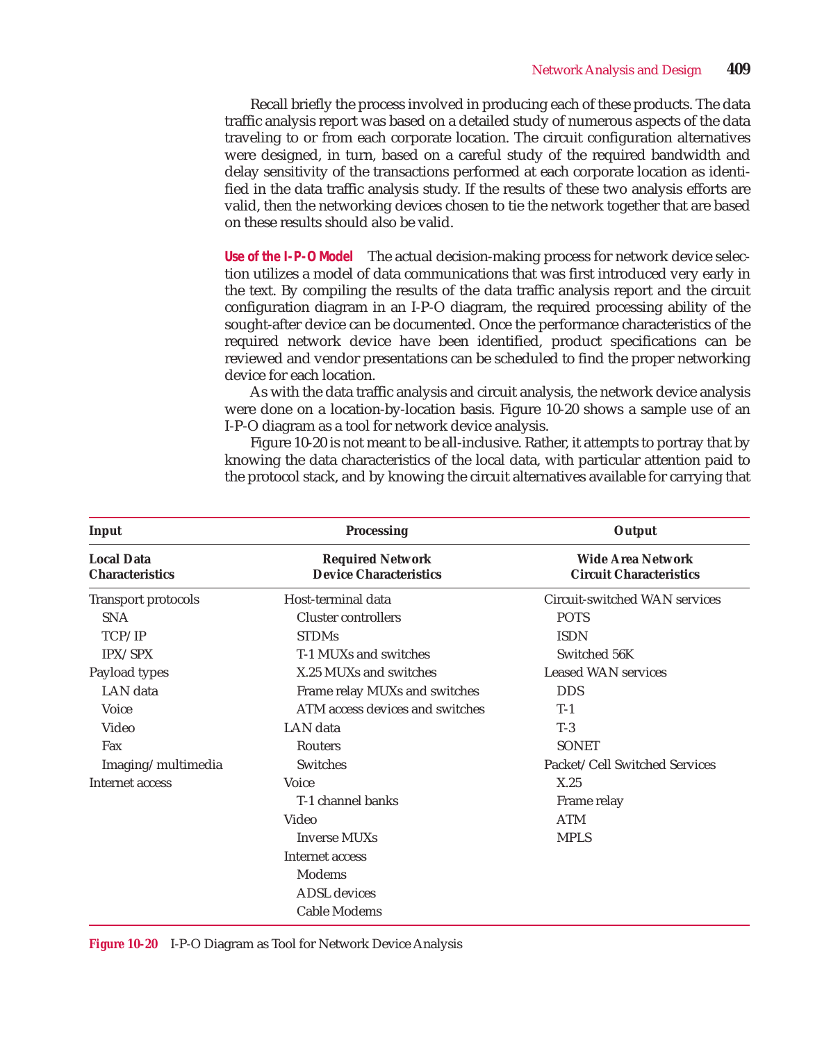Recall briefly the process involved in producing each of these products. The data traffic analysis report was based on a detailed study of numerous aspects of the data traveling to or from each corporate location. The circuit configuration alternatives were designed, in turn, based on a careful study of the required bandwidth and delay sensitivity of the transactions performed at each corporate location as identified in the data traffic analysis study. If the results of these two analysis efforts are valid, then the networking devices chosen to tie the network together that are based on these results should also be valid.

**Use of the I-P-O Model** The actual decision-making process for network device selection utilizes a model of data communications that was first introduced very early in the text. By compiling the results of the data traffic analysis report and the circuit configuration diagram in an I-P-O diagram, the required processing ability of the sought-after device can be documented. Once the performance characteristics of the required network device have been identified, product specifications can be reviewed and vendor presentations can be scheduled to find the proper networking device for each location.

As with the data traffic analysis and circuit analysis, the network device analysis were done on a location-by-location basis. Figure 10-20 shows a sample use of an I-P-O diagram as a tool for network device analysis.

Figure 10-20 is not meant to be all-inclusive. Rather, it attempts to portray that by knowing the data characteristics of the local data, with particular attention paid to the protocol stack, and by knowing the circuit alternatives available for carrying that

| Input | Processing | Output |
|---|---|---|
| **Local Data Characteristics** | **Required Network Device Characteristics** | **Wide Area Network Circuit Characteristics** |
| Transport protocols | Host-terminal data | Circuit-switched WAN services |
| SNA | Cluster controllers | POTS |
| TCP/IP | STDMs | ISDN |
| IPX/SPX | T-1 MUXs and switches | Switched 56K |
| Payload types | X.25 MUXs and switches | Leased WAN services |
| LAN data | Frame relay MUXs and switches | DDS |
| Voice | ATM access devices and switches | T-1 |
| Video | LAN data | T-3 |
| Fax | Routers | SONET |
| Imaging/multimedia | Switches | Packet/Cell Switched Services |
| Internet access | Voice | X.25 |
| | T-1 channel banks | Frame relay |
| | Video | ATM |
| | Inverse MUXs | MPLS |
| | Internet access | |
| | Modems | |
| | ADSL devices | |
| | Cable Modems | |

**Figure 10-20** I-P-O Diagram as Tool for Network Device Analysis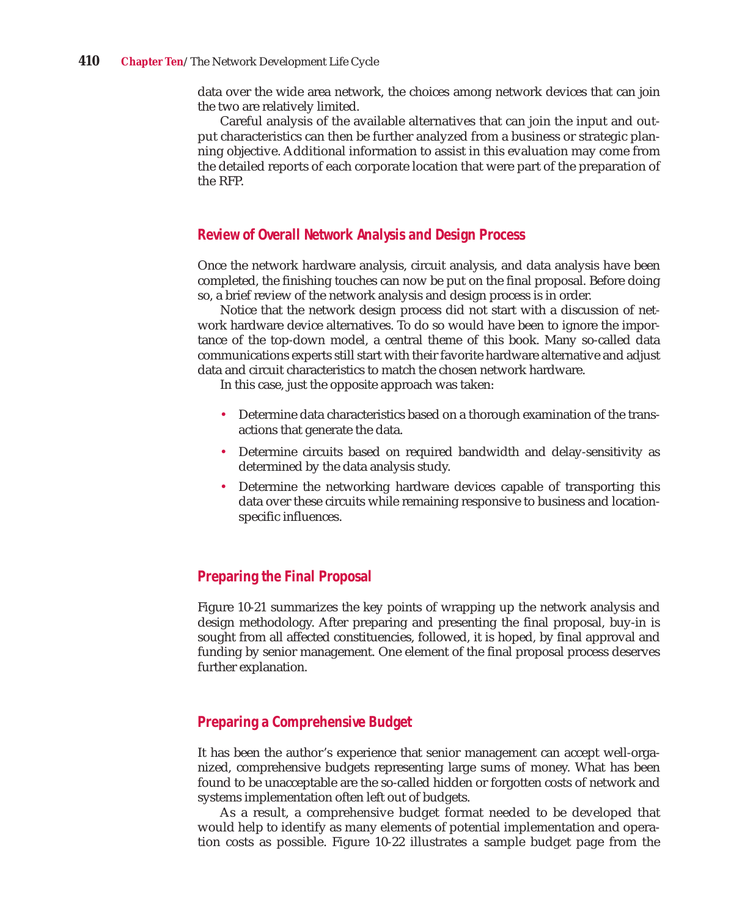data over the wide area network, the choices among network devices that can join the two are relatively limited.

Careful analysis of the available alternatives that can join the input and output characteristics can then be further analyzed from a business or strategic planning objective. Additional information to assist in this evaluation may come from the detailed reports of each corporate location that were part of the preparation of the RFP.

## Review of Overall Network Analysis and Design Process

Once the network hardware analysis, circuit analysis, and data analysis have been completed, the finishing touches can now be put on the final proposal. Before doing so, a brief review of the network analysis and design process is in order.

Notice that the network design process did not start with a discussion of network hardware device alternatives. To do so would have been to ignore the importance of the top-down model, a central theme of this book. Many so-called data communications experts still start with their favorite hardware alternative and adjust data and circuit characteristics to match the chosen network hardware.

In this case, just the opposite approach was taken:

- Determine data characteristics based on a thorough examination of the transactions that generate the data.
- Determine circuits based on required bandwidth and delay-sensitivity as determined by the data analysis study.
- Determine the networking hardware devices capable of transporting this data over these circuits while remaining responsive to business and location-specific influences.

## Preparing the Final Proposal

Figure 10-21 summarizes the key points of wrapping up the network analysis and design methodology. After preparing and presenting the final proposal, buy-in is sought from all affected constituencies, followed, it is hoped, by final approval and funding by senior management. One element of the final proposal process deserves further explanation.

## Preparing a Comprehensive Budget

It has been the author's experience that senior management can accept well-organized, comprehensive budgets representing large sums of money. What has been found to be unacceptable are the so-called hidden or forgotten costs of network and systems implementation often left out of budgets.

As a result, a comprehensive budget format needed to be developed that would help to identify as many elements of potential implementation and operation costs as possible. Figure 10-22 illustrates a sample budget page from the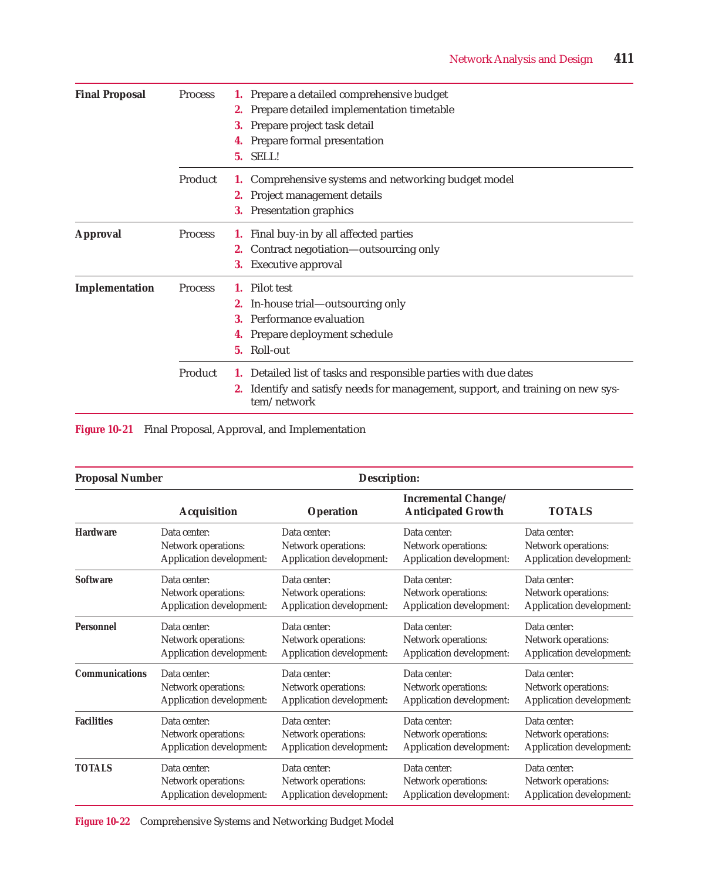| | | |
|---|---|---|
| **Final Proposal** | Process | **1.** Prepare a detailed comprehensive budget<br>**2.** Prepare detailed implementation timetable<br>**3.** Prepare project task detail<br>**4.** Prepare formal presentation<br>**5.** SELL! |
| | Product | **1.** Comprehensive systems and networking budget model<br>**2.** Project management details<br>**3.** Presentation graphics |
| **Approval** | Process | **1.** Final buy-in by all affected parties<br>**2.** Contract negotiation—outsourcing only<br>**3.** Executive approval |
| **Implementation** | Process | **1.** Pilot test<br>**2.** In-house trial—outsourcing only<br>**3.** Performance evaluation<br>**4.** Prepare deployment schedule<br>**5.** Roll-out |
| | Product | **1.** Detailed list of tasks and responsible parties with due dates<br>**2.** Identify and satisfy needs for management, support, and training on new system/network |

**Figure 10-21** Final Proposal, Approval, and Implementation

| **Proposal Number** | | **Description:** | | |
|---|---|---|---|---|
| | **Acquisition** | **Operation** | **Incremental Change/ Anticipated Growth** | **TOTALS** |
| **Hardware** | Data center:<br>Network operations:<br>Application development: | Data center:<br>Network operations:<br>Application development: | Data center:<br>Network operations:<br>Application development: | Data center:<br>Network operations:<br>Application development: |
| **Software** | Data center:<br>Network operations:<br>Application development: | Data center:<br>Network operations:<br>Application development: | Data center:<br>Network operations:<br>Application development: | Data center:<br>Network operations:<br>Application development: |
| **Personnel** | Data center:<br>Network operations:<br>Application development: | Data center:<br>Network operations:<br>Application development: | Data center:<br>Network operations:<br>Application development: | Data center:<br>Network operations:<br>Application development: |
| **Communications** | Data center:<br>Network operations:<br>Application development: | Data center:<br>Network operations:<br>Application development: | Data center:<br>Network operations:<br>Application development: | Data center:<br>Network operations:<br>Application development: |
| **Facilities** | Data center:<br>Network operations:<br>Application development: | Data center:<br>Network operations:<br>Application development: | Data center:<br>Network operations:<br>Application development: | Data center:<br>Network operations:<br>Application development: |
| **TOTALS** | Data center:<br>Network operations:<br>Application development: | Data center:<br>Network operations:<br>Application development: | Data center:<br>Network operations:<br>Application development: | Data center:<br>Network operations:<br>Application development: |

**Figure 10-22** Comprehensive Systems and Networking Budget Model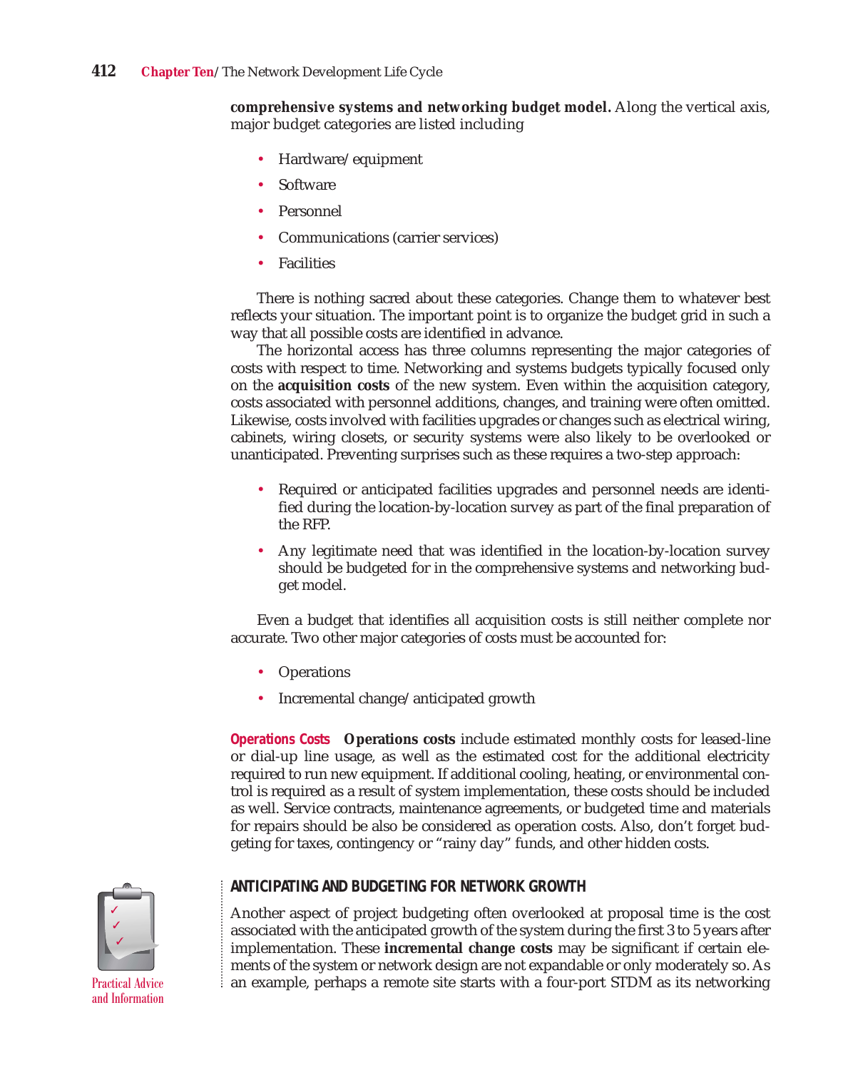**comprehensive systems and networking budget model.** Along the vertical axis, major budget categories are listed including

- Hardware/equipment
- Software
- Personnel
- Communications (carrier services)
- Facilities

There is nothing sacred about these categories. Change them to whatever best reflects your situation. The important point is to organize the budget grid in such a way that all possible costs are identified in advance.

The horizontal access has three columns representing the major categories of costs with respect to time. Networking and systems budgets typically focused only on the **acquisition costs** of the new system. Even within the acquisition category, costs associated with personnel additions, changes, and training were often omitted. Likewise, costs involved with facilities upgrades or changes such as electrical wiring, cabinets, wiring closets, or security systems were also likely to be overlooked or unanticipated. Preventing surprises such as these requires a two-step approach:

- Required or anticipated facilities upgrades and personnel needs are identified during the location-by-location survey as part of the final preparation of the RFP.
- Any legitimate need that was identified in the location-by-location survey should be budgeted for in the comprehensive systems and networking budget model.

Even a budget that identifies all acquisition costs is still neither complete nor accurate. Two other major categories of costs must be accounted for:

- Operations
- Incremental change/anticipated growth

**Operations Costs** **Operations costs** include estimated monthly costs for leased-line or dial-up line usage, as well as the estimated cost for the additional electricity required to run new equipment. If additional cooling, heating, or environmental control is required as a result of system implementation, these costs should be included as well. Service contracts, maintenance agreements, or budgeted time and materials for repairs should be also be considered as operation costs. Also, don't forget budgeting for taxes, contingency or "rainy day" funds, and other hidden costs.

Practical Advice and Information

### ANTICIPATING AND BUDGETING FOR NETWORK GROWTH

Another aspect of project budgeting often overlooked at proposal time is the cost associated with the anticipated growth of the system during the first 3 to 5 years after implementation. These **incremental change costs** may be significant if certain elements of the system or network design are not expandable or only moderately so. As an example, perhaps a remote site starts with a four-port STDM as its networking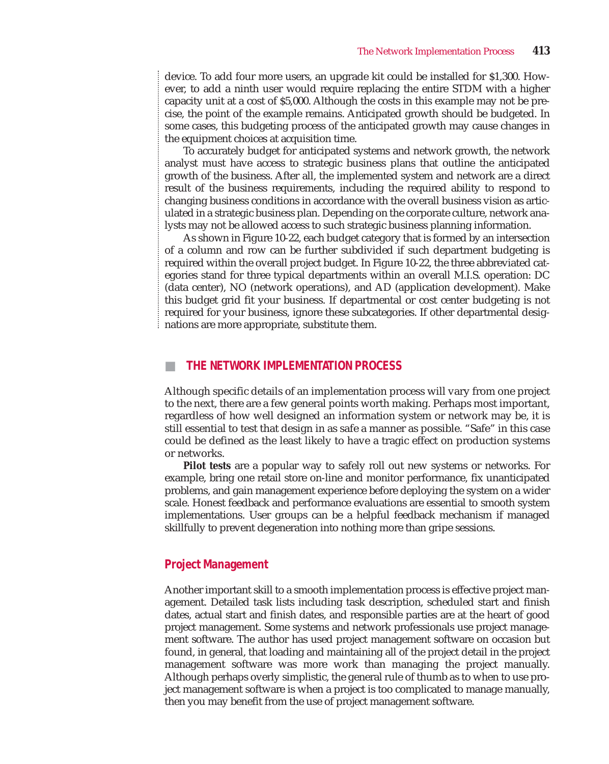device. To add four more users, an upgrade kit could be installed for $1,300. However, to add a ninth user would require replacing the entire STDM with a higher capacity unit at a cost of $5,000. Although the costs in this example may not be precise, the point of the example remains. Anticipated growth should be budgeted. In some cases, this budgeting process of the anticipated growth may cause changes in the equipment choices at acquisition time.

To accurately budget for anticipated systems and network growth, the network analyst must have access to strategic business plans that outline the anticipated growth of the business. After all, the implemented system and network are a direct result of the business requirements, including the required ability to respond to changing business conditions in accordance with the overall business vision as articulated in a strategic business plan. Depending on the corporate culture, network analysts may not be allowed access to such strategic business planning information.

As shown in Figure 10-22, each budget category that is formed by an intersection of a column and row can be further subdivided if such department budgeting is required within the overall project budget. In Figure 10-22, the three abbreviated categories stand for three typical departments within an overall M.I.S. operation: DC (data center), NO (network operations), and AD (application development). Make this budget grid fit your business. If departmental or cost center budgeting is not required for your business, ignore these subcategories. If other departmental designations are more appropriate, substitute them.

## THE NETWORK IMPLEMENTATION PROCESS

Although specific details of an implementation process will vary from one project to the next, there are a few general points worth making. Perhaps most important, regardless of how well designed an information system or network may be, it is still essential to test that design in as safe a manner as possible. "Safe" in this case could be defined as the least likely to have a tragic effect on production systems or networks.

**Pilot tests** are a popular way to safely roll out new systems or networks. For example, bring one retail store on-line and monitor performance, fix unanticipated problems, and gain management experience before deploying the system on a wider scale. Honest feedback and performance evaluations are essential to smooth system implementations. User groups can be a helpful feedback mechanism if managed skillfully to prevent degeneration into nothing more than gripe sessions.

### Project Management

Another important skill to a smooth implementation process is effective project management. Detailed task lists including task description, scheduled start and finish dates, actual start and finish dates, and responsible parties are at the heart of good project management. Some systems and network professionals use project management software. The author has used project management software on occasion but found, in general, that loading and maintaining all of the project detail in the project management software was more work than managing the project manually. Although perhaps overly simplistic, the general rule of thumb as to when to use project management software is when a project is too complicated to manage manually, then you may benefit from the use of project management software.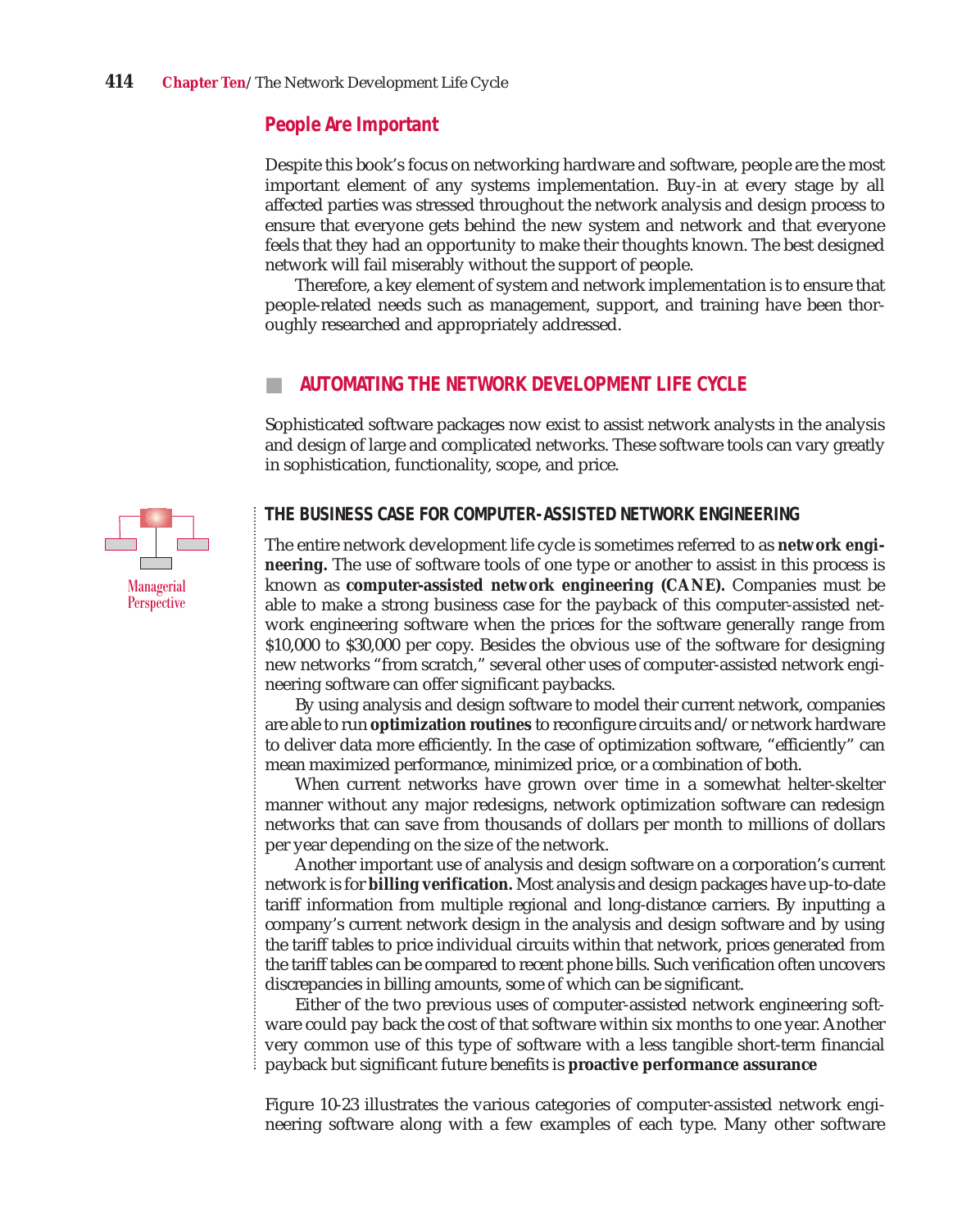### People Are Important

Despite this book's focus on networking hardware and software, people are the most important element of any systems implementation. Buy-in at every stage by all affected parties was stressed throughout the network analysis and design process to ensure that everyone gets behind the new system and network and that everyone feels that they had an opportunity to make their thoughts known. The best designed network will fail miserably without the support of people.

Therefore, a key element of system and network implementation is to ensure that people-related needs such as management, support, and training have been thoroughly researched and appropriately addressed.

## AUTOMATING THE NETWORK DEVELOPMENT LIFE CYCLE

Sophisticated software packages now exist to assist network analysts in the analysis and design of large and complicated networks. These software tools can vary greatly in sophistication, functionality, scope, and price.

### THE BUSINESS CASE FOR COMPUTER-ASSISTED NETWORK ENGINEERING

Managerial Perspective

The entire network development life cycle is sometimes referred to as **network engineering.** The use of software tools of one type or another to assist in this process is known as **computer-assisted network engineering (CANE).** Companies must be able to make a strong business case for the payback of this computer-assisted network engineering software when the prices for the software generally range from $10,000 to $30,000 per copy. Besides the obvious use of the software for designing new networks "from scratch," several other uses of computer-assisted network engineering software can offer significant paybacks.

By using analysis and design software to model their current network, companies are able to run **optimization routines** to reconfigure circuits and/or network hardware to deliver data more efficiently. In the case of optimization software, "efficiently" can mean maximized performance, minimized price, or a combination of both.

When current networks have grown over time in a somewhat helter-skelter manner without any major redesigns, network optimization software can redesign networks that can save from thousands of dollars per month to millions of dollars per year depending on the size of the network.

Another important use of analysis and design software on a corporation's current network is for **billing verification.** Most analysis and design packages have up-to-date tariff information from multiple regional and long-distance carriers. By inputting a company's current network design in the analysis and design software and by using the tariff tables to price individual circuits within that network, prices generated from the tariff tables can be compared to recent phone bills. Such verification often uncovers discrepancies in billing amounts, some of which can be significant.

Either of the two previous uses of computer-assisted network engineering software could pay back the cost of that software within six months to one year. Another very common use of this type of software with a less tangible short-term financial payback but significant future benefits is **proactive performance assurance**

Figure 10-23 illustrates the various categories of computer-assisted network engineering software along with a few examples of each type. Many other software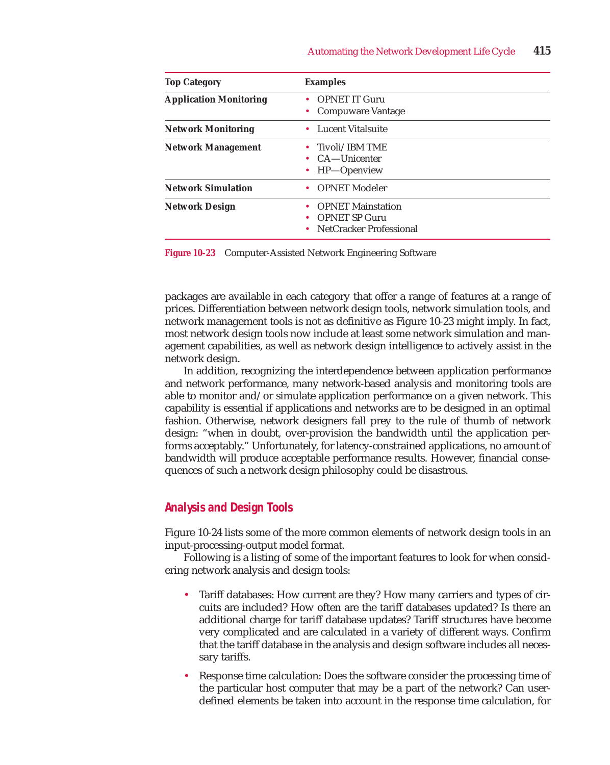| Top Category | Examples |
|---|---|
| **Application Monitoring** | • OPNET IT Guru<br>• Compuware Vantage |
| **Network Monitoring** | • Lucent Vitalsuite |
| **Network Management** | • Tivoli/IBM TME<br>• CA—Unicenter<br>• HP—Openview |
| **Network Simulation** | • OPNET Modeler |
| **Network Design** | • OPNET Mainstation<br>• OPNET SP Guru<br>• NetCracker Professional |

**Figure 10-23** Computer-Assisted Network Engineering Software

packages are available in each category that offer a range of features at a range of prices. Differentiation between network design tools, network simulation tools, and network management tools is not as definitive as Figure 10-23 might imply. In fact, most network design tools now include at least some network simulation and management capabilities, as well as network design intelligence to actively assist in the network design.

In addition, recognizing the interdependence between application performance and network performance, many network-based analysis and monitoring tools are able to monitor and/or simulate application performance on a given network. This capability is essential if applications and networks are to be designed in an optimal fashion. Otherwise, network designers fall prey to the rule of thumb of network design: "when in doubt, over-provision the bandwidth until the application performs acceptably." Unfortunately, for latency-constrained applications, no amount of bandwidth will produce acceptable performance results. However, financial consequences of such a network design philosophy could be disastrous.

## Analysis and Design Tools

Figure 10-24 lists some of the more common elements of network design tools in an input-processing-output model format.

Following is a listing of some of the important features to look for when considering network analysis and design tools:

- Tariff databases: How current are they? How many carriers and types of circuits are included? How often are the tariff databases updated? Is there an additional charge for tariff database updates? Tariff structures have become very complicated and are calculated in a variety of different ways. Confirm that the tariff database in the analysis and design software includes all necessary tariffs.
- Response time calculation: Does the software consider the processing time of the particular host computer that may be a part of the network? Can user-defined elements be taken into account in the response time calculation, for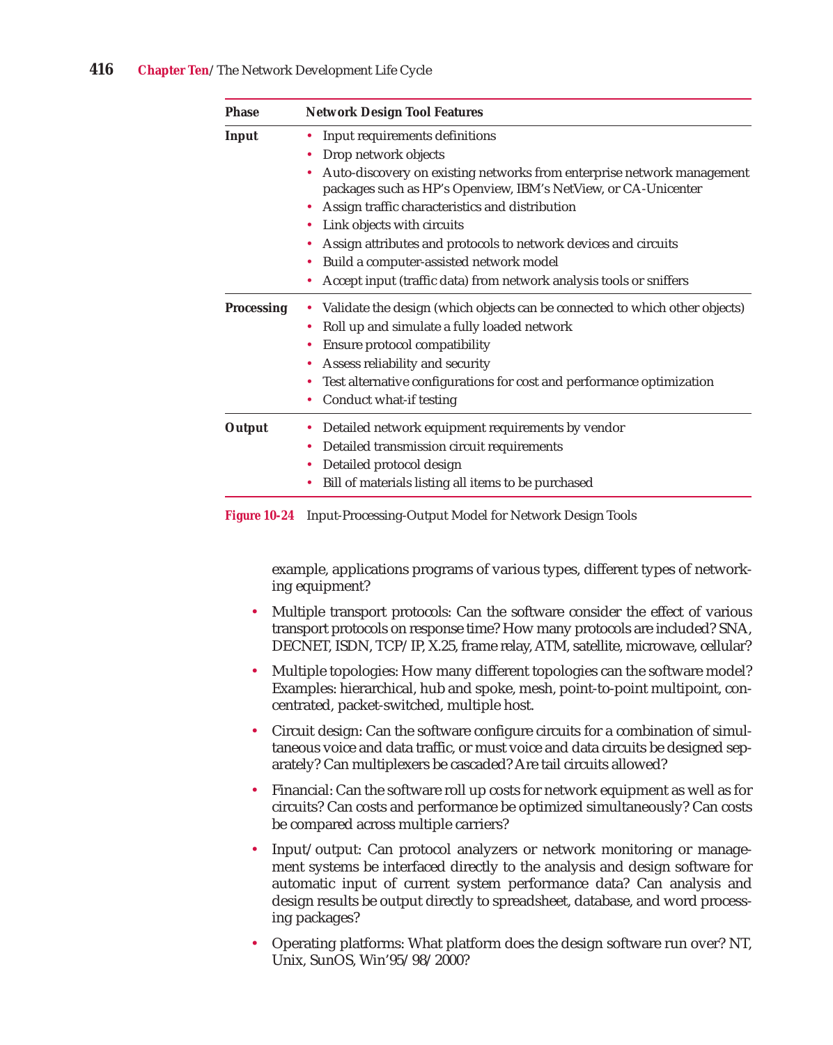| Phase | Network Design Tool Features |
|---|---|
| **Input** | • Input requirements definitions<br>• Drop network objects<br>• Auto-discovery on existing networks from enterprise network management packages such as HP's Openview, IBM's NetView, or CA-Unicenter<br>• Assign traffic characteristics and distribution<br>• Link objects with circuits<br>• Assign attributes and protocols to network devices and circuits<br>• Build a computer-assisted network model<br>• Accept input (traffic data) from network analysis tools or sniffers |
| **Processing** | • Validate the design (which objects can be connected to which other objects)<br>• Roll up and simulate a fully loaded network<br>• Ensure protocol compatibility<br>• Assess reliability and security<br>• Test alternative configurations for cost and performance optimization<br>• Conduct what-if testing |
| **Output** | • Detailed network equipment requirements by vendor<br>• Detailed transmission circuit requirements<br>• Detailed protocol design<br>• Bill of materials listing all items to be purchased |

**Figure 10-24** Input-Processing-Output Model for Network Design Tools

example, applications programs of various types, different types of networking equipment?

- Multiple transport protocols: Can the software consider the effect of various transport protocols on response time? How many protocols are included? SNA, DECNET, ISDN, TCP/IP, X.25, frame relay, ATM, satellite, microwave, cellular?
- Multiple topologies: How many different topologies can the software model? Examples: hierarchical, hub and spoke, mesh, point-to-point multipoint, concentrated, packet-switched, multiple host.
- Circuit design: Can the software configure circuits for a combination of simultaneous voice and data traffic, or must voice and data circuits be designed separately? Can multiplexers be cascaded? Are tail circuits allowed?
- Financial: Can the software roll up costs for network equipment as well as for circuits? Can costs and performance be optimized simultaneously? Can costs be compared across multiple carriers?
- Input/output: Can protocol analyzers or network monitoring or management systems be interfaced directly to the analysis and design software for automatic input of current system performance data? Can analysis and design results be output directly to spreadsheet, database, and word processing packages?
- Operating platforms: What platform does the design software run over? NT, Unix, SunOS, Win'95/98/2000?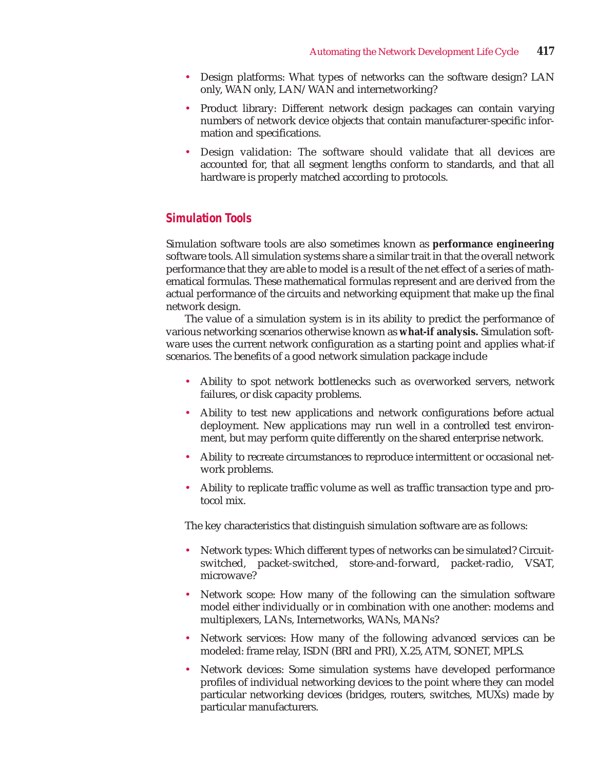- Design platforms: What types of networks can the software design? LAN only, WAN only, LAN/WAN and internetworking?
- Product library: Different network design packages can contain varying numbers of network device objects that contain manufacturer-specific information and specifications.
- Design validation: The software should validate that all devices are accounted for, that all segment lengths conform to standards, and that all hardware is properly matched according to protocols.

### Simulation Tools

Simulation software tools are also sometimes known as **performance engineering** software tools. All simulation systems share a similar trait in that the overall network performance that they are able to model is a result of the net effect of a series of mathematical formulas. These mathematical formulas represent and are derived from the actual performance of the circuits and networking equipment that make up the final network design.

The value of a simulation system is in its ability to predict the performance of various networking scenarios otherwise known as **what-if analysis.** Simulation software uses the current network configuration as a starting point and applies what-if scenarios. The benefits of a good network simulation package include

- Ability to spot network bottlenecks such as overworked servers, network failures, or disk capacity problems.
- Ability to test new applications and network configurations before actual deployment. New applications may run well in a controlled test environment, but may perform quite differently on the shared enterprise network.
- Ability to recreate circumstances to reproduce intermittent or occasional network problems.
- Ability to replicate traffic volume as well as traffic transaction type and protocol mix.

The key characteristics that distinguish simulation software are as follows:

- Network types: Which different types of networks can be simulated? Circuit-switched, packet-switched, store-and-forward, packet-radio, VSAT, microwave?
- Network scope: How many of the following can the simulation software model either individually or in combination with one another: modems and multiplexers, LANs, Internetworks, WANs, MANs?
- Network services: How many of the following advanced services can be modeled: frame relay, ISDN (BRI and PRI), X.25, ATM, SONET, MPLS.
- Network devices: Some simulation systems have developed performance profiles of individual networking devices to the point where they can model particular networking devices (bridges, routers, switches, MUXs) made by particular manufacturers.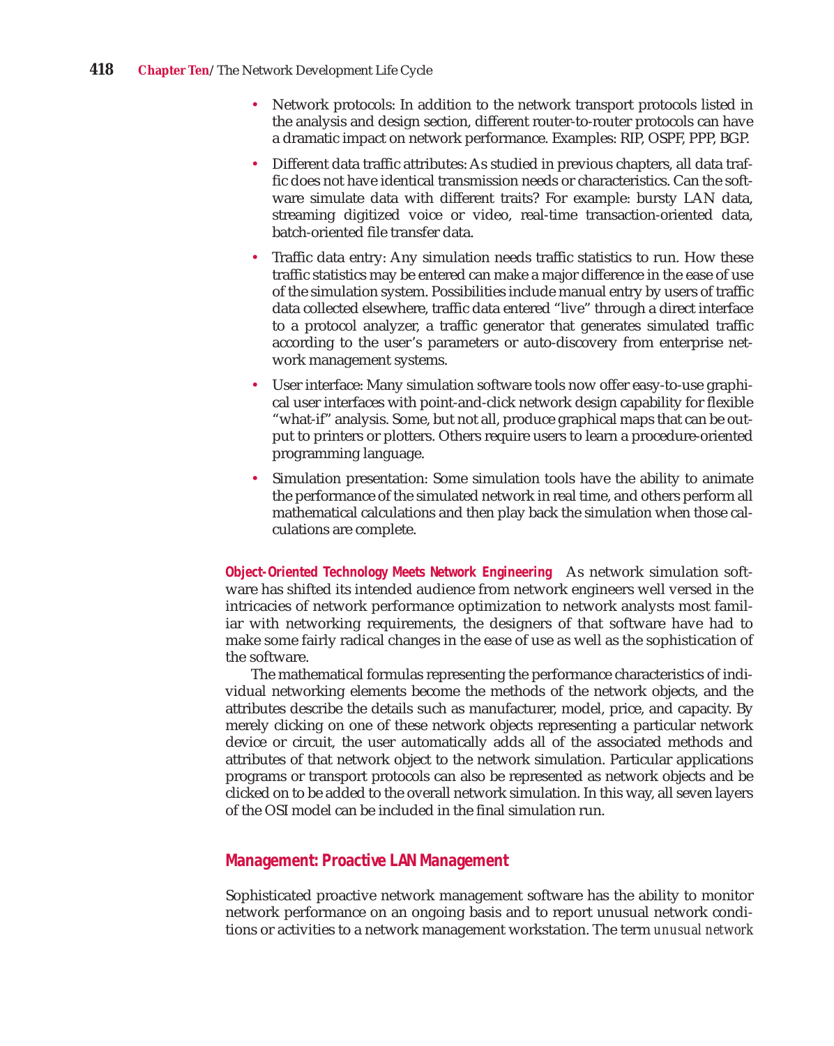- Network protocols: In addition to the network transport protocols listed in the analysis and design section, different router-to-router protocols can have a dramatic impact on network performance. Examples: RIP, OSPF, PPP, BGP.
- Different data traffic attributes: As studied in previous chapters, all data traffic does not have identical transmission needs or characteristics. Can the software simulate data with different traits? For example: bursty LAN data, streaming digitized voice or video, real-time transaction-oriented data, batch-oriented file transfer data.
- Traffic data entry: Any simulation needs traffic statistics to run. How these traffic statistics may be entered can make a major difference in the ease of use of the simulation system. Possibilities include manual entry by users of traffic data collected elsewhere, traffic data entered "live" through a direct interface to a protocol analyzer, a traffic generator that generates simulated traffic according to the user's parameters or auto-discovery from enterprise network management systems.
- User interface: Many simulation software tools now offer easy-to-use graphical user interfaces with point-and-click network design capability for flexible "what-if" analysis. Some, but not all, produce graphical maps that can be output to printers or plotters. Others require users to learn a procedure-oriented programming language.
- Simulation presentation: Some simulation tools have the ability to animate the performance of the simulated network in real time, and others perform all mathematical calculations and then play back the simulation when those calculations are complete.

**Object-Oriented Technology Meets Network Engineering** As network simulation software has shifted its intended audience from network engineers well versed in the intricacies of network performance optimization to network analysts most familiar with networking requirements, the designers of that software have had to make some fairly radical changes in the ease of use as well as the sophistication of the software.

The mathematical formulas representing the performance characteristics of individual networking elements become the methods of the network objects, and the attributes describe the details such as manufacturer, model, price, and capacity. By merely clicking on one of these network objects representing a particular network device or circuit, the user automatically adds all of the associated methods and attributes of that network object to the network simulation. Particular applications programs or transport protocols can also be represented as network objects and be clicked on to be added to the overall network simulation. In this way, all seven layers of the OSI model can be included in the final simulation run.

## Management: Proactive LAN Management

Sophisticated proactive network management software has the ability to monitor network performance on an ongoing basis and to report unusual network conditions or activities to a network management workstation. The term *unusual network*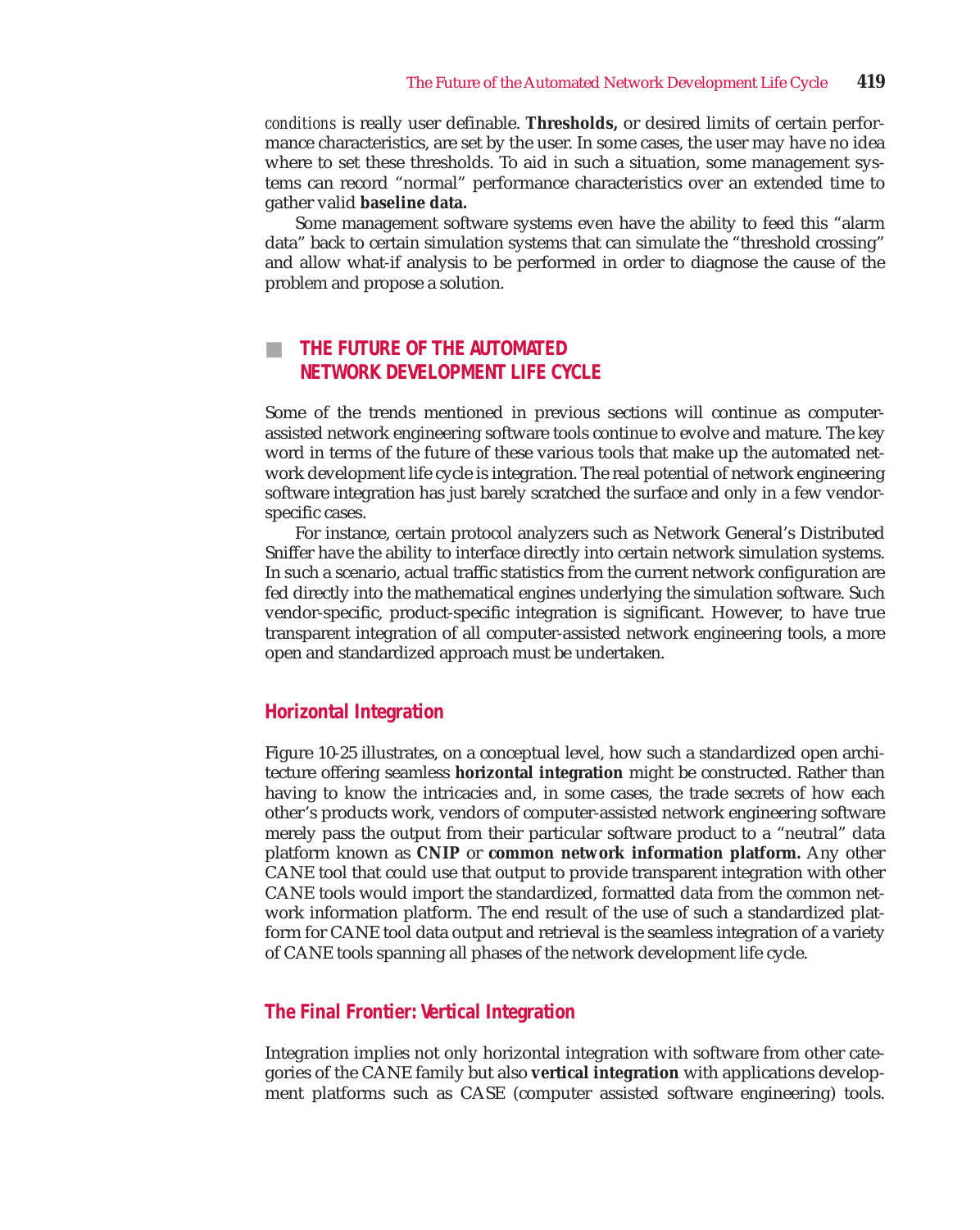*conditions* is really user definable. **Thresholds,** or desired limits of certain performance characteristics, are set by the user. In some cases, the user may have no idea where to set these thresholds. To aid in such a situation, some management systems can record "normal" performance characteristics over an extended time to gather valid **baseline data.**

Some management software systems even have the ability to feed this "alarm data" back to certain simulation systems that can simulate the "threshold crossing" and allow what-if analysis to be performed in order to diagnose the cause of the problem and propose a solution.

## THE FUTURE OF THE AUTOMATED NETWORK DEVELOPMENT LIFE CYCLE

Some of the trends mentioned in previous sections will continue as computer-assisted network engineering software tools continue to evolve and mature. The key word in terms of the future of these various tools that make up the automated network development life cycle is integration. The real potential of network engineering software integration has just barely scratched the surface and only in a few vendor-specific cases.

For instance, certain protocol analyzers such as Network General's Distributed Sniffer have the ability to interface directly into certain network simulation systems. In such a scenario, actual traffic statistics from the current network configuration are fed directly into the mathematical engines underlying the simulation software. Such vendor-specific, product-specific integration is significant. However, to have true transparent integration of all computer-assisted network engineering tools, a more open and standardized approach must be undertaken.

### Horizontal Integration

Figure 10-25 illustrates, on a conceptual level, how such a standardized open architecture offering seamless **horizontal integration** might be constructed. Rather than having to know the intricacies and, in some cases, the trade secrets of how each other's products work, vendors of computer-assisted network engineering software merely pass the output from their particular software product to a "neutral" data platform known as **CNIP** or **common network information platform.** Any other CANE tool that could use that output to provide transparent integration with other CANE tools would import the standardized, formatted data from the common network information platform. The end result of the use of such a standardized platform for CANE tool data output and retrieval is the seamless integration of a variety of CANE tools spanning all phases of the network development life cycle.

### The Final Frontier: Vertical Integration

Integration implies not only horizontal integration with software from other categories of the CANE family but also **vertical integration** with applications development platforms such as CASE (computer assisted software engineering) tools.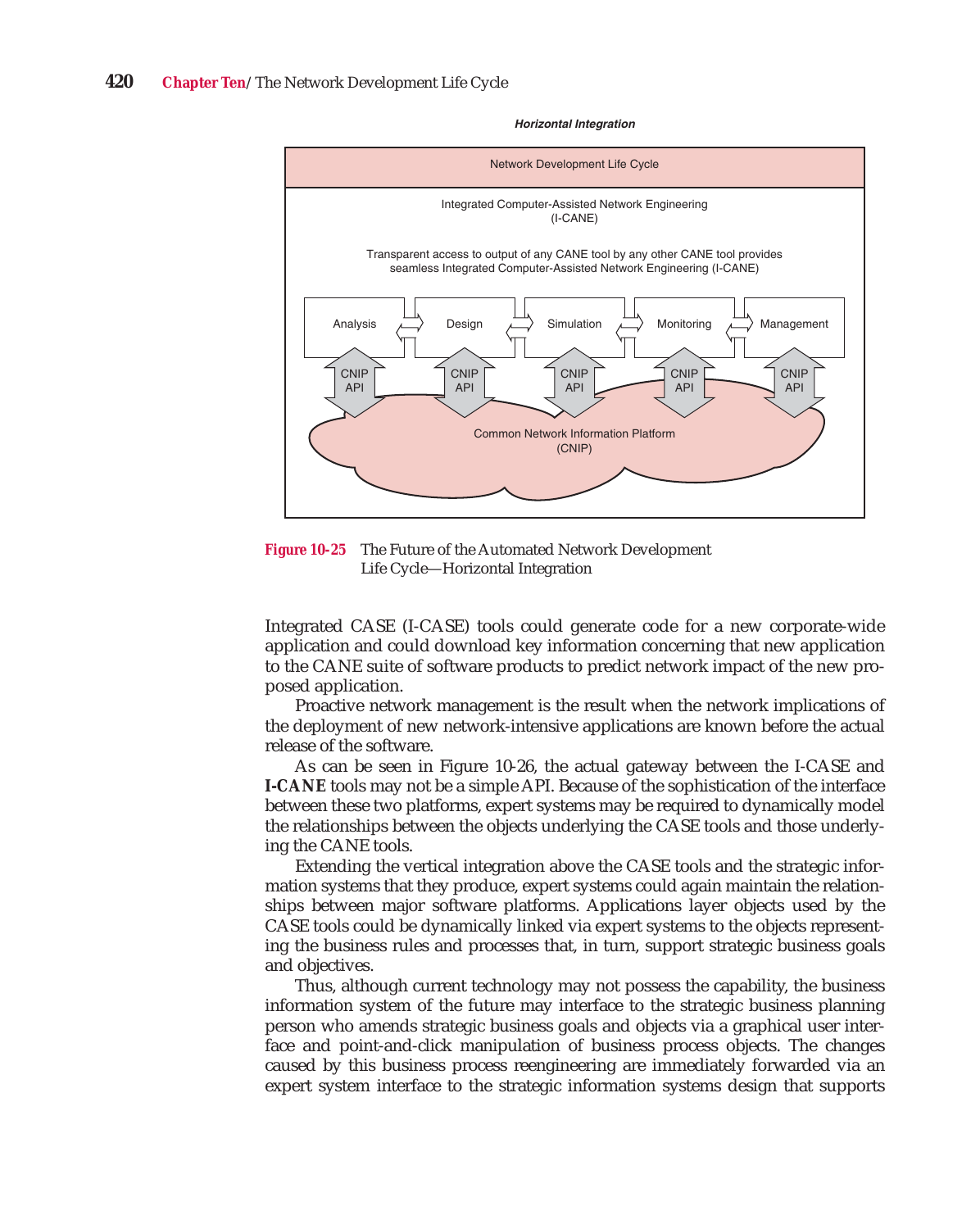Horizontal Integration

Network Development Life Cycle

Integrated Computer-Assisted Network Engineering
(I-CANE)

Transparent access to output of any CANE tool by any other CANE tool provides
seamless Integrated Computer-Assisted Network Engineering (I-CANE)

Analysis
Design
Simulation
Monitoring
Management

CNIP
API

CNIP
API

CNIP
API

CNIP
API

CNIP
API

Common Network Information Platform
(CNIP)

**Figure 10-25** The Future of the Automated Network Development Life Cycle—Horizontal Integration

Integrated CASE (I-CASE) tools could generate code for a new corporate-wide application and could download key information concerning that new application to the CANE suite of software products to predict network impact of the new proposed application.

Proactive network management is the result when the network implications of the deployment of new network-intensive applications are known before the actual release of the software.

As can be seen in Figure 10-26, the actual gateway between the I-CASE and **I-CANE** tools may not be a simple API. Because of the sophistication of the interface between these two platforms, expert systems may be required to dynamically model the relationships between the objects underlying the CASE tools and those underlying the CANE tools.

Extending the vertical integration above the CASE tools and the strategic information systems that they produce, expert systems could again maintain the relationships between major software platforms. Applications layer objects used by the CASE tools could be dynamically linked via expert systems to the objects representing the business rules and processes that, in turn, support strategic business goals and objectives.

Thus, although current technology may not possess the capability, the business information system of the future may interface to the strategic business planning person who amends strategic business goals and objects via a graphical user interface and point-and-click manipulation of business process objects. The changes caused by this business process reengineering are immediately forwarded via an expert system interface to the strategic information systems design that supports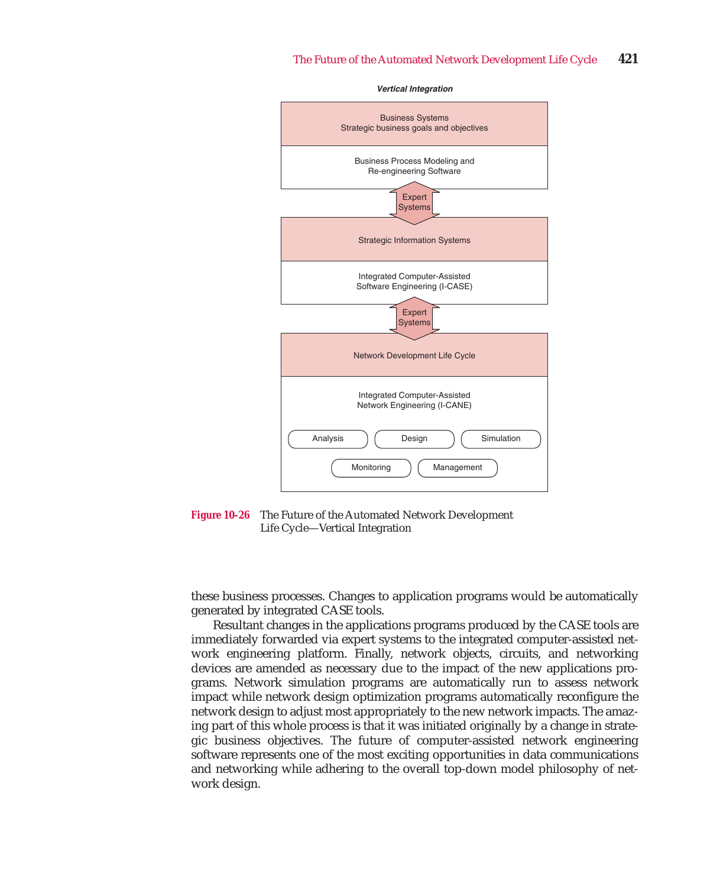**Vertical Integration**

Business Systems
Strategic business goals and objectives

Business Process Modeling and
Re-engineering Software

Expert
Systems

Strategic Information Systems

Integrated Computer-Assisted
Software Engineering (I-CASE)

Expert
Systems

Network Development Life Cycle

Integrated Computer-Assisted
Network Engineering (I-CANE)

Analysis | Design | Simulation

Monitoring | Management

**Figure 10-26** The Future of the Automated Network Development Life Cycle—Vertical Integration

these business processes. Changes to application programs would be automatically generated by integrated CASE tools.

Resultant changes in the applications programs produced by the CASE tools are immediately forwarded via expert systems to the integrated computer-assisted network engineering platform. Finally, network objects, circuits, and networking devices are amended as necessary due to the impact of the new applications programs. Network simulation programs are automatically run to assess network impact while network design optimization programs automatically reconfigure the network design to adjust most appropriately to the new network impacts. The amazing part of this whole process is that it was initiated originally by a change in strategic business objectives. The future of computer-assisted network engineering software represents one of the most exciting opportunities in data communications and networking while adhering to the overall top-down model philosophy of network design.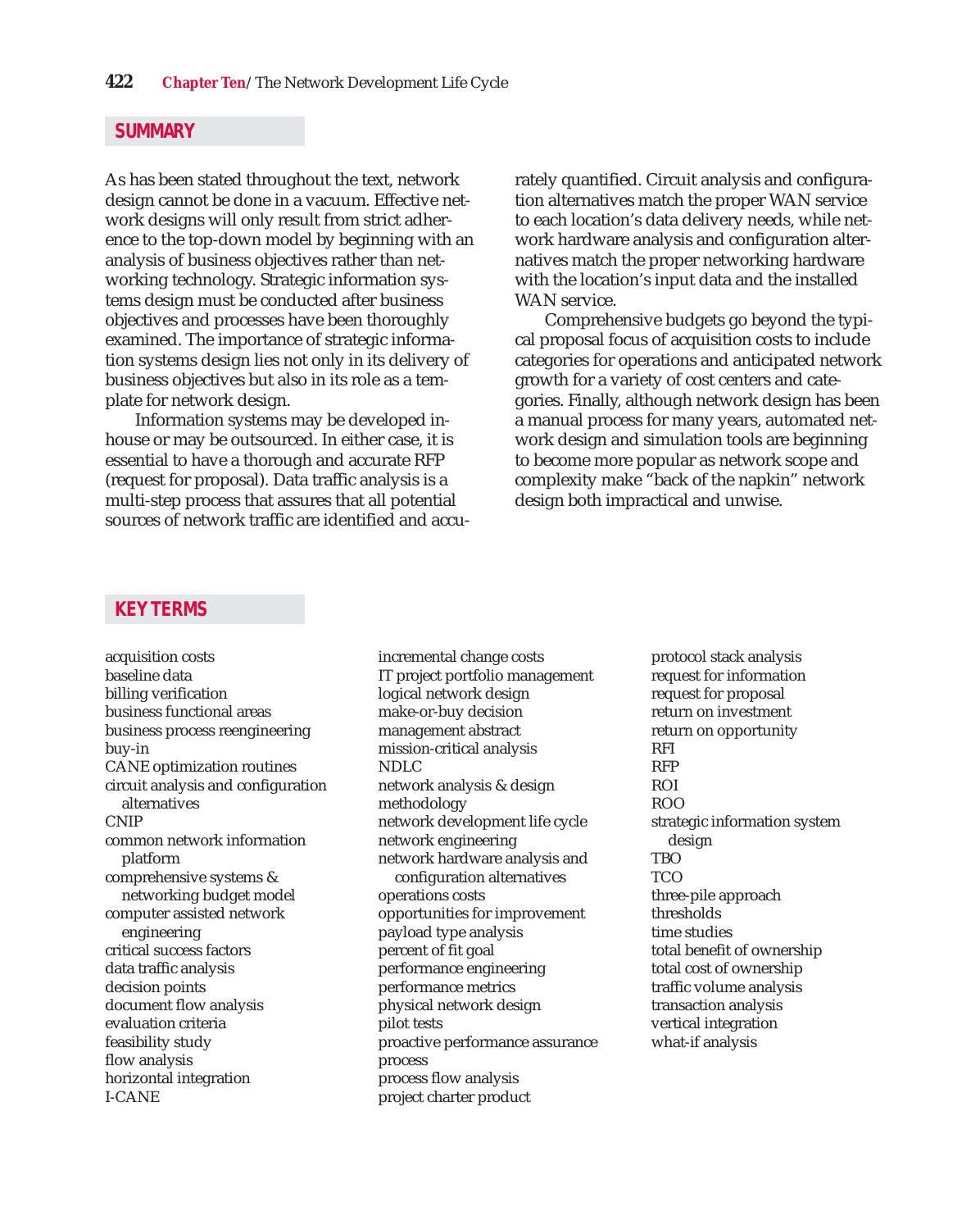## SUMMARY

As has been stated throughout the text, network design cannot be done in a vacuum. Effective network designs will only result from strict adherence to the top-down model by beginning with an analysis of business objectives rather than networking technology. Strategic information systems design must be conducted after business objectives and processes have been thoroughly examined. The importance of strategic information systems design lies not only in its delivery of business objectives but also in its role as a template for network design.

Information systems may be developed in-house or may be outsourced. In either case, it is essential to have a thorough and accurate RFP (request for proposal). Data traffic analysis is a multi-step process that assures that all potential sources of network traffic are identified and accurately quantified. Circuit analysis and configuration alternatives match the proper WAN service to each location's data delivery needs, while network hardware analysis and configuration alternatives match the proper networking hardware with the location's input data and the installed WAN service.

Comprehensive budgets go beyond the typical proposal focus of acquisition costs to include categories for operations and anticipated network growth for a variety of cost centers and categories. Finally, although network design has been a manual process for many years, automated network design and simulation tools are beginning to become more popular as network scope and complexity make "back of the napkin" network design both impractical and unwise.

## KEY TERMS

acquisition costs
baseline data
billing verification
business functional areas
business process reengineering
buy-in
CANE optimization routines
circuit analysis and configuration alternatives
CNIP
common network information platform
comprehensive systems & networking budget model
computer assisted network engineering
critical success factors
data traffic analysis
decision points
document flow analysis
evaluation criteria
feasibility study
flow analysis
horizontal integration
I-CANE
incremental change costs
IT project portfolio management
logical network design
make-or-buy decision
management abstract
mission-critical analysis
NDLC
network analysis & design methodology
network development life cycle
network engineering
network hardware analysis and configuration alternatives
operations costs
opportunities for improvement
payload type analysis
percent of fit goal
performance engineering
performance metrics
physical network design
pilot tests
proactive performance assurance process
process flow analysis
project charter product
protocol stack analysis
request for information
request for proposal
return on investment
return on opportunity
RFI
RFP
ROI
ROO
strategic information system design
TBO
TCO
three-pile approach
thresholds
time studies
total benefit of ownership
total cost of ownership
traffic volume analysis
transaction analysis
vertical integration
what-if analysis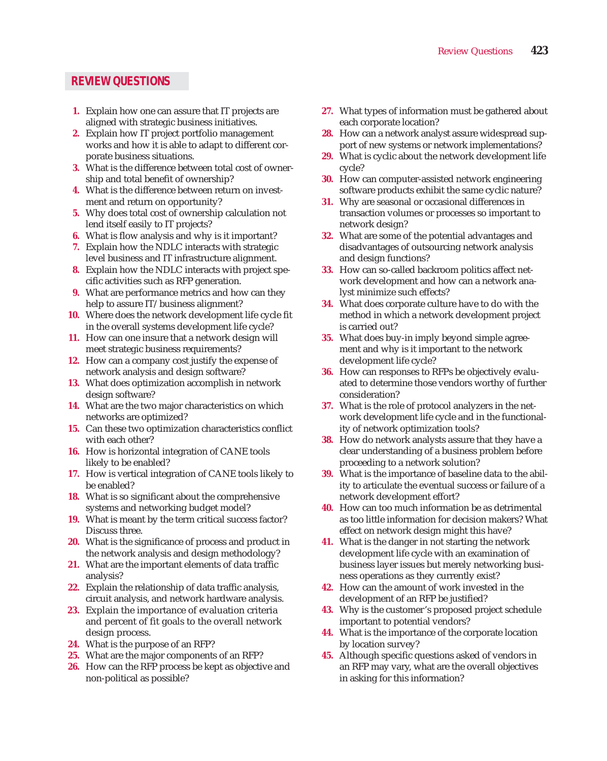## REVIEW QUESTIONS

1. Explain how one can assure that IT projects are aligned with strategic business initiatives.
2. Explain how IT project portfolio management works and how it is able to adapt to different corporate business situations.
3. What is the difference between total cost of ownership and total benefit of ownership?
4. What is the difference between return on investment and return on opportunity?
5. Why does total cost of ownership calculation not lend itself easily to IT projects?
6. What is flow analysis and why is it important?
7. Explain how the NDLC interacts with strategic level business and IT infrastructure alignment.
8. Explain how the NDLC interacts with project specific activities such as RFP generation.
9. What are performance metrics and how can they help to assure IT/business alignment?
10. Where does the network development life cycle fit in the overall systems development life cycle?
11. How can one insure that a network design will meet strategic business requirements?
12. How can a company cost justify the expense of network analysis and design software?
13. What does optimization accomplish in network design software?
14. What are the two major characteristics on which networks are optimized?
15. Can these two optimization characteristics conflict with each other?
16. How is horizontal integration of CANE tools likely to be enabled?
17. How is vertical integration of CANE tools likely to be enabled?
18. What is so significant about the comprehensive systems and networking budget model?
19. What is meant by the term critical success factor? Discuss three.
20. What is the significance of process and product in the network analysis and design methodology?
21. What are the important elements of data traffic analysis?
22. Explain the relationship of data traffic analysis, circuit analysis, and network hardware analysis.
23. Explain the importance of evaluation criteria and percent of fit goals to the overall network design process.
24. What is the purpose of an RFP?
25. What are the major components of an RFP?
26. How can the RFP process be kept as objective and non-political as possible?
27. What types of information must be gathered about each corporate location?
28. How can a network analyst assure widespread support of new systems or network implementations?
29. What is cyclic about the network development life cycle?
30. How can computer-assisted network engineering software products exhibit the same cyclic nature?
31. Why are seasonal or occasional differences in transaction volumes or processes so important to network design?
32. What are some of the potential advantages and disadvantages of outsourcing network analysis and design functions?
33. How can so-called backroom politics affect network development and how can a network analyst minimize such effects?
34. What does corporate culture have to do with the method in which a network development project is carried out?
35. What does buy-in imply beyond simple agreement and why is it important to the network development life cycle?
36. How can responses to RFPs be objectively evaluated to determine those vendors worthy of further consideration?
37. What is the role of protocol analyzers in the network development life cycle and in the functionality of network optimization tools?
38. How do network analysts assure that they have a clear understanding of a business problem before proceeding to a network solution?
39. What is the importance of baseline data to the ability to articulate the eventual success or failure of a network development effort?
40. How can too much information be as detrimental as too little information for decision makers? What effect on network design might this have?
41. What is the danger in not starting the network development life cycle with an examination of business layer issues but merely networking business operations as they currently exist?
42. How can the amount of work invested in the development of an RFP be justified?
43. Why is the customer's proposed project schedule important to potential vendors?
44. What is the importance of the corporate location by location survey?
45. Although specific questions asked of vendors in an RFP may vary, what are the overall objectives in asking for this information?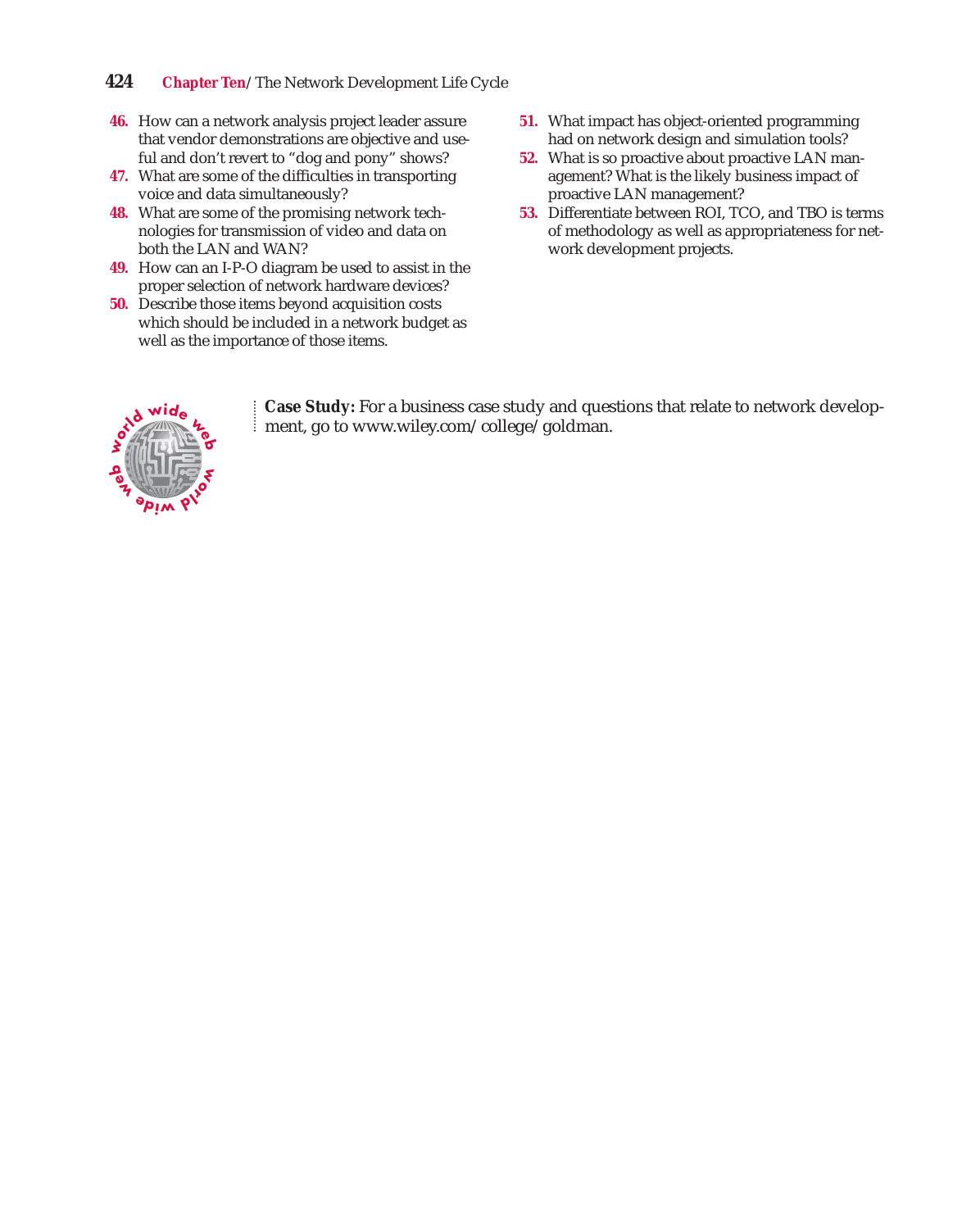46. How can a network analysis project leader assure that vendor demonstrations are objective and useful and don't revert to "dog and pony" shows?
47. What are some of the difficulties in transporting voice and data simultaneously?
48. What are some of the promising network technologies for transmission of video and data on both the LAN and WAN?
49. How can an I-P-O diagram be used to assist in the proper selection of network hardware devices?
50. Describe those items beyond acquisition costs which should be included in a network budget as well as the importance of those items.
51. What impact has object-oriented programming had on network design and simulation tools?
52. What is so proactive about proactive LAN management? What is the likely business impact of proactive LAN management?
53. Differentiate between ROI, TCO, and TBO is terms of methodology as well as appropriateness for network development projects.

**Case Study:** For a business case study and questions that relate to network development, go to www.wiley.com/college/goldman.